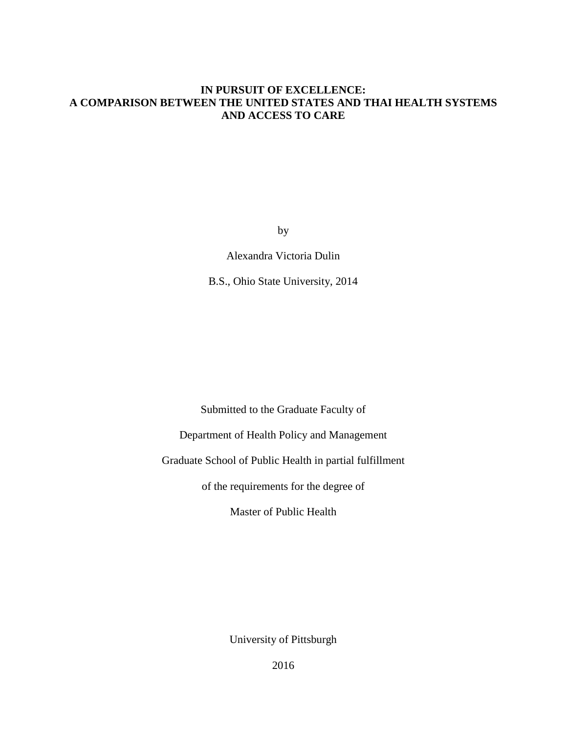# IN PURSUIT OF EXCELLENCE:
# A COMPARISON BETWEEN THE UNITED STATES AND THAI HEALTH SYSTEMS AND ACCESS TO CARE

by

Alexandra Victoria Dulin

B.S., Ohio State University, 2014

Submitted to the Graduate Faculty of

Department of Health Policy and Management

Graduate School of Public Health in partial fulfillment

of the requirements for the degree of

Master of Public Health

University of Pittsburgh

2016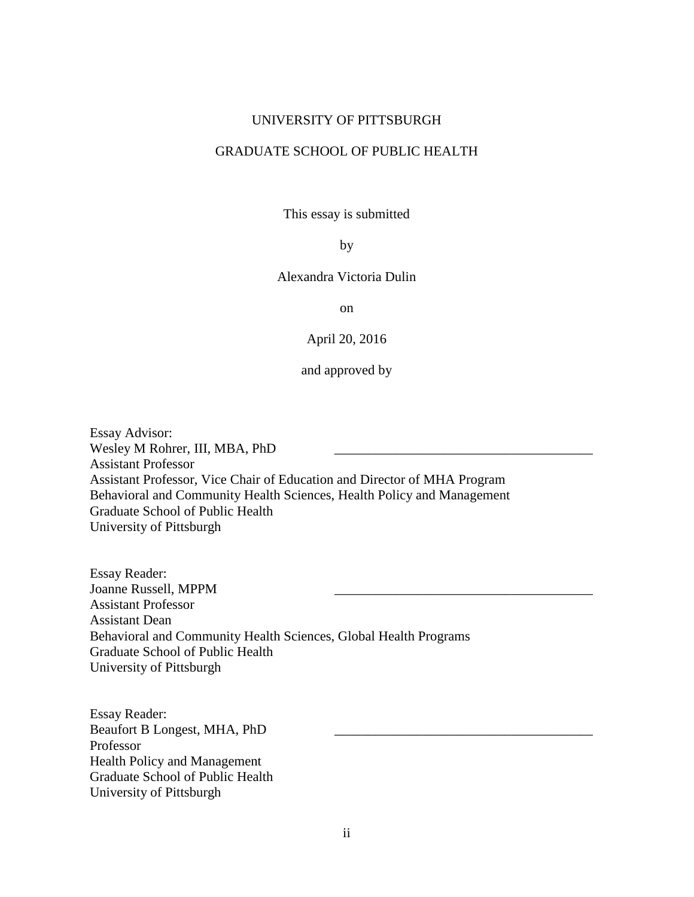UNIVERSITY OF PITTSBURGH

GRADUATE SCHOOL OF PUBLIC HEALTH

This essay is submitted

by

Alexandra Victoria Dulin

on

April 20, 2016

and approved by

Essay Advisor:
Wesley M Rohrer, III, MBA, PhD ______________________________________
Assistant Professor
Assistant Professor, Vice Chair of Education and Director of MHA Program
Behavioral and Community Health Sciences, Health Policy and Management
Graduate School of Public Health
University of Pittsburgh

Essay Reader:
Joanne Russell, MPPM ______________________________________
Assistant Professor
Assistant Dean
Behavioral and Community Health Sciences, Global Health Programs
Graduate School of Public Health
University of Pittsburgh

Essay Reader:
Beaufort B Longest, MHA, PhD ______________________________________
Professor
Health Policy and Management
Graduate School of Public Health
University of Pittsburgh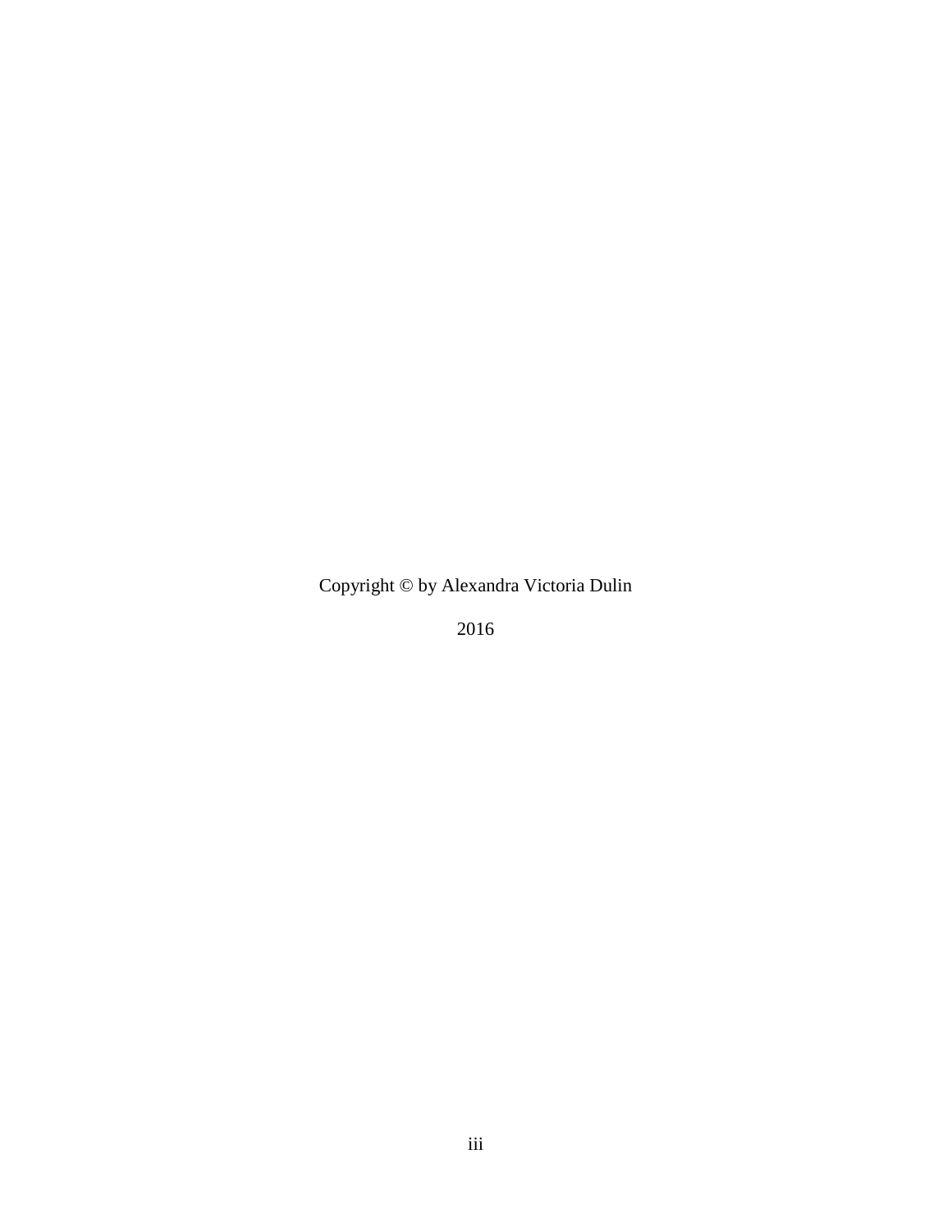Copyright © by Alexandra Victoria Dulin

2016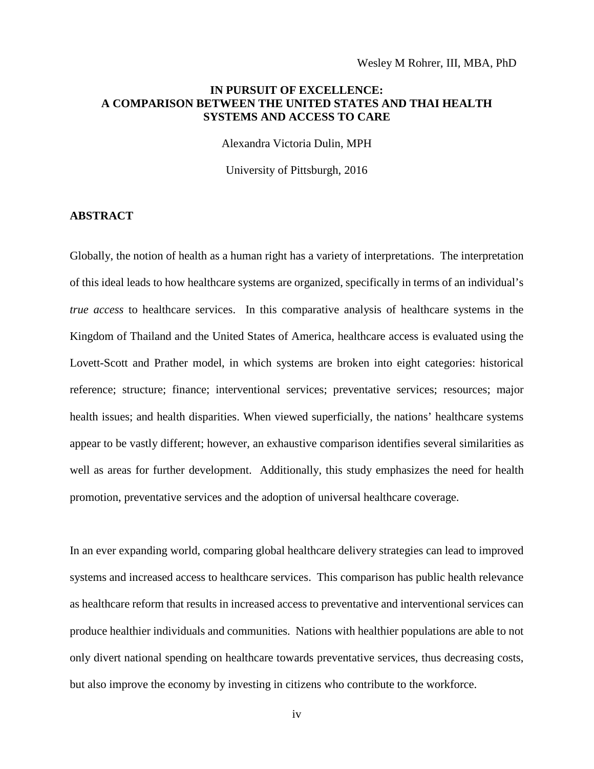Wesley M Rohrer, III, MBA, PhD

**IN PURSUIT OF EXCELLENCE: A COMPARISON BETWEEN THE UNITED STATES AND THAI HEALTH SYSTEMS AND ACCESS TO CARE**

Alexandra Victoria Dulin, MPH

University of Pittsburgh, 2016

## ABSTRACT

Globally, the notion of health as a human right has a variety of interpretations. The interpretation of this ideal leads to how healthcare systems are organized, specifically in terms of an individual's *true access* to healthcare services. In this comparative analysis of healthcare systems in the Kingdom of Thailand and the United States of America, healthcare access is evaluated using the Lovett-Scott and Prather model, in which systems are broken into eight categories: historical reference; structure; finance; interventional services; preventative services; resources; major health issues; and health disparities. When viewed superficially, the nations' healthcare systems appear to be vastly different; however, an exhaustive comparison identifies several similarities as well as areas for further development. Additionally, this study emphasizes the need for health promotion, preventative services and the adoption of universal healthcare coverage.

In an ever expanding world, comparing global healthcare delivery strategies can lead to improved systems and increased access to healthcare services. This comparison has public health relevance as healthcare reform that results in increased access to preventative and interventional services can produce healthier individuals and communities. Nations with healthier populations are able to not only divert national spending on healthcare towards preventative services, thus decreasing costs, but also improve the economy by investing in citizens who contribute to the workforce.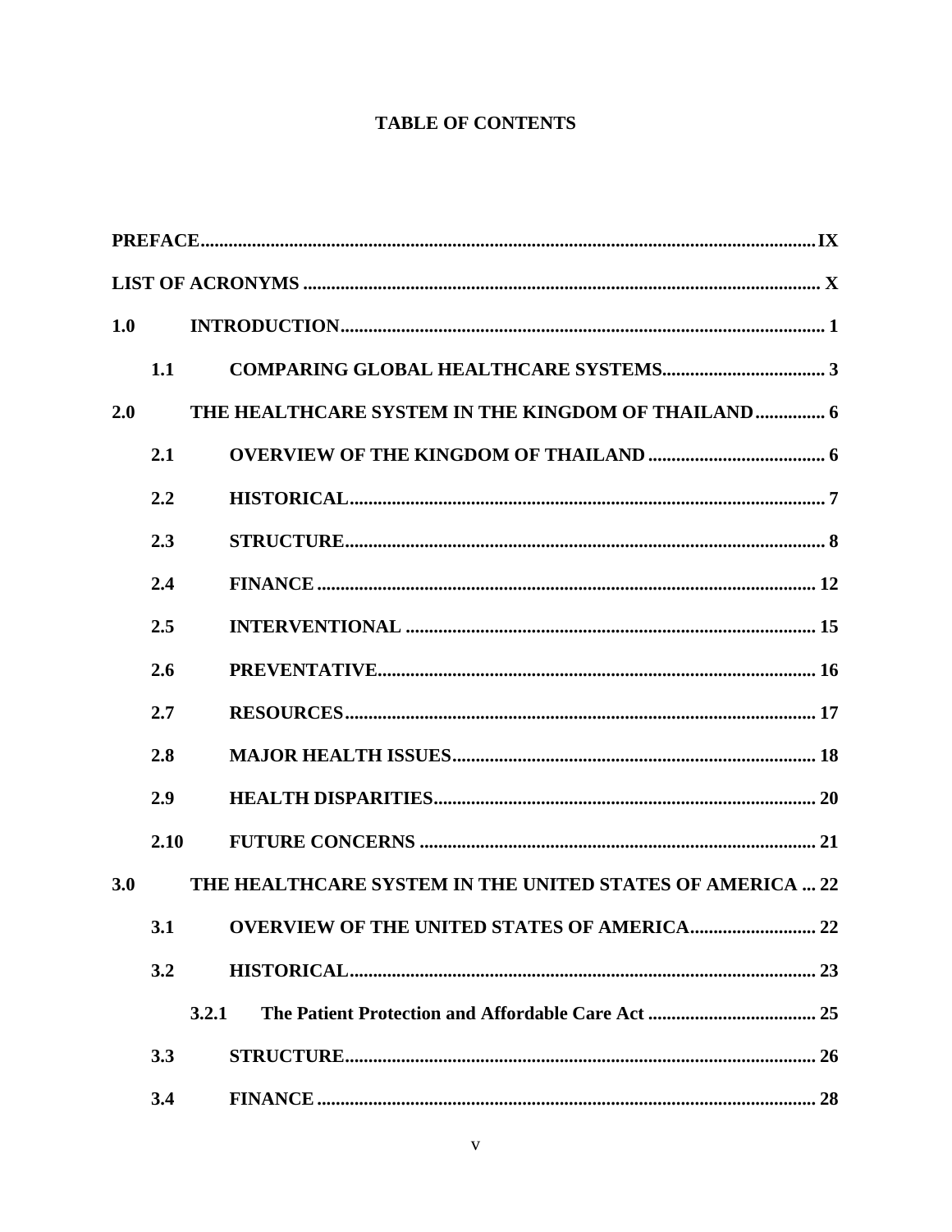## TABLE OF CONTENTS

**PREFACE** .......... **IX**

**LIST OF ACRONYMS** .......... **X**

**1.0 INTRODUCTION** .......... **1**

- **1.1 COMPARING GLOBAL HEALTHCARE SYSTEMS** .......... **3**

**2.0 THE HEALTHCARE SYSTEM IN THE KINGDOM OF THAILAND** .......... **6**

- **2.1 OVERVIEW OF THE KINGDOM OF THAILAND** .......... **6**
- **2.2 HISTORICAL** .......... **7**
- **2.3 STRUCTURE** .......... **8**
- **2.4 FINANCE** .......... **12**
- **2.5 INTERVENTIONAL** .......... **15**
- **2.6 PREVENTATIVE** .......... **16**
- **2.7 RESOURCES** .......... **17**
- **2.8 MAJOR HEALTH ISSUES** .......... **18**
- **2.9 HEALTH DISPARITIES** .......... **20**
- **2.10 FUTURE CONCERNS** .......... **21**

**3.0 THE HEALTHCARE SYSTEM IN THE UNITED STATES OF AMERICA** .......... **22**

- **3.1 OVERVIEW OF THE UNITED STATES OF AMERICA** .......... **22**
- **3.2 HISTORICAL** .......... **23**
  - **3.2.1 The Patient Protection and Affordable Care Act** .......... **25**
- **3.3 STRUCTURE** .......... **26**
- **3.4 FINANCE** .......... **28**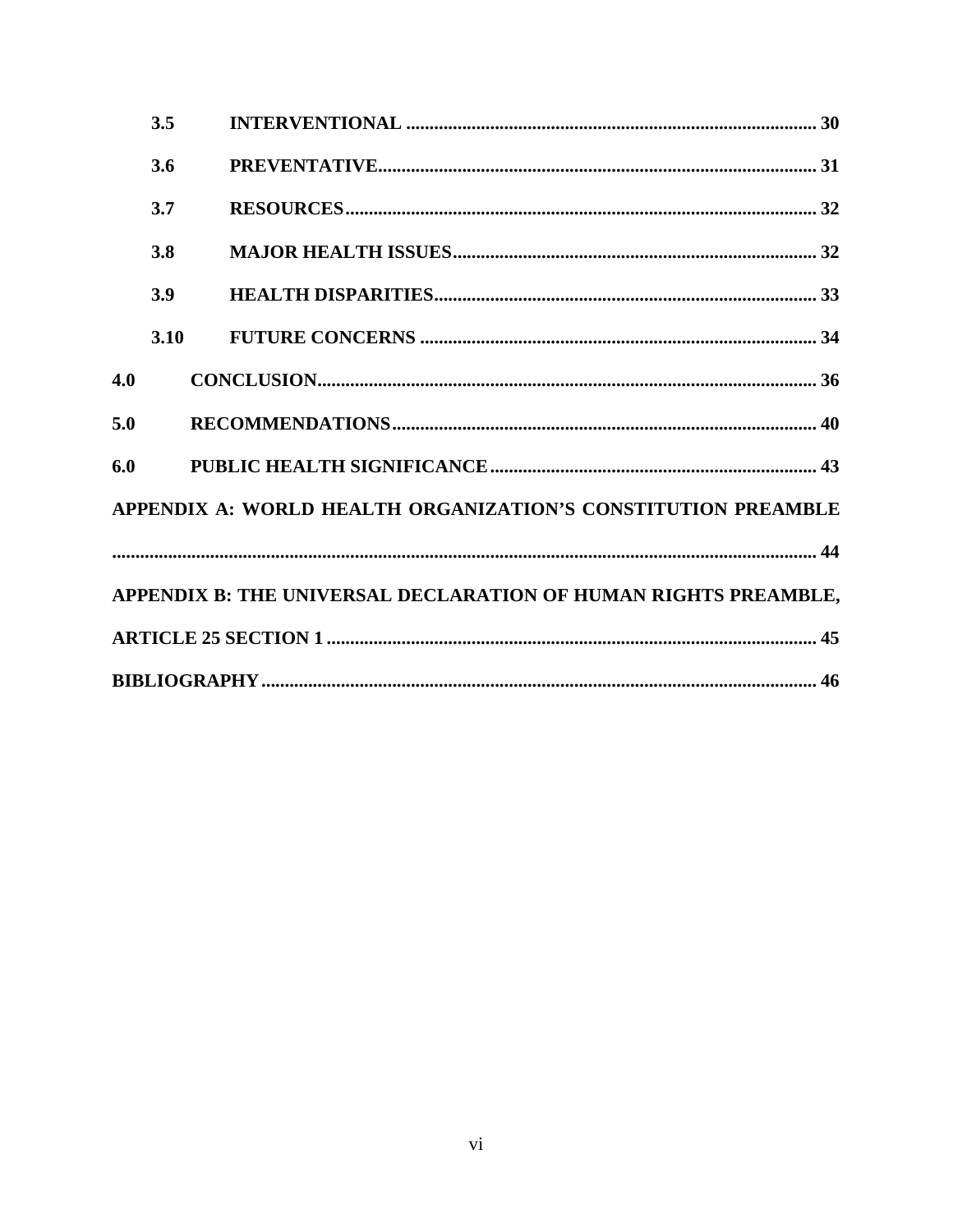3.5 INTERVENTIONAL ........................................................................................ 30

3.6 PREVENTATIVE.............................................................................................. 31

3.7 RESOURCES..................................................................................................... 32

3.8 MAJOR HEALTH ISSUES.............................................................................. 32

3.9 HEALTH DISPARITIES.................................................................................. 33

3.10 FUTURE CONCERNS ..................................................................................... 34

4.0 CONCLUSION.......................................................................................................... 36

5.0 RECOMMENDATIONS........................................................................................... 40

6.0 PUBLIC HEALTH SIGNIFICANCE...................................................................... 43

APPENDIX A: WORLD HEALTH ORGANIZATION'S CONSTITUTION PREAMBLE ......................................................................................................................................... 44

APPENDIX B: THE UNIVERSAL DECLARATION OF HUMAN RIGHTS PREAMBLE, ARTICLE 25 SECTION 1 ......................................................................................................... 45

BIBLIOGRAPHY........................................................................................................................ 46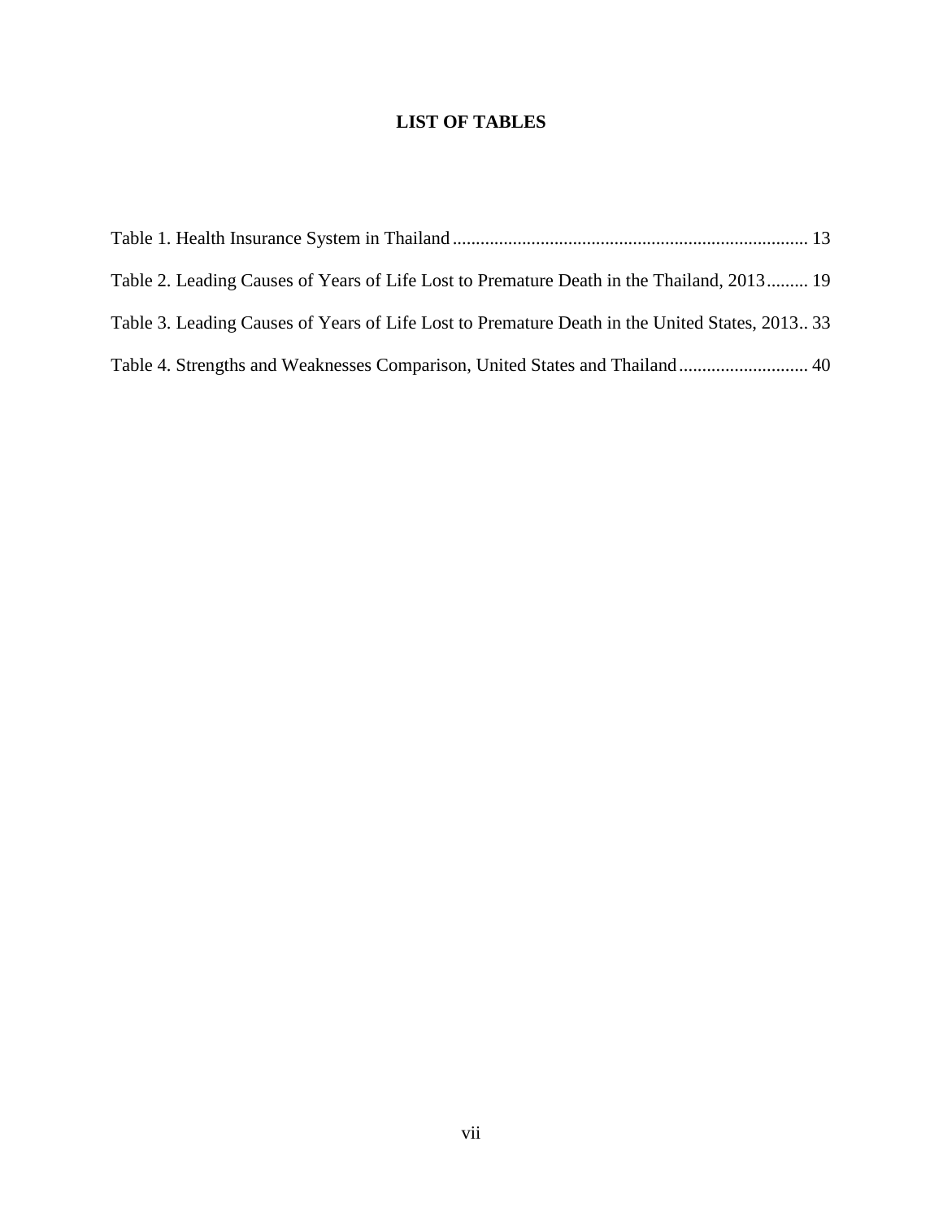# LIST OF TABLES

Table 1. Health Insurance System in Thailand ........................................................................ 13

Table 2. Leading Causes of Years of Life Lost to Premature Death in the Thailand, 2013......... 19

Table 3. Leading Causes of Years of Life Lost to Premature Death in the United States, 2013.. 33

Table 4. Strengths and Weaknesses Comparison, United States and Thailand ............................ 40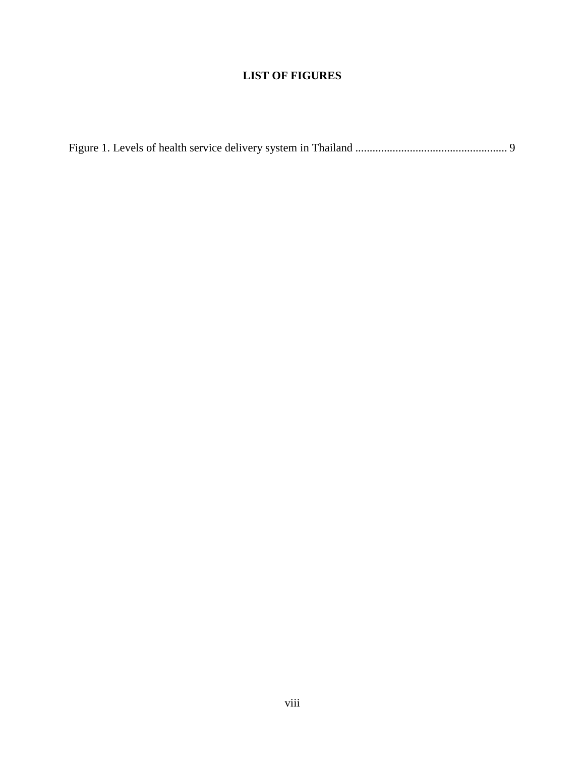# LIST OF FIGURES

Figure 1. Levels of health service delivery system in Thailand ..................................................... 9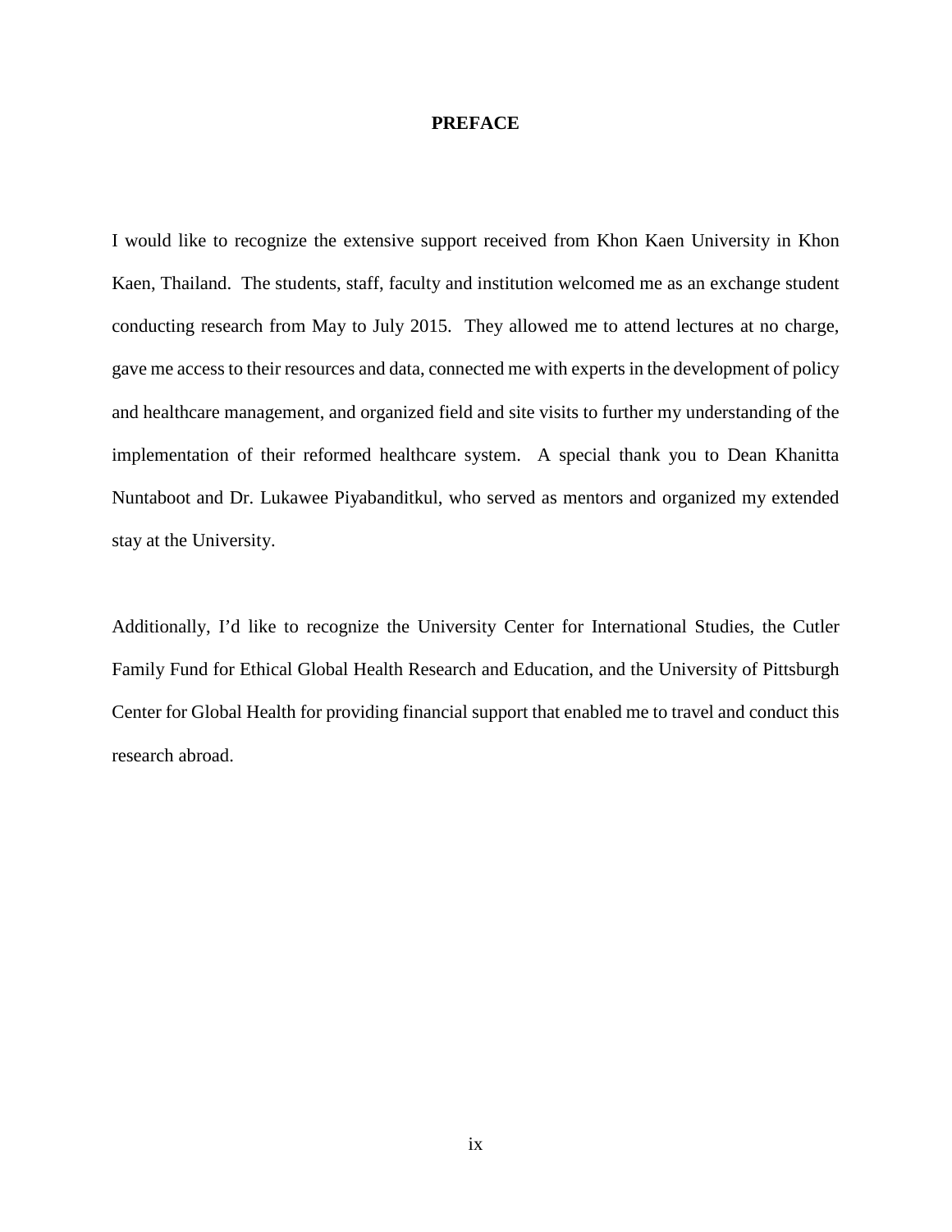# PREFACE

I would like to recognize the extensive support received from Khon Kaen University in Khon Kaen, Thailand. The students, staff, faculty and institution welcomed me as an exchange student conducting research from May to July 2015. They allowed me to attend lectures at no charge, gave me access to their resources and data, connected me with experts in the development of policy and healthcare management, and organized field and site visits to further my understanding of the implementation of their reformed healthcare system. A special thank you to Dean Khanitta Nuntaboot and Dr. Lukawee Piyabanditkul, who served as mentors and organized my extended stay at the University.

Additionally, I'd like to recognize the University Center for International Studies, the Cutler Family Fund for Ethical Global Health Research and Education, and the University of Pittsburgh Center for Global Health for providing financial support that enabled me to travel and conduct this research abroad.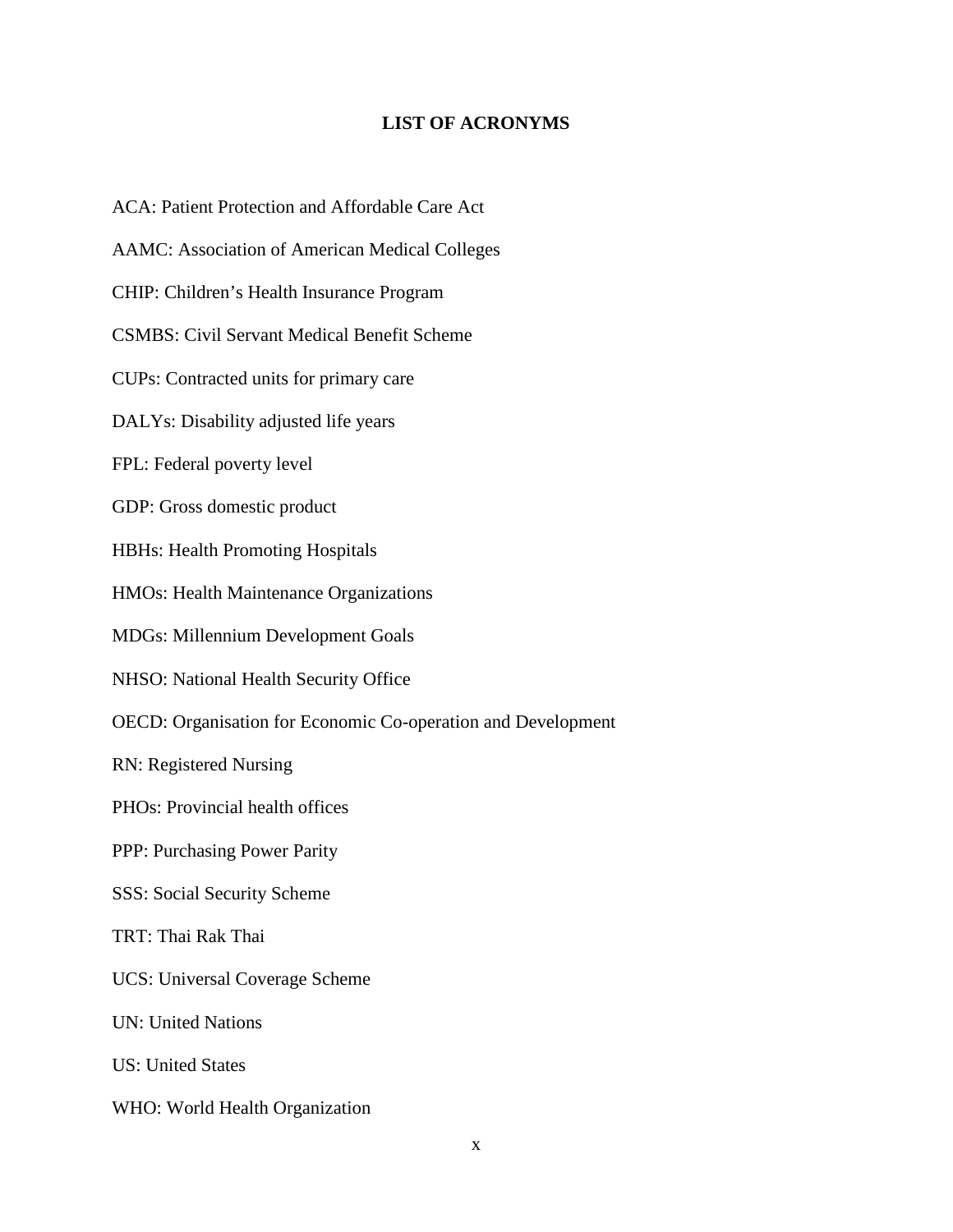# LIST OF ACRONYMS

ACA: Patient Protection and Affordable Care Act

AAMC: Association of American Medical Colleges

CHIP: Children's Health Insurance Program

CSMBS: Civil Servant Medical Benefit Scheme

CUPs: Contracted units for primary care

DALYs: Disability adjusted life years

FPL: Federal poverty level

GDP: Gross domestic product

HBHs: Health Promoting Hospitals

HMOs: Health Maintenance Organizations

MDGs: Millennium Development Goals

NHSO: National Health Security Office

OECD: Organisation for Economic Co-operation and Development

RN: Registered Nursing

PHOs: Provincial health offices

PPP: Purchasing Power Parity

SSS: Social Security Scheme

TRT: Thai Rak Thai

UCS: Universal Coverage Scheme

UN: United Nations

US: United States

WHO: World Health Organization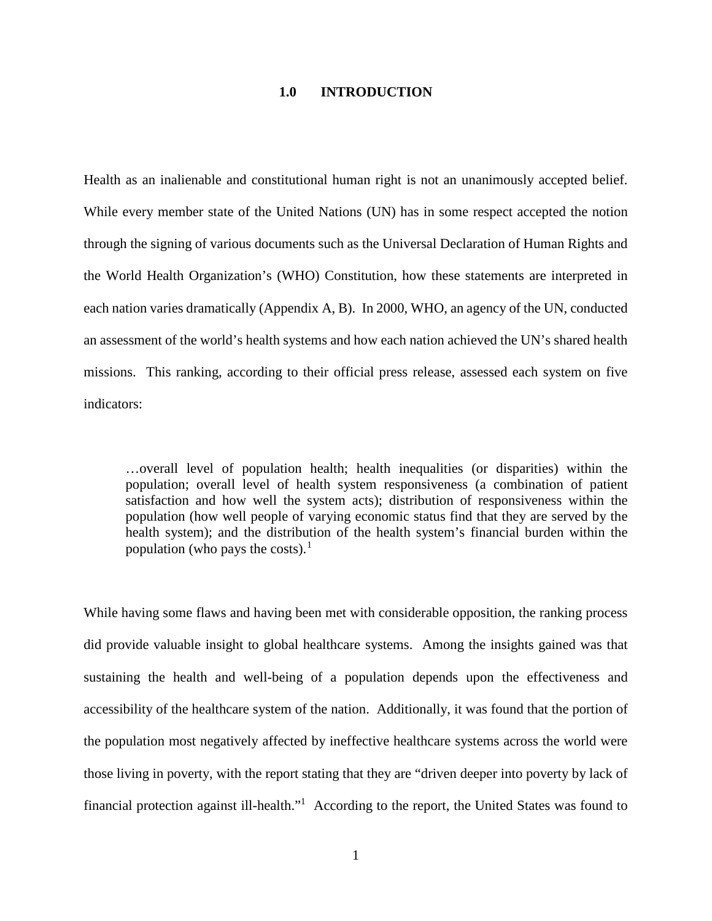# 1.0 INTRODUCTION

Health as an inalienable and constitutional human right is not an unanimously accepted belief. While every member state of the United Nations (UN) has in some respect accepted the notion through the signing of various documents such as the Universal Declaration of Human Rights and the World Health Organization's (WHO) Constitution, how these statements are interpreted in each nation varies dramatically (Appendix A, B). In 2000, WHO, an agency of the UN, conducted an assessment of the world's health systems and how each nation achieved the UN's shared health missions. This ranking, according to their official press release, assessed each system on five indicators:

> …overall level of population health; health inequalities (or disparities) within the population; overall level of health system responsiveness (a combination of patient satisfaction and how well the system acts); distribution of responsiveness within the population (how well people of varying economic status find that they are served by the health system); and the distribution of the health system's financial burden within the population (who pays the costs).[1]

While having some flaws and having been met with considerable opposition, the ranking process did provide valuable insight to global healthcare systems. Among the insights gained was that sustaining the health and well-being of a population depends upon the effectiveness and accessibility of the healthcare system of the nation. Additionally, it was found that the portion of the population most negatively affected by ineffective healthcare systems across the world were those living in poverty, with the report stating that they are "driven deeper into poverty by lack of financial protection against ill-health."[1] According to the report, the United States was found to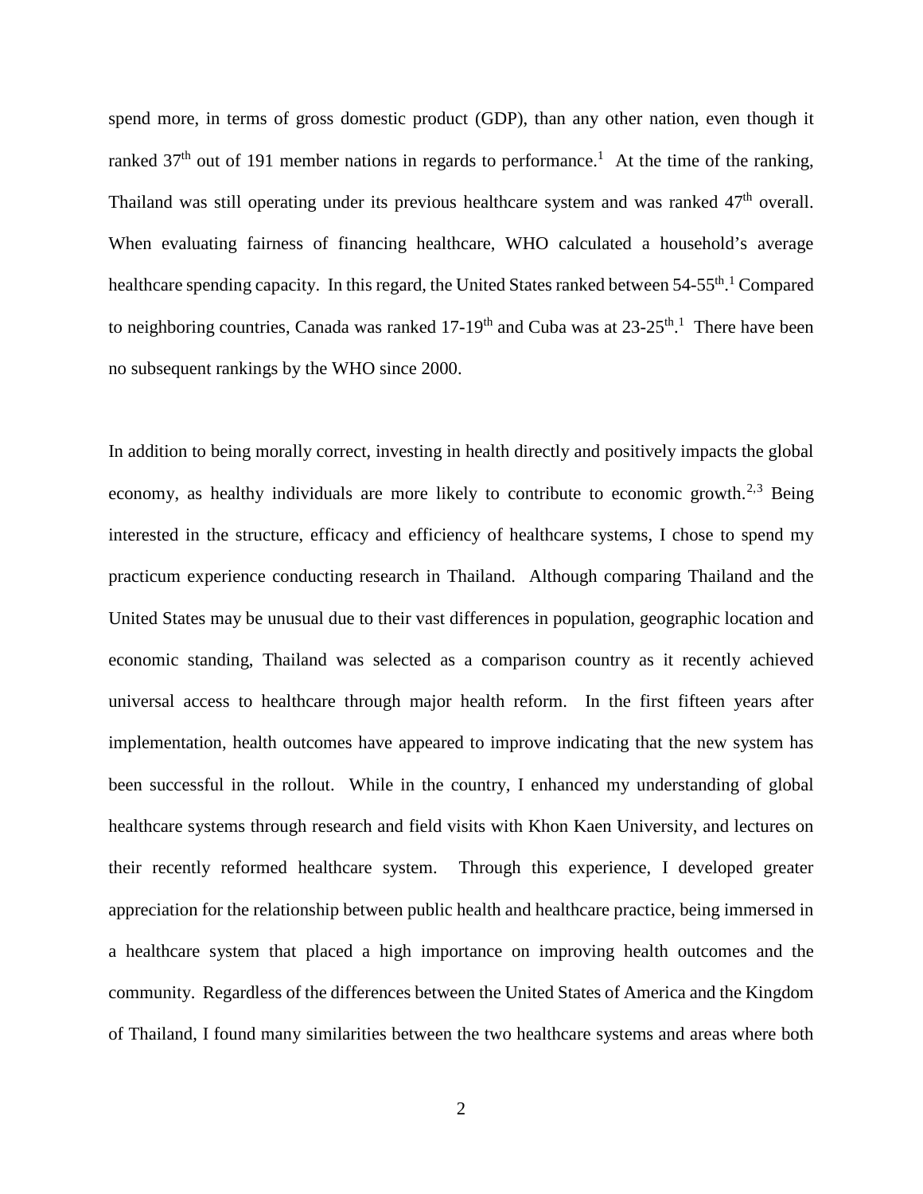spend more, in terms of gross domestic product (GDP), than any other nation, even though it ranked 37th out of 191 member nations in regards to performance.[1] At the time of the ranking, Thailand was still operating under its previous healthcare system and was ranked 47th overall. When evaluating fairness of financing healthcare, WHO calculated a household's average healthcare spending capacity. In this regard, the United States ranked between 54-55th.[1] Compared to neighboring countries, Canada was ranked 17-19th and Cuba was at 23-25th.[1] There have been no subsequent rankings by the WHO since 2000.

In addition to being morally correct, investing in health directly and positively impacts the global economy, as healthy individuals are more likely to contribute to economic growth.[2,3] Being interested in the structure, efficacy and efficiency of healthcare systems, I chose to spend my practicum experience conducting research in Thailand. Although comparing Thailand and the United States may be unusual due to their vast differences in population, geographic location and economic standing, Thailand was selected as a comparison country as it recently achieved universal access to healthcare through major health reform. In the first fifteen years after implementation, health outcomes have appeared to improve indicating that the new system has been successful in the rollout. While in the country, I enhanced my understanding of global healthcare systems through research and field visits with Khon Kaen University, and lectures on their recently reformed healthcare system. Through this experience, I developed greater appreciation for the relationship between public health and healthcare practice, being immersed in a healthcare system that placed a high importance on improving health outcomes and the community. Regardless of the differences between the United States of America and the Kingdom of Thailand, I found many similarities between the two healthcare systems and areas where both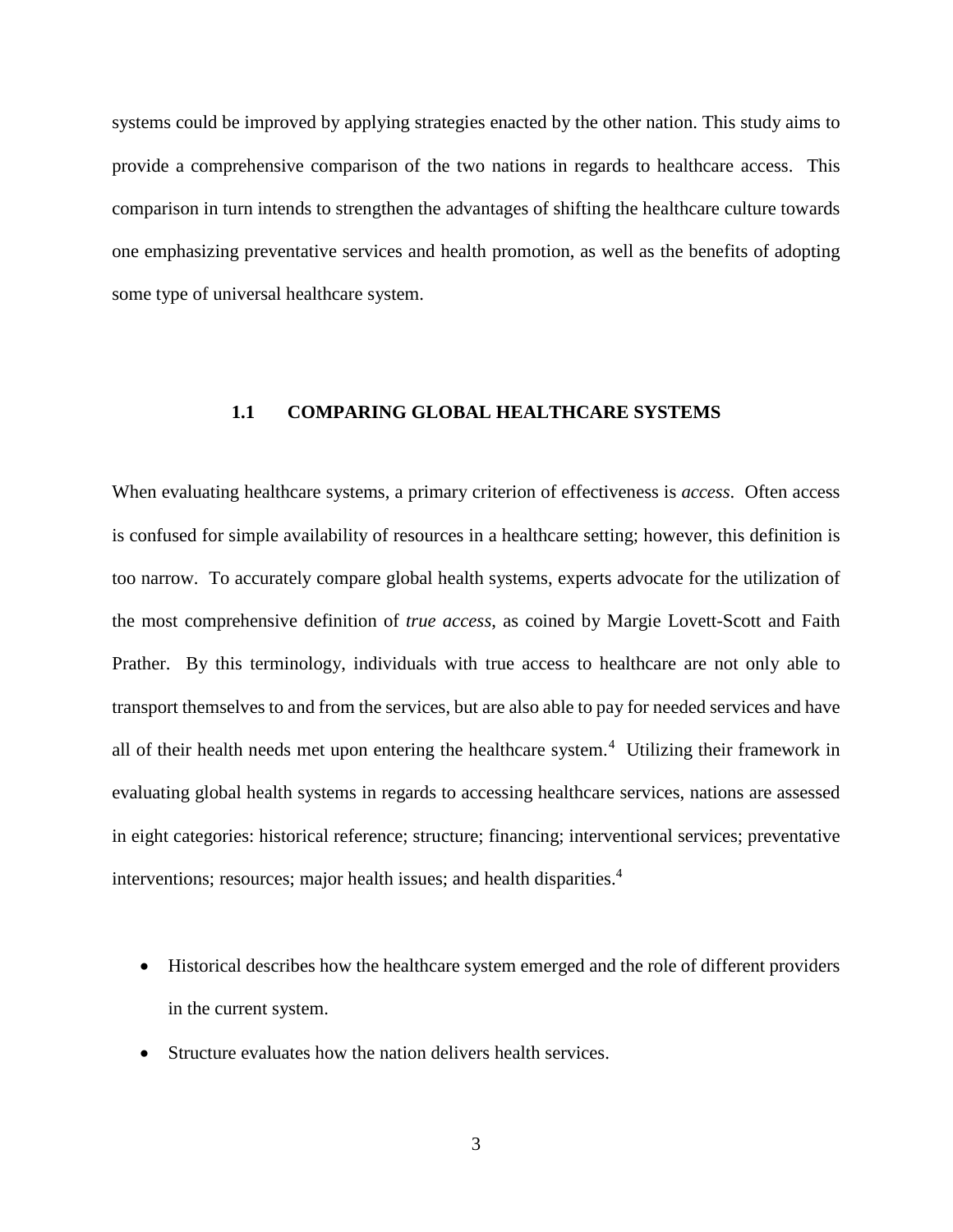systems could be improved by applying strategies enacted by the other nation. This study aims to provide a comprehensive comparison of the two nations in regards to healthcare access. This comparison in turn intends to strengthen the advantages of shifting the healthcare culture towards one emphasizing preventative services and health promotion, as well as the benefits of adopting some type of universal healthcare system.

## 1.1 COMPARING GLOBAL HEALTHCARE SYSTEMS

When evaluating healthcare systems, a primary criterion of effectiveness is *access*. Often access is confused for simple availability of resources in a healthcare setting; however, this definition is too narrow. To accurately compare global health systems, experts advocate for the utilization of the most comprehensive definition of *true access*, as coined by Margie Lovett-Scott and Faith Prather. By this terminology, individuals with true access to healthcare are not only able to transport themselves to and from the services, but are also able to pay for needed services and have all of their health needs met upon entering the healthcare system.[4] Utilizing their framework in evaluating global health systems in regards to accessing healthcare services, nations are assessed in eight categories: historical reference; structure; financing; interventional services; preventative interventions; resources; major health issues; and health disparities.[4]

- Historical describes how the healthcare system emerged and the role of different providers in the current system.
- Structure evaluates how the nation delivers health services.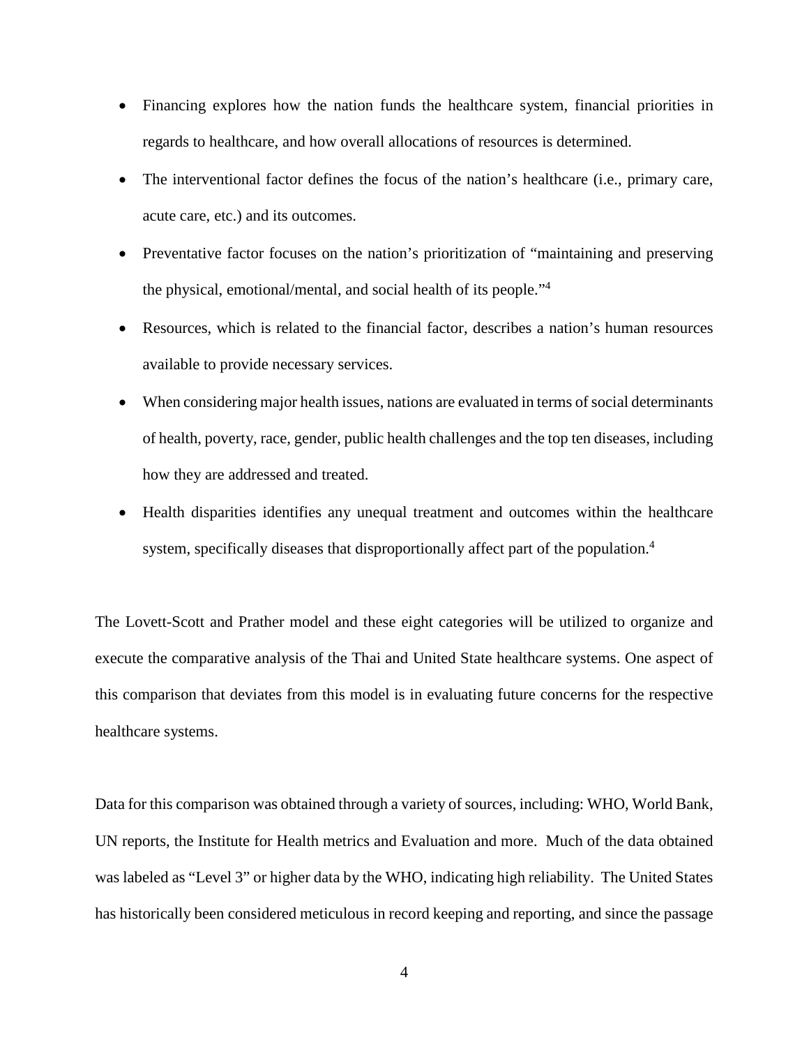- Financing explores how the nation funds the healthcare system, financial priorities in regards to healthcare, and how overall allocations of resources is determined.
- The interventional factor defines the focus of the nation's healthcare (i.e., primary care, acute care, etc.) and its outcomes.
- Preventative factor focuses on the nation's prioritization of "maintaining and preserving the physical, emotional/mental, and social health of its people."[4]
- Resources, which is related to the financial factor, describes a nation's human resources available to provide necessary services.
- When considering major health issues, nations are evaluated in terms of social determinants of health, poverty, race, gender, public health challenges and the top ten diseases, including how they are addressed and treated.
- Health disparities identifies any unequal treatment and outcomes within the healthcare system, specifically diseases that disproportionally affect part of the population.[4]

The Lovett-Scott and Prather model and these eight categories will be utilized to organize and execute the comparative analysis of the Thai and United State healthcare systems. One aspect of this comparison that deviates from this model is in evaluating future concerns for the respective healthcare systems.

Data for this comparison was obtained through a variety of sources, including: WHO, World Bank, UN reports, the Institute for Health metrics and Evaluation and more. Much of the data obtained was labeled as "Level 3" or higher data by the WHO, indicating high reliability. The United States has historically been considered meticulous in record keeping and reporting, and since the passage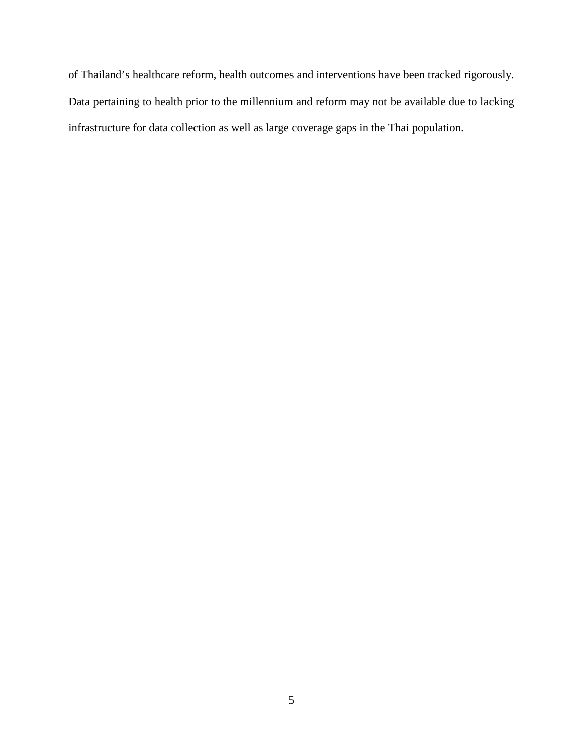of Thailand’s healthcare reform, health outcomes and interventions have been tracked rigorously. Data pertaining to health prior to the millennium and reform may not be available due to lacking infrastructure for data collection as well as large coverage gaps in the Thai population.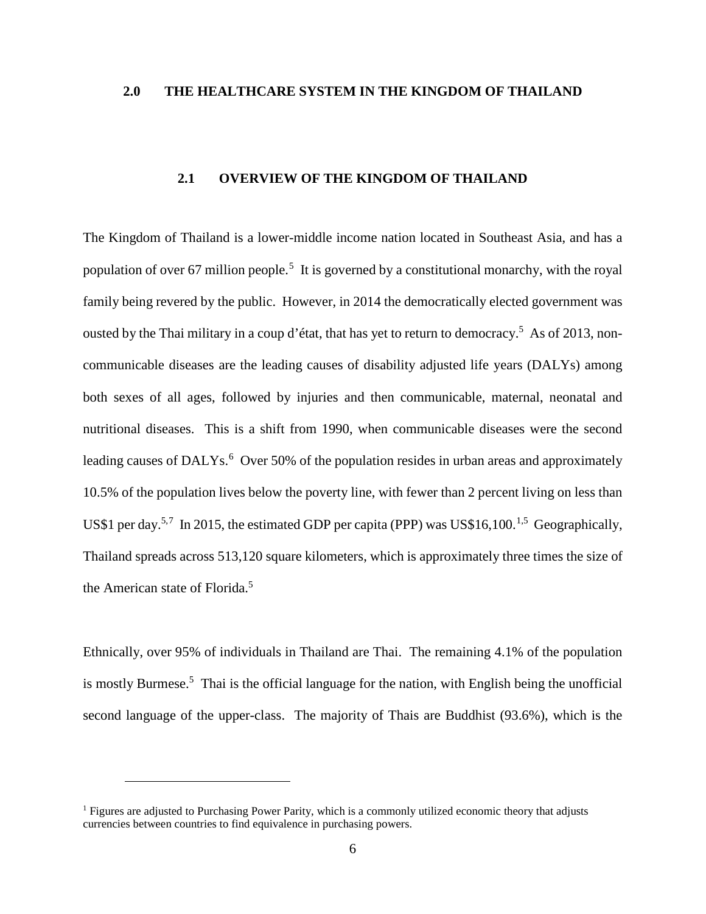# 2.0 THE HEALTHCARE SYSTEM IN THE KINGDOM OF THAILAND

## 2.1 OVERVIEW OF THE KINGDOM OF THAILAND

The Kingdom of Thailand is a lower-middle income nation located in Southeast Asia, and has a population of over 67 million people.[5] It is governed by a constitutional monarchy, with the royal family being revered by the public. However, in 2014 the democratically elected government was ousted by the Thai military in a coup d'état, that has yet to return to democracy.[5] As of 2013, non-communicable diseases are the leading causes of disability adjusted life years (DALYs) among both sexes of all ages, followed by injuries and then communicable, maternal, neonatal and nutritional diseases. This is a shift from 1990, when communicable diseases were the second leading causes of DALYs.[6] Over 50% of the population resides in urban areas and approximately 10.5% of the population lives below the poverty line, with fewer than 2 percent living on less than US$1 per day.[5,7] In 2015, the estimated GDP per capita (PPP) was US$16,100.[1,5] Geographically, Thailand spreads across 513,120 square kilometers, which is approximately three times the size of the American state of Florida.[5]

Ethnically, over 95% of individuals in Thailand are Thai. The remaining 4.1% of the population is mostly Burmese.[5] Thai is the official language for the nation, with English being the unofficial second language of the upper-class. The majority of Thais are Buddhist (93.6%), which is the

[1] Figures are adjusted to Purchasing Power Parity, which is a commonly utilized economic theory that adjusts currencies between countries to find equivalence in purchasing powers.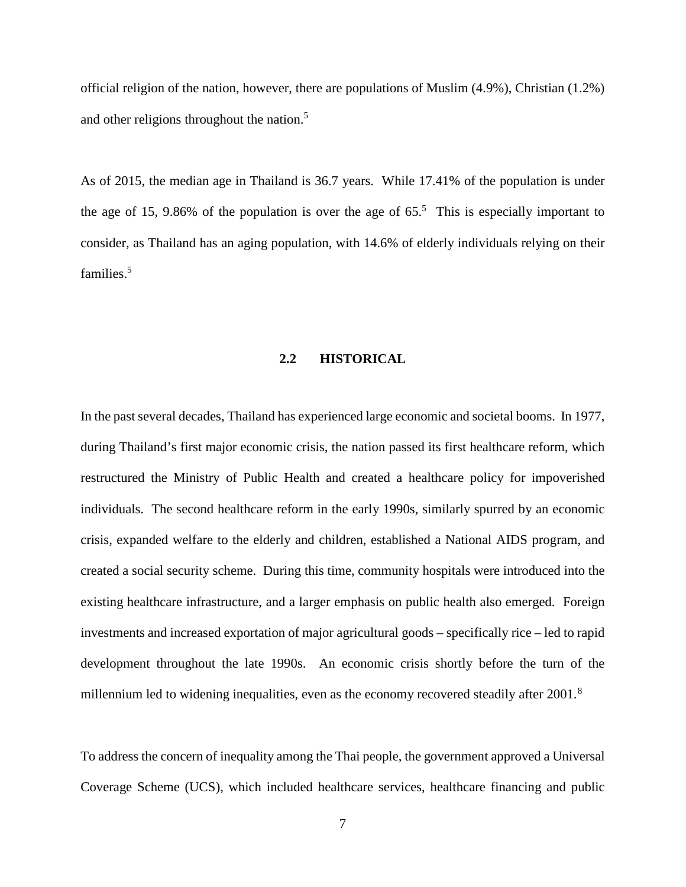official religion of the nation, however, there are populations of Muslim (4.9%), Christian (1.2%) and other religions throughout the nation.[5]

As of 2015, the median age in Thailand is 36.7 years. While 17.41% of the population is under the age of 15, 9.86% of the population is over the age of 65.[5] This is especially important to consider, as Thailand has an aging population, with 14.6% of elderly individuals relying on their families.[5]

## 2.2 HISTORICAL

In the past several decades, Thailand has experienced large economic and societal booms. In 1977, during Thailand's first major economic crisis, the nation passed its first healthcare reform, which restructured the Ministry of Public Health and created a healthcare policy for impoverished individuals. The second healthcare reform in the early 1990s, similarly spurred by an economic crisis, expanded welfare to the elderly and children, established a National AIDS program, and created a social security scheme. During this time, community hospitals were introduced into the existing healthcare infrastructure, and a larger emphasis on public health also emerged. Foreign investments and increased exportation of major agricultural goods – specifically rice – led to rapid development throughout the late 1990s. An economic crisis shortly before the turn of the millennium led to widening inequalities, even as the economy recovered steadily after 2001.[8]

To address the concern of inequality among the Thai people, the government approved a Universal Coverage Scheme (UCS), which included healthcare services, healthcare financing and public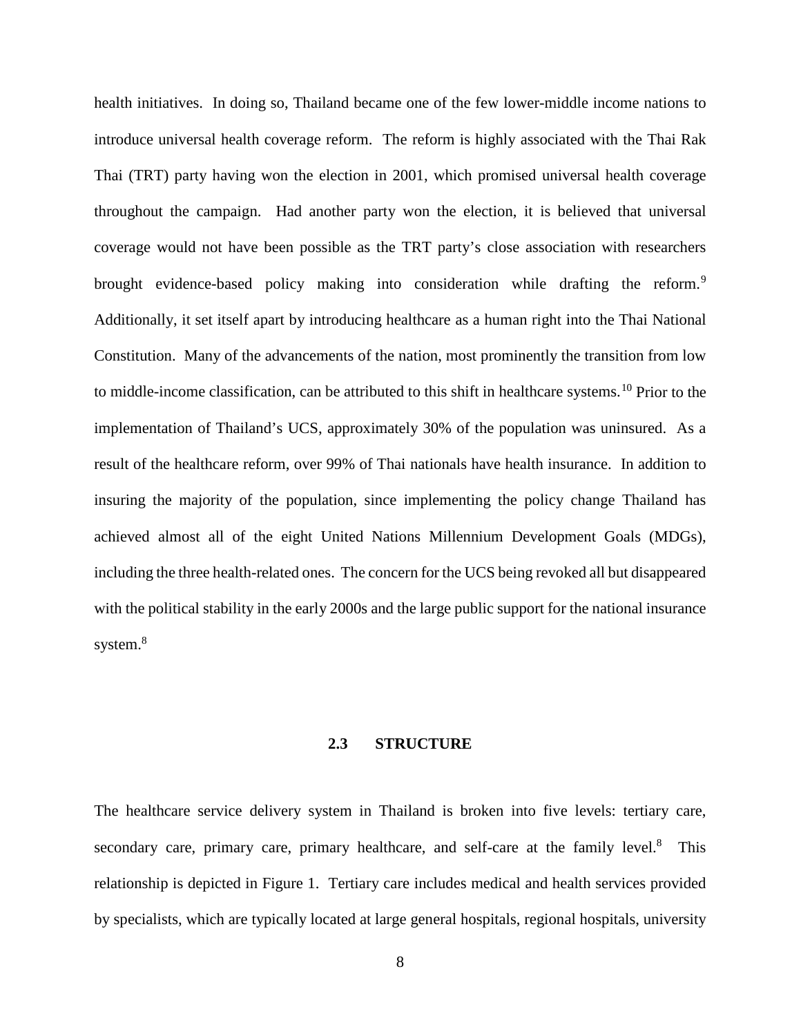health initiatives. In doing so, Thailand became one of the few lower-middle income nations to introduce universal health coverage reform. The reform is highly associated with the Thai Rak Thai (TRT) party having won the election in 2001, which promised universal health coverage throughout the campaign. Had another party won the election, it is believed that universal coverage would not have been possible as the TRT party's close association with researchers brought evidence-based policy making into consideration while drafting the reform.[9] Additionally, it set itself apart by introducing healthcare as a human right into the Thai National Constitution. Many of the advancements of the nation, most prominently the transition from low to middle-income classification, can be attributed to this shift in healthcare systems.[10] Prior to the implementation of Thailand's UCS, approximately 30% of the population was uninsured. As a result of the healthcare reform, over 99% of Thai nationals have health insurance. In addition to insuring the majority of the population, since implementing the policy change Thailand has achieved almost all of the eight United Nations Millennium Development Goals (MDGs), including the three health-related ones. The concern for the UCS being revoked all but disappeared with the political stability in the early 2000s and the large public support for the national insurance system.[8]

### 2.3 STRUCTURE

The healthcare service delivery system in Thailand is broken into five levels: tertiary care, secondary care, primary care, primary healthcare, and self-care at the family level.[8] This relationship is depicted in Figure 1. Tertiary care includes medical and health services provided by specialists, which are typically located at large general hospitals, regional hospitals, university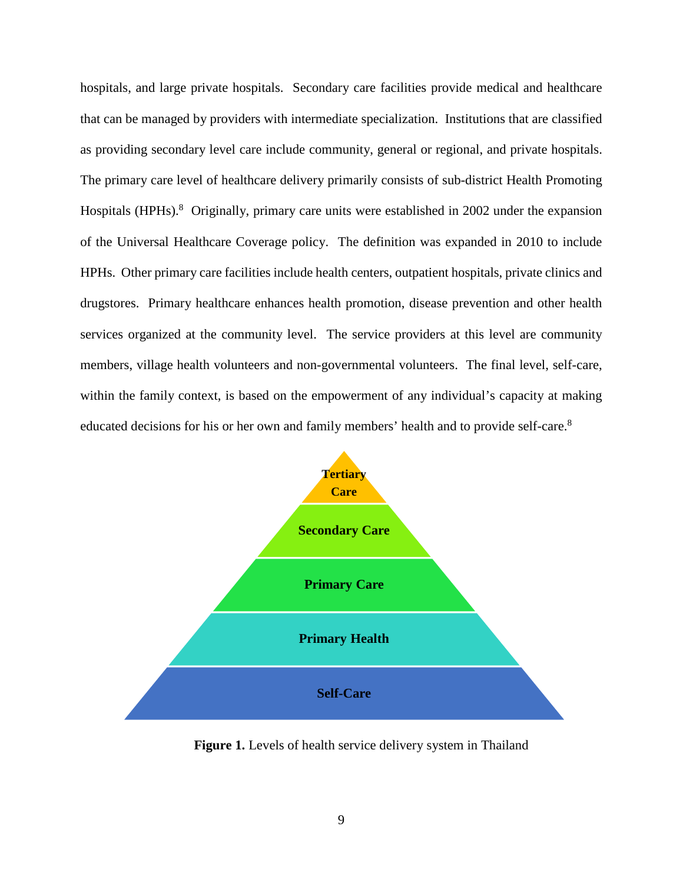hospitals, and large private hospitals. Secondary care facilities provide medical and healthcare that can be managed by providers with intermediate specialization. Institutions that are classified as providing secondary level care include community, general or regional, and private hospitals. The primary care level of healthcare delivery primarily consists of sub-district Health Promoting Hospitals (HPHs).[8] Originally, primary care units were established in 2002 under the expansion of the Universal Healthcare Coverage policy. The definition was expanded in 2010 to include HPHs. Other primary care facilities include health centers, outpatient hospitals, private clinics and drugstores. Primary healthcare enhances health promotion, disease prevention and other health services organized at the community level. The service providers at this level are community members, village health volunteers and non-governmental volunteers. The final level, self-care, within the family context, is based on the empowerment of any individual's capacity at making educated decisions for his or her own and family members' health and to provide self-care.[8]

**Tertiary Care**

**Secondary Care**

**Primary Care**

**Primary Health**

**Self-Care**

**Figure 1.** Levels of health service delivery system in Thailand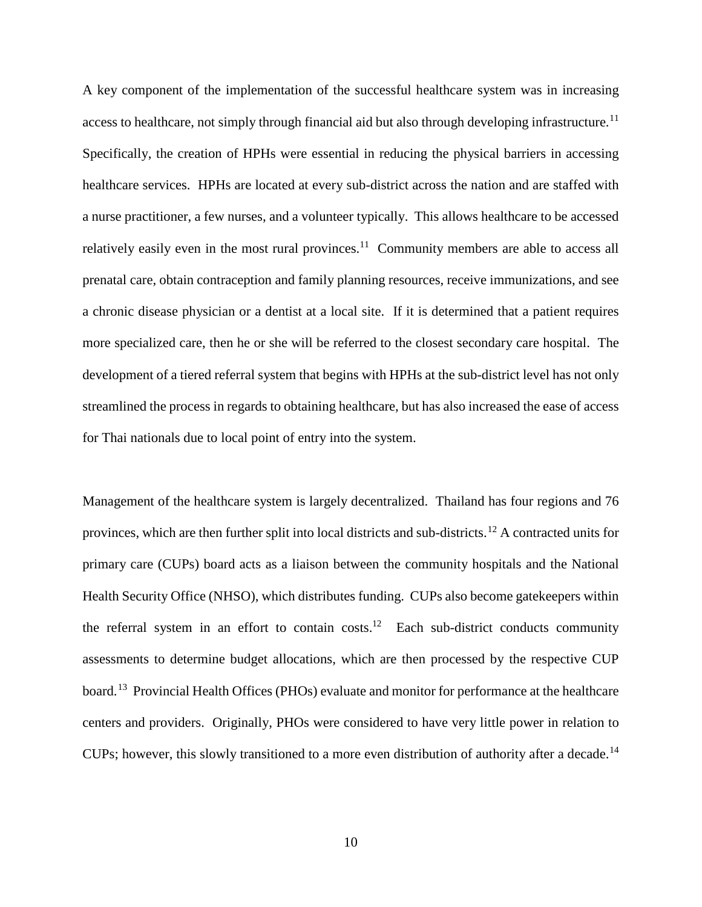A key component of the implementation of the successful healthcare system was in increasing access to healthcare, not simply through financial aid but also through developing infrastructure.[11] Specifically, the creation of HPHs were essential in reducing the physical barriers in accessing healthcare services. HPHs are located at every sub-district across the nation and are staffed with a nurse practitioner, a few nurses, and a volunteer typically. This allows healthcare to be accessed relatively easily even in the most rural provinces.[11] Community members are able to access all prenatal care, obtain contraception and family planning resources, receive immunizations, and see a chronic disease physician or a dentist at a local site. If it is determined that a patient requires more specialized care, then he or she will be referred to the closest secondary care hospital. The development of a tiered referral system that begins with HPHs at the sub-district level has not only streamlined the process in regards to obtaining healthcare, but has also increased the ease of access for Thai nationals due to local point of entry into the system.

Management of the healthcare system is largely decentralized. Thailand has four regions and 76 provinces, which are then further split into local districts and sub-districts.[12] A contracted units for primary care (CUPs) board acts as a liaison between the community hospitals and the National Health Security Office (NHSO), which distributes funding. CUPs also become gatekeepers within the referral system in an effort to contain costs.[12] Each sub-district conducts community assessments to determine budget allocations, which are then processed by the respective CUP board.[13] Provincial Health Offices (PHOs) evaluate and monitor for performance at the healthcare centers and providers. Originally, PHOs were considered to have very little power in relation to CUPs; however, this slowly transitioned to a more even distribution of authority after a decade.[14]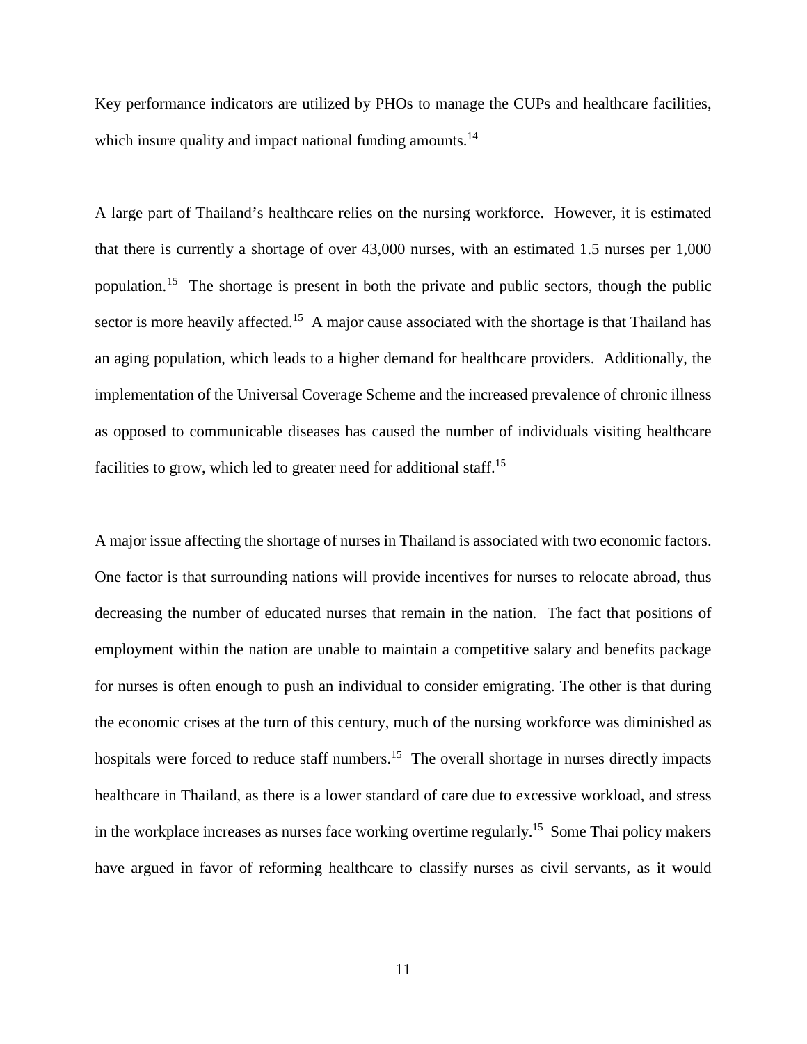Key performance indicators are utilized by PHOs to manage the CUPs and healthcare facilities, which insure quality and impact national funding amounts.[14]

A large part of Thailand's healthcare relies on the nursing workforce. However, it is estimated that there is currently a shortage of over 43,000 nurses, with an estimated 1.5 nurses per 1,000 population.[15] The shortage is present in both the private and public sectors, though the public sector is more heavily affected.[15] A major cause associated with the shortage is that Thailand has an aging population, which leads to a higher demand for healthcare providers. Additionally, the implementation of the Universal Coverage Scheme and the increased prevalence of chronic illness as opposed to communicable diseases has caused the number of individuals visiting healthcare facilities to grow, which led to greater need for additional staff.[15]

A major issue affecting the shortage of nurses in Thailand is associated with two economic factors. One factor is that surrounding nations will provide incentives for nurses to relocate abroad, thus decreasing the number of educated nurses that remain in the nation. The fact that positions of employment within the nation are unable to maintain a competitive salary and benefits package for nurses is often enough to push an individual to consider emigrating. The other is that during the economic crises at the turn of this century, much of the nursing workforce was diminished as hospitals were forced to reduce staff numbers.[15] The overall shortage in nurses directly impacts healthcare in Thailand, as there is a lower standard of care due to excessive workload, and stress in the workplace increases as nurses face working overtime regularly.[15] Some Thai policy makers have argued in favor of reforming healthcare to classify nurses as civil servants, as it would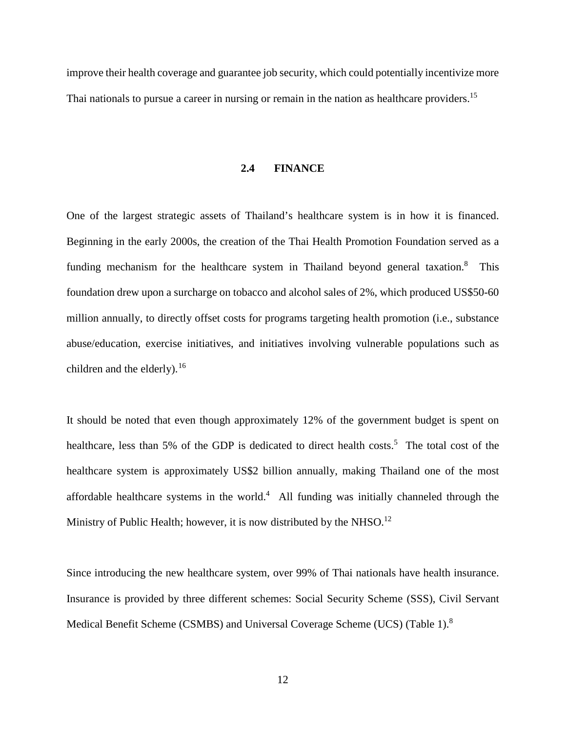improve their health coverage and guarantee job security, which could potentially incentivize more Thai nationals to pursue a career in nursing or remain in the nation as healthcare providers.[15]

## 2.4 FINANCE

One of the largest strategic assets of Thailand's healthcare system is in how it is financed. Beginning in the early 2000s, the creation of the Thai Health Promotion Foundation served as a funding mechanism for the healthcare system in Thailand beyond general taxation.[8] This foundation drew upon a surcharge on tobacco and alcohol sales of 2%, which produced US$50-60 million annually, to directly offset costs for programs targeting health promotion (i.e., substance abuse/education, exercise initiatives, and initiatives involving vulnerable populations such as children and the elderly).[16]

It should be noted that even though approximately 12% of the government budget is spent on healthcare, less than 5% of the GDP is dedicated to direct health costs.[5] The total cost of the healthcare system is approximately US$2 billion annually, making Thailand one of the most affordable healthcare systems in the world.[4] All funding was initially channeled through the Ministry of Public Health; however, it is now distributed by the NHSO.[12]

Since introducing the new healthcare system, over 99% of Thai nationals have health insurance. Insurance is provided by three different schemes: Social Security Scheme (SSS), Civil Servant Medical Benefit Scheme (CSMBS) and Universal Coverage Scheme (UCS) (Table 1).[8]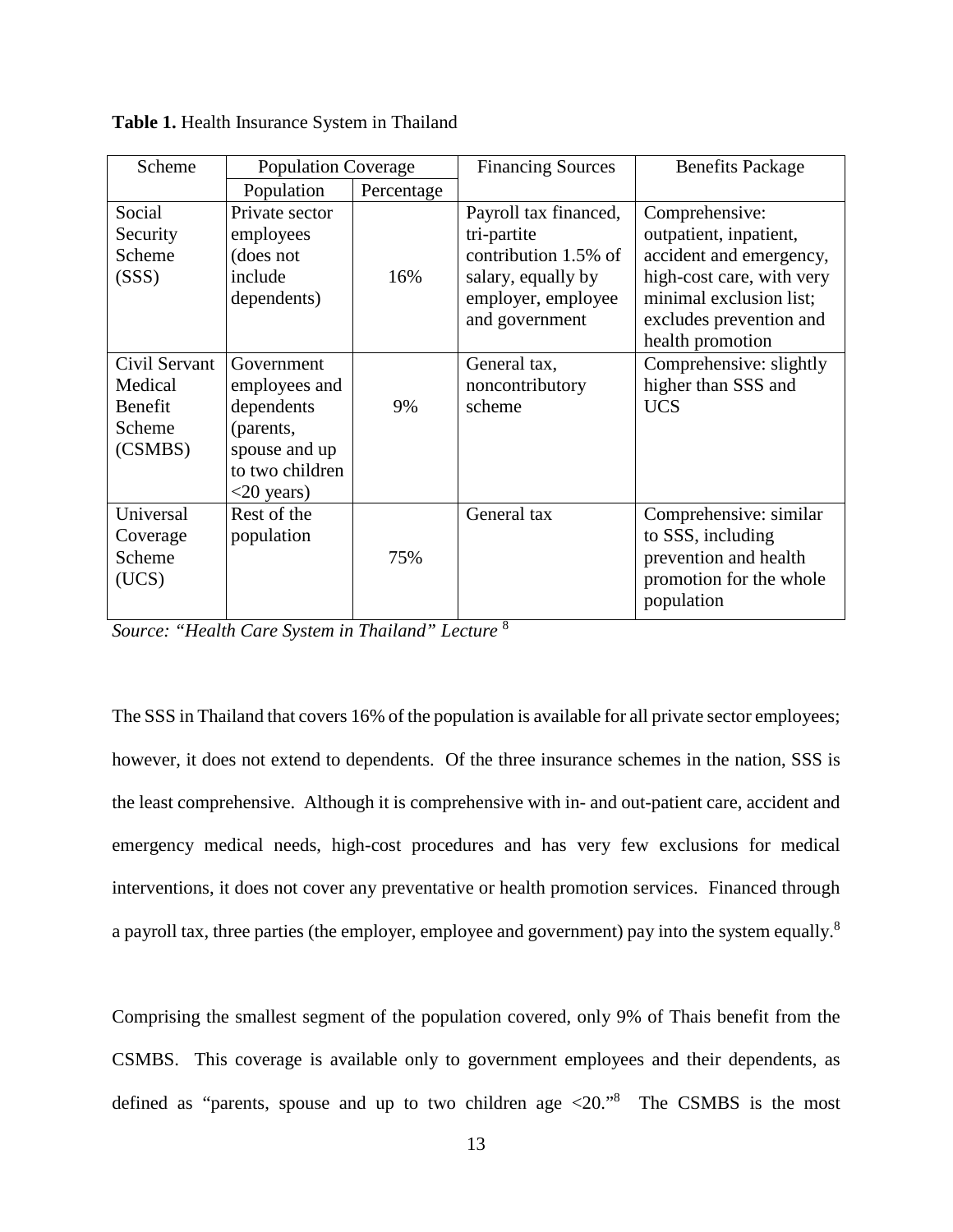**Table 1.** Health Insurance System in Thailand

| Scheme | Population Coverage | | Financing Sources | Benefits Package |
|---|---|---|---|---|
| | Population | Percentage | | |
| Social Security Scheme (SSS) | Private sector employees (does not include dependents) | 16% | Payroll tax financed, tri-partite contribution 1.5% of salary, equally by employer, employee and government | Comprehensive: outpatient, inpatient, accident and emergency, high-cost care, with very minimal exclusion list; excludes prevention and health promotion |
| Civil Servant Medical Benefit Scheme (CSMBS) | Government employees and dependents (parents, spouse and up to two children <20 years) | 9% | General tax, noncontributory scheme | Comprehensive: slightly higher than SSS and UCS |
| Universal Coverage Scheme (UCS) | Rest of the population | 75% | General tax | Comprehensive: similar to SSS, including prevention and health promotion for the whole population |

*Source: "Health Care System in Thailand" Lecture* [8]

The SSS in Thailand that covers 16% of the population is available for all private sector employees; however, it does not extend to dependents. Of the three insurance schemes in the nation, SSS is the least comprehensive. Although it is comprehensive with in- and out-patient care, accident and emergency medical needs, high-cost procedures and has very few exclusions for medical interventions, it does not cover any preventative or health promotion services. Financed through a payroll tax, three parties (the employer, employee and government) pay into the system equally.[8]

Comprising the smallest segment of the population covered, only 9% of Thais benefit from the CSMBS. This coverage is available only to government employees and their dependents, as defined as "parents, spouse and up to two children age <20."[8] The CSMBS is the most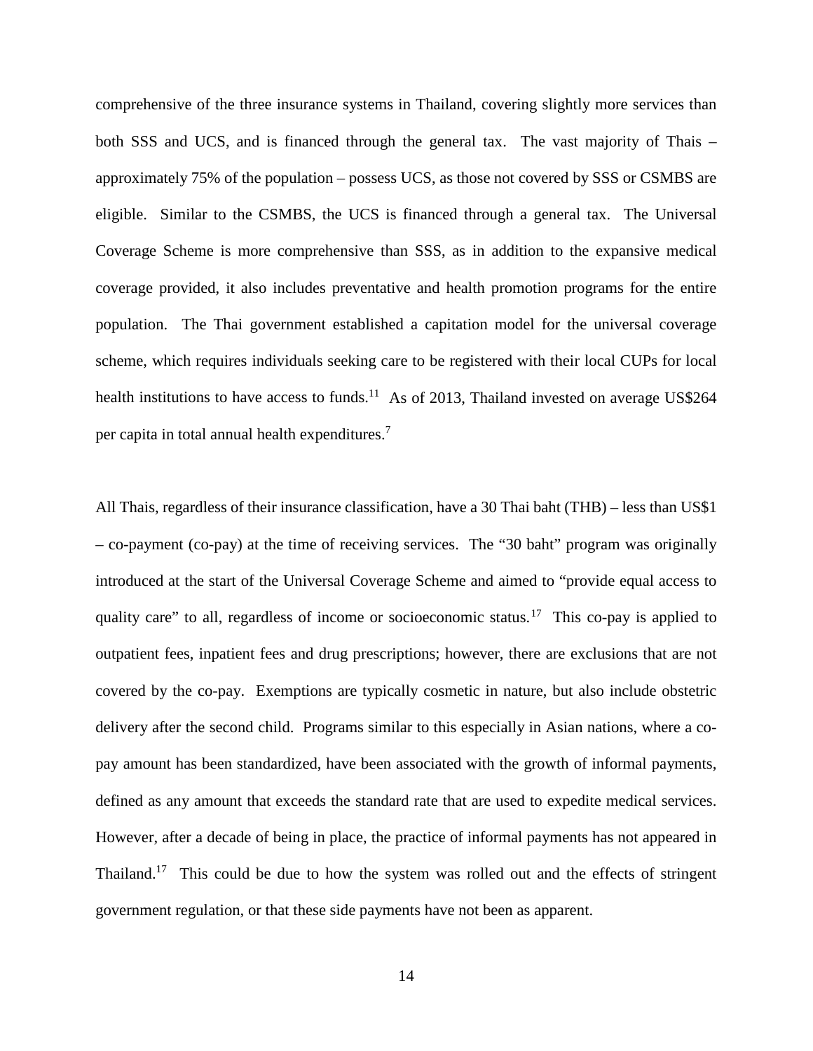comprehensive of the three insurance systems in Thailand, covering slightly more services than both SSS and UCS, and is financed through the general tax. The vast majority of Thais – approximately 75% of the population – possess UCS, as those not covered by SSS or CSMBS are eligible. Similar to the CSMBS, the UCS is financed through a general tax. The Universal Coverage Scheme is more comprehensive than SSS, as in addition to the expansive medical coverage provided, it also includes preventative and health promotion programs for the entire population. The Thai government established a capitation model for the universal coverage scheme, which requires individuals seeking care to be registered with their local CUPs for local health institutions to have access to funds.[11] As of 2013, Thailand invested on average US$264 per capita in total annual health expenditures.[7]

All Thais, regardless of their insurance classification, have a 30 Thai baht (THB) – less than US$1 – co-payment (co-pay) at the time of receiving services. The "30 baht" program was originally introduced at the start of the Universal Coverage Scheme and aimed to "provide equal access to quality care" to all, regardless of income or socioeconomic status.[17] This co-pay is applied to outpatient fees, inpatient fees and drug prescriptions; however, there are exclusions that are not covered by the co-pay. Exemptions are typically cosmetic in nature, but also include obstetric delivery after the second child. Programs similar to this especially in Asian nations, where a co-pay amount has been standardized, have been associated with the growth of informal payments, defined as any amount that exceeds the standard rate that are used to expedite medical services. However, after a decade of being in place, the practice of informal payments has not appeared in Thailand.[17] This could be due to how the system was rolled out and the effects of stringent government regulation, or that these side payments have not been as apparent.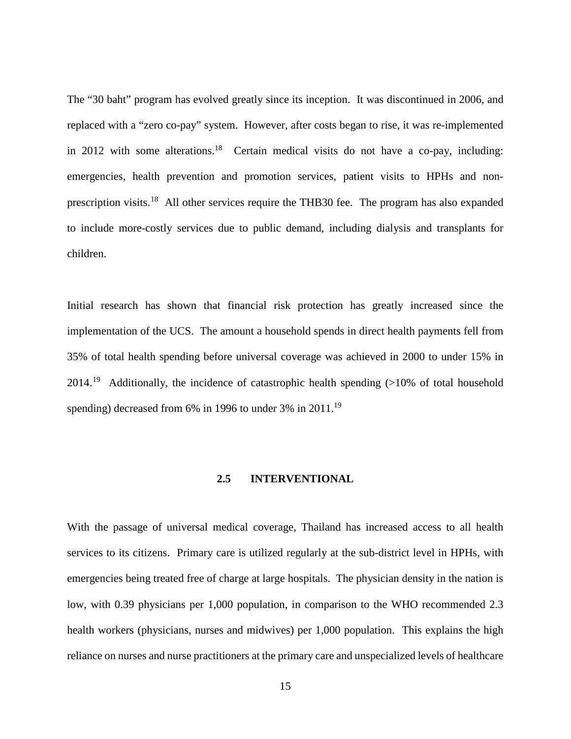The "30 baht" program has evolved greatly since its inception. It was discontinued in 2006, and replaced with a "zero co-pay" system. However, after costs began to rise, it was re-implemented in 2012 with some alterations.[18] Certain medical visits do not have a co-pay, including: emergencies, health prevention and promotion services, patient visits to HPHs and non-prescription visits.[18] All other services require the THB30 fee. The program has also expanded to include more-costly services due to public demand, including dialysis and transplants for children.

Initial research has shown that financial risk protection has greatly increased since the implementation of the UCS. The amount a household spends in direct health payments fell from 35% of total health spending before universal coverage was achieved in 2000 to under 15% in 2014.[19] Additionally, the incidence of catastrophic health spending (>10% of total household spending) decreased from 6% in 1996 to under 3% in 2011.[19]

## 2.5 INTERVENTIONAL

With the passage of universal medical coverage, Thailand has increased access to all health services to its citizens. Primary care is utilized regularly at the sub-district level in HPHs, with emergencies being treated free of charge at large hospitals. The physician density in the nation is low, with 0.39 physicians per 1,000 population, in comparison to the WHO recommended 2.3 health workers (physicians, nurses and midwives) per 1,000 population. This explains the high reliance on nurses and nurse practitioners at the primary care and unspecialized levels of healthcare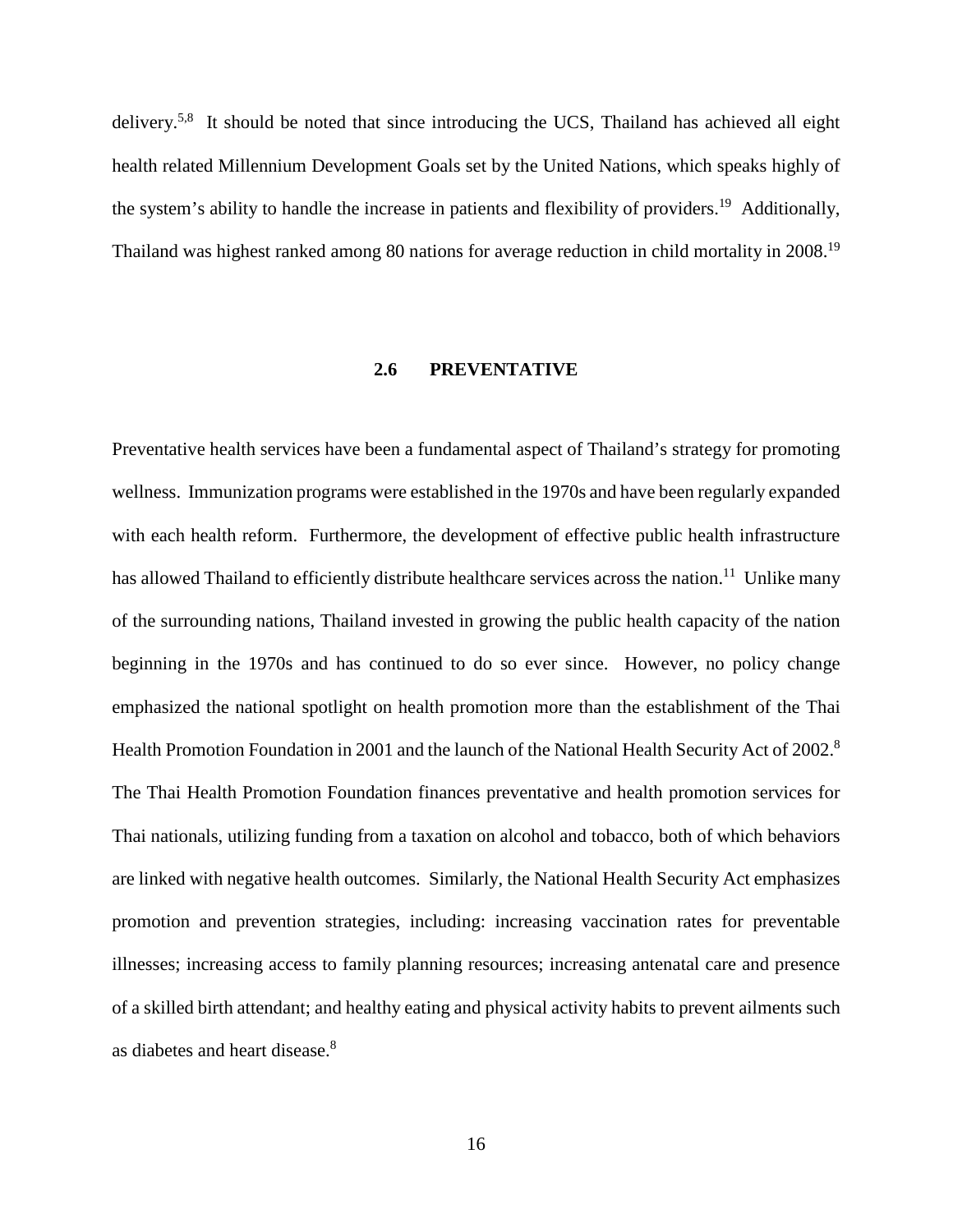delivery.[5,8] It should be noted that since introducing the UCS, Thailand has achieved all eight health related Millennium Development Goals set by the United Nations, which speaks highly of the system's ability to handle the increase in patients and flexibility of providers.[19] Additionally, Thailand was highest ranked among 80 nations for average reduction in child mortality in 2008.[19]

## 2.6 PREVENTATIVE

Preventative health services have been a fundamental aspect of Thailand's strategy for promoting wellness. Immunization programs were established in the 1970s and have been regularly expanded with each health reform. Furthermore, the development of effective public health infrastructure has allowed Thailand to efficiently distribute healthcare services across the nation.[11] Unlike many of the surrounding nations, Thailand invested in growing the public health capacity of the nation beginning in the 1970s and has continued to do so ever since. However, no policy change emphasized the national spotlight on health promotion more than the establishment of the Thai Health Promotion Foundation in 2001 and the launch of the National Health Security Act of 2002.[8] The Thai Health Promotion Foundation finances preventative and health promotion services for Thai nationals, utilizing funding from a taxation on alcohol and tobacco, both of which behaviors are linked with negative health outcomes. Similarly, the National Health Security Act emphasizes promotion and prevention strategies, including: increasing vaccination rates for preventable illnesses; increasing access to family planning resources; increasing antenatal care and presence of a skilled birth attendant; and healthy eating and physical activity habits to prevent ailments such as diabetes and heart disease.[8]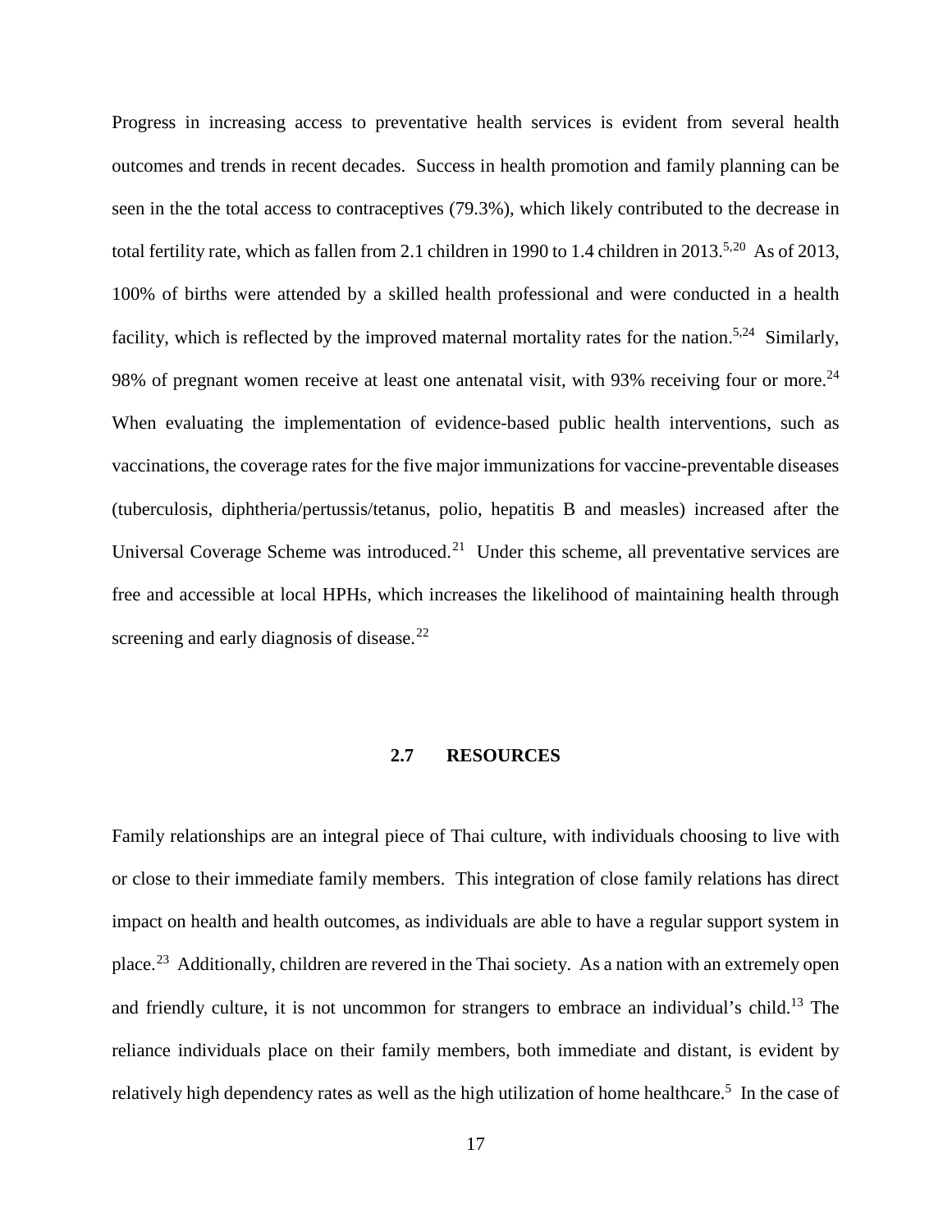Progress in increasing access to preventative health services is evident from several health outcomes and trends in recent decades. Success in health promotion and family planning can be seen in the the total access to contraceptives (79.3%), which likely contributed to the decrease in total fertility rate, which as fallen from 2.1 children in 1990 to 1.4 children in 2013.[5,20] As of 2013, 100% of births were attended by a skilled health professional and were conducted in a health facility, which is reflected by the improved maternal mortality rates for the nation.[5,24] Similarly, 98% of pregnant women receive at least one antenatal visit, with 93% receiving four or more.[24] When evaluating the implementation of evidence-based public health interventions, such as vaccinations, the coverage rates for the five major immunizations for vaccine-preventable diseases (tuberculosis, diphtheria/pertussis/tetanus, polio, hepatitis B and measles) increased after the Universal Coverage Scheme was introduced.[21] Under this scheme, all preventative services are free and accessible at local HPHs, which increases the likelihood of maintaining health through screening and early diagnosis of disease.[22]

## 2.7 RESOURCES

Family relationships are an integral piece of Thai culture, with individuals choosing to live with or close to their immediate family members. This integration of close family relations has direct impact on health and health outcomes, as individuals are able to have a regular support system in place.[23] Additionally, children are revered in the Thai society. As a nation with an extremely open and friendly culture, it is not uncommon for strangers to embrace an individual's child.[13] The reliance individuals place on their family members, both immediate and distant, is evident by relatively high dependency rates as well as the high utilization of home healthcare.[5] In the case of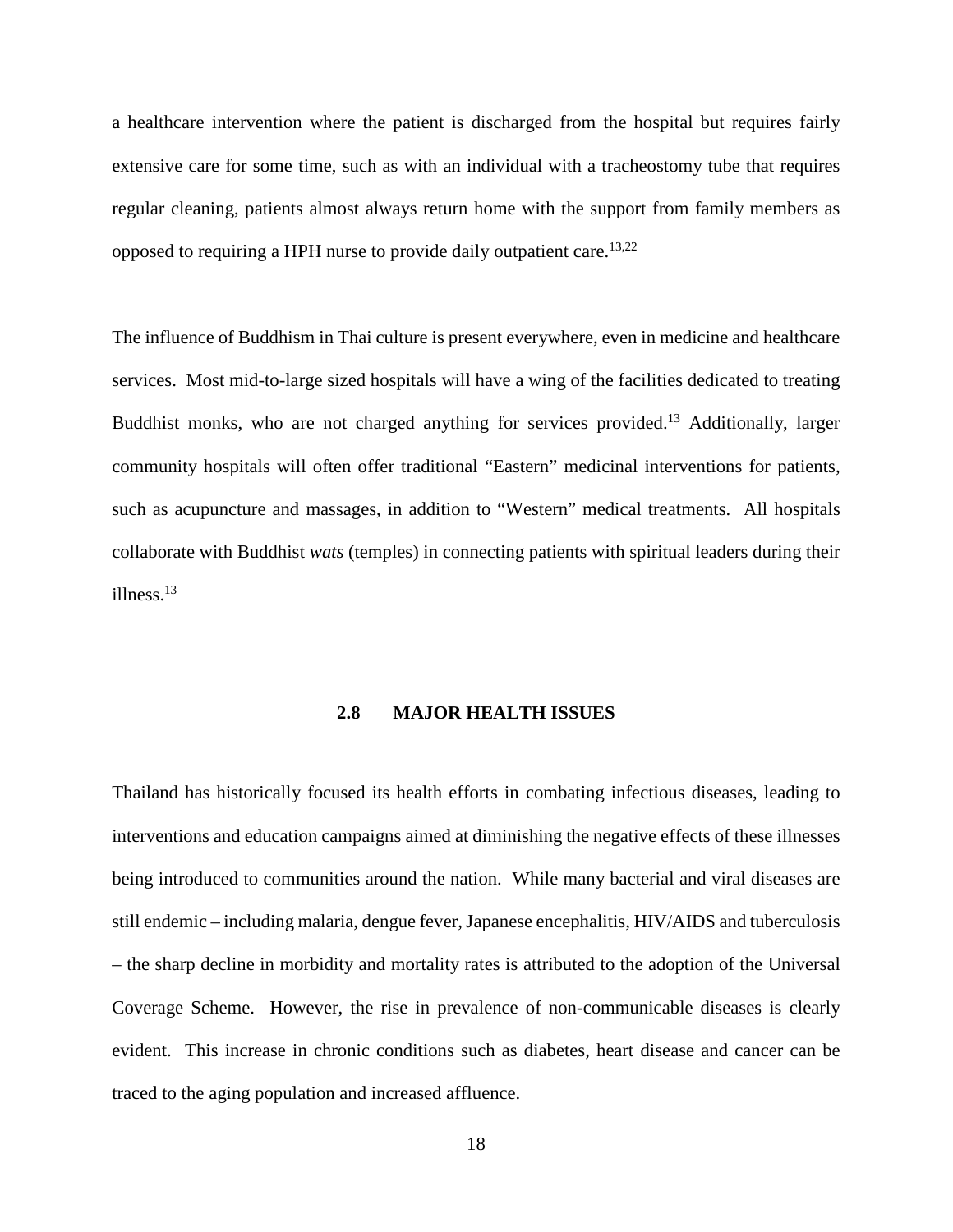a healthcare intervention where the patient is discharged from the hospital but requires fairly extensive care for some time, such as with an individual with a tracheostomy tube that requires regular cleaning, patients almost always return home with the support from family members as opposed to requiring a HPH nurse to provide daily outpatient care.[13,22]

The influence of Buddhism in Thai culture is present everywhere, even in medicine and healthcare services. Most mid-to-large sized hospitals will have a wing of the facilities dedicated to treating Buddhist monks, who are not charged anything for services provided.[13] Additionally, larger community hospitals will often offer traditional "Eastern" medicinal interventions for patients, such as acupuncture and massages, in addition to "Western" medical treatments. All hospitals collaborate with Buddhist *wats* (temples) in connecting patients with spiritual leaders during their illness.[13]

## 2.8 MAJOR HEALTH ISSUES

Thailand has historically focused its health efforts in combating infectious diseases, leading to interventions and education campaigns aimed at diminishing the negative effects of these illnesses being introduced to communities around the nation. While many bacterial and viral diseases are still endemic – including malaria, dengue fever, Japanese encephalitis, HIV/AIDS and tuberculosis – the sharp decline in morbidity and mortality rates is attributed to the adoption of the Universal Coverage Scheme. However, the rise in prevalence of non-communicable diseases is clearly evident. This increase in chronic conditions such as diabetes, heart disease and cancer can be traced to the aging population and increased affluence.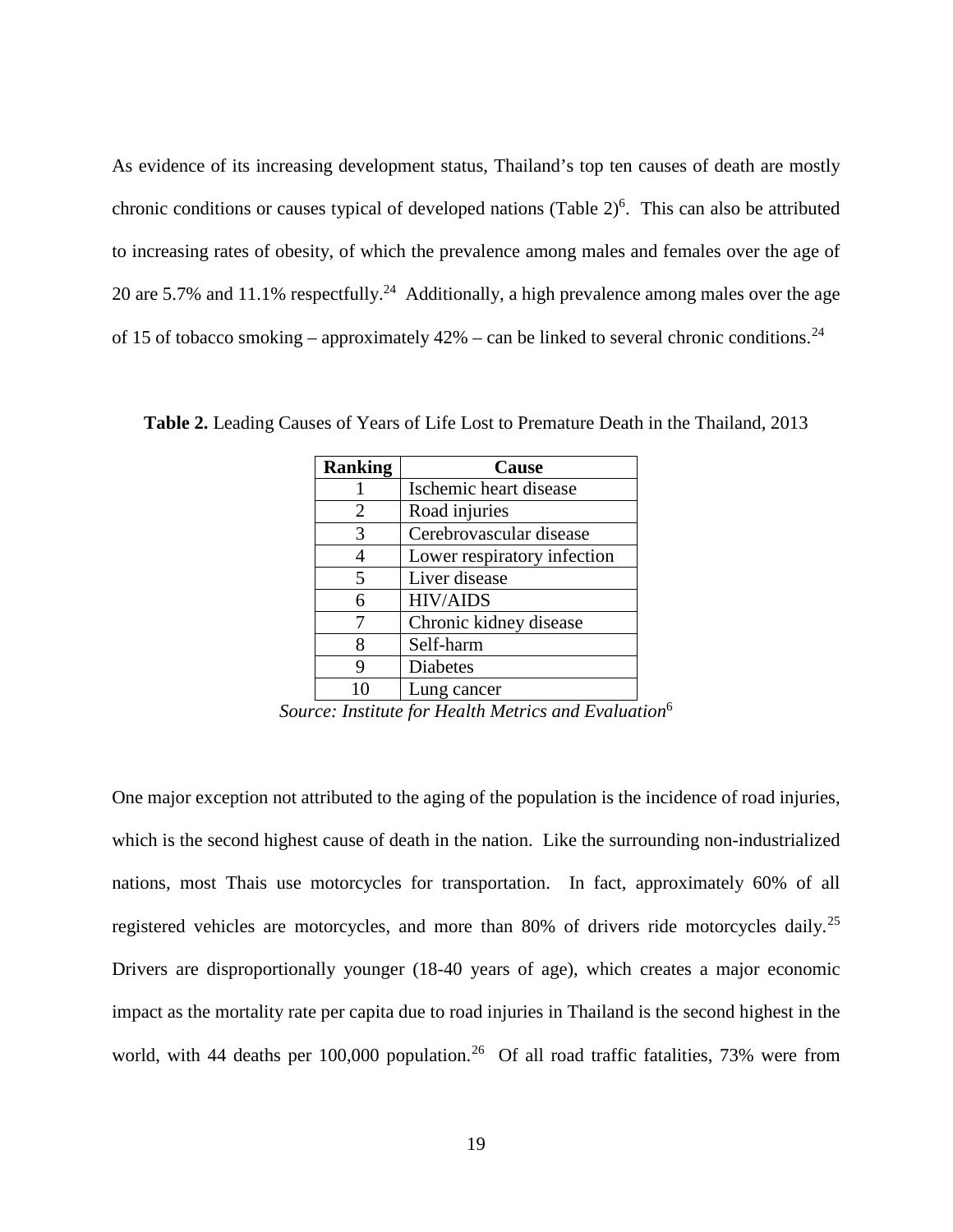As evidence of its increasing development status, Thailand's top ten causes of death are mostly chronic conditions or causes typical of developed nations (Table 2)[6]. This can also be attributed to increasing rates of obesity, of which the prevalence among males and females over the age of 20 are 5.7% and 11.1% respectfully.[24] Additionally, a high prevalence among males over the age of 15 of tobacco smoking – approximately 42% – can be linked to several chronic conditions.[24]

**Table 2.** Leading Causes of Years of Life Lost to Premature Death in the Thailand, 2013

| Ranking | Cause |
|---|---|
| 1 | Ischemic heart disease |
| 2 | Road injuries |
| 3 | Cerebrovascular disease |
| 4 | Lower respiratory infection |
| 5 | Liver disease |
| 6 | HIV/AIDS |
| 7 | Chronic kidney disease |
| 8 | Self-harm |
| 9 | Diabetes |
| 10 | Lung cancer |

*Source: Institute for Health Metrics and Evaluation*[6]

One major exception not attributed to the aging of the population is the incidence of road injuries, which is the second highest cause of death in the nation. Like the surrounding non-industrialized nations, most Thais use motorcycles for transportation. In fact, approximately 60% of all registered vehicles are motorcycles, and more than 80% of drivers ride motorcycles daily.[25] Drivers are disproportionally younger (18-40 years of age), which creates a major economic impact as the mortality rate per capita due to road injuries in Thailand is the second highest in the world, with 44 deaths per 100,000 population.[26] Of all road traffic fatalities, 73% were from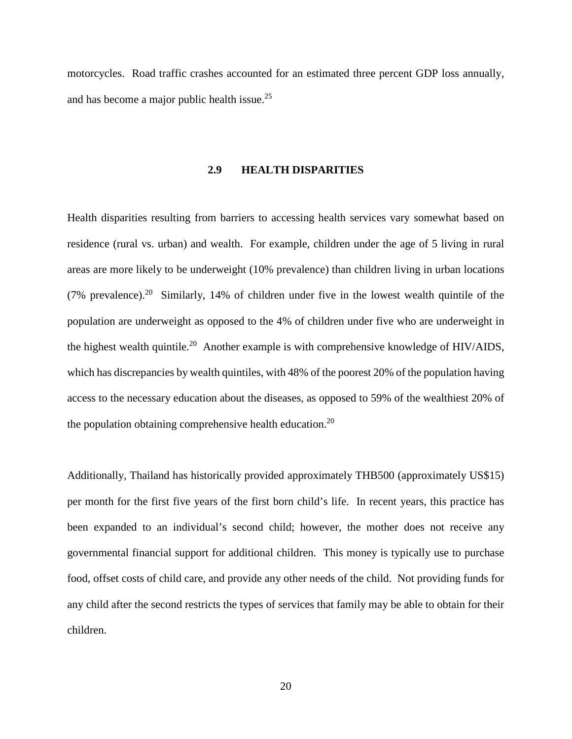motorcycles. Road traffic crashes accounted for an estimated three percent GDP loss annually, and has become a major public health issue.[25]

## 2.9 HEALTH DISPARITIES

Health disparities resulting from barriers to accessing health services vary somewhat based on residence (rural vs. urban) and wealth. For example, children under the age of 5 living in rural areas are more likely to be underweight (10% prevalence) than children living in urban locations (7% prevalence).[20] Similarly, 14% of children under five in the lowest wealth quintile of the population are underweight as opposed to the 4% of children under five who are underweight in the highest wealth quintile.[20] Another example is with comprehensive knowledge of HIV/AIDS, which has discrepancies by wealth quintiles, with 48% of the poorest 20% of the population having access to the necessary education about the diseases, as opposed to 59% of the wealthiest 20% of the population obtaining comprehensive health education.[20]

Additionally, Thailand has historically provided approximately THB500 (approximately US$15) per month for the first five years of the first born child's life. In recent years, this practice has been expanded to an individual's second child; however, the mother does not receive any governmental financial support for additional children. This money is typically use to purchase food, offset costs of child care, and provide any other needs of the child. Not providing funds for any child after the second restricts the types of services that family may be able to obtain for their children.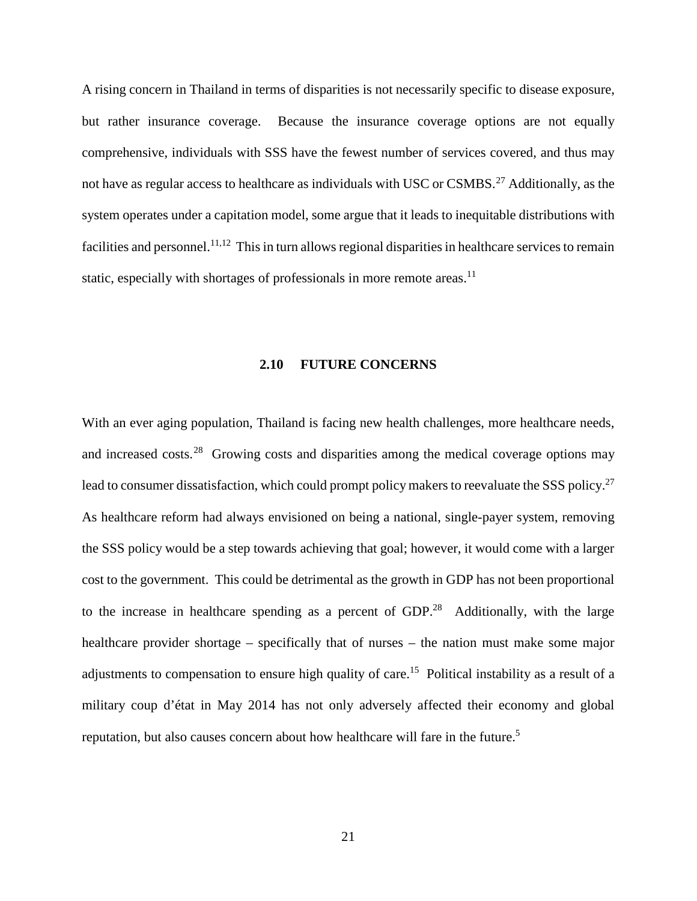A rising concern in Thailand in terms of disparities is not necessarily specific to disease exposure, but rather insurance coverage. Because the insurance coverage options are not equally comprehensive, individuals with SSS have the fewest number of services covered, and thus may not have as regular access to healthcare as individuals with USC or CSMBS.[27] Additionally, as the system operates under a capitation model, some argue that it leads to inequitable distributions with facilities and personnel.[11,12] This in turn allows regional disparities in healthcare services to remain static, especially with shortages of professionals in more remote areas.[11]

## 2.10 FUTURE CONCERNS

With an ever aging population, Thailand is facing new health challenges, more healthcare needs, and increased costs.[28] Growing costs and disparities among the medical coverage options may lead to consumer dissatisfaction, which could prompt policy makers to reevaluate the SSS policy.[27] As healthcare reform had always envisioned on being a national, single-payer system, removing the SSS policy would be a step towards achieving that goal; however, it would come with a larger cost to the government. This could be detrimental as the growth in GDP has not been proportional to the increase in healthcare spending as a percent of GDP.[28] Additionally, with the large healthcare provider shortage – specifically that of nurses – the nation must make some major adjustments to compensation to ensure high quality of care.[15] Political instability as a result of a military coup d'état in May 2014 has not only adversely affected their economy and global reputation, but also causes concern about how healthcare will fare in the future.[5]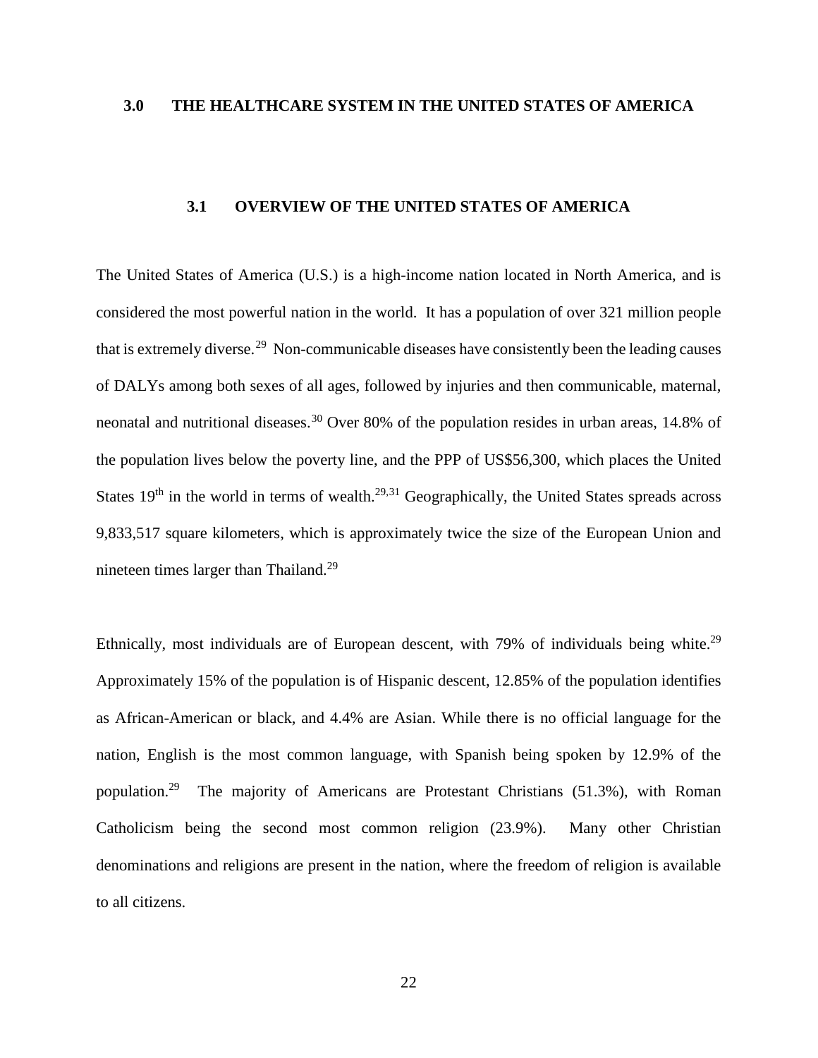# 3.0 THE HEALTHCARE SYSTEM IN THE UNITED STATES OF AMERICA

## 3.1 OVERVIEW OF THE UNITED STATES OF AMERICA

The United States of America (U.S.) is a high-income nation located in North America, and is considered the most powerful nation in the world. It has a population of over 321 million people that is extremely diverse.[29] Non-communicable diseases have consistently been the leading causes of DALYs among both sexes of all ages, followed by injuries and then communicable, maternal, neonatal and nutritional diseases.[30] Over 80% of the population resides in urban areas, 14.8% of the population lives below the poverty line, and the PPP of US$56,300, which places the United States 19th in the world in terms of wealth.[29,31] Geographically, the United States spreads across 9,833,517 square kilometers, which is approximately twice the size of the European Union and nineteen times larger than Thailand.[29]

Ethnically, most individuals are of European descent, with 79% of individuals being white.[29] Approximately 15% of the population is of Hispanic descent, 12.85% of the population identifies as African-American or black, and 4.4% are Asian. While there is no official language for the nation, English is the most common language, with Spanish being spoken by 12.9% of the population.[29] The majority of Americans are Protestant Christians (51.3%), with Roman Catholicism being the second most common religion (23.9%). Many other Christian denominations and religions are present in the nation, where the freedom of religion is available to all citizens.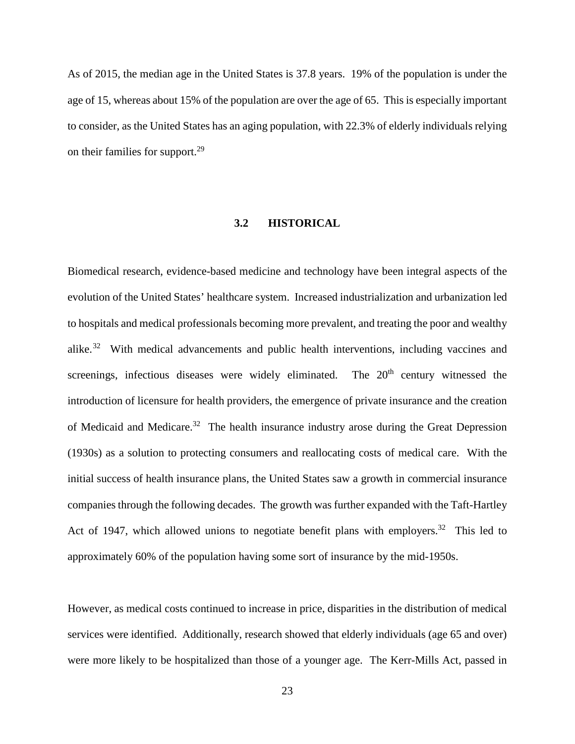As of 2015, the median age in the United States is 37.8 years. 19% of the population is under the age of 15, whereas about 15% of the population are over the age of 65. This is especially important to consider, as the United States has an aging population, with 22.3% of elderly individuals relying on their families for support.[29]

## 3.2 HISTORICAL

Biomedical research, evidence-based medicine and technology have been integral aspects of the evolution of the United States' healthcare system. Increased industrialization and urbanization led to hospitals and medical professionals becoming more prevalent, and treating the poor and wealthy alike.[32] With medical advancements and public health interventions, including vaccines and screenings, infectious diseases were widely eliminated. The 20th century witnessed the introduction of licensure for health providers, the emergence of private insurance and the creation of Medicaid and Medicare.[32] The health insurance industry arose during the Great Depression (1930s) as a solution to protecting consumers and reallocating costs of medical care. With the initial success of health insurance plans, the United States saw a growth in commercial insurance companies through the following decades. The growth was further expanded with the Taft-Hartley Act of 1947, which allowed unions to negotiate benefit plans with employers.[32] This led to approximately 60% of the population having some sort of insurance by the mid-1950s.

However, as medical costs continued to increase in price, disparities in the distribution of medical services were identified. Additionally, research showed that elderly individuals (age 65 and over) were more likely to be hospitalized than those of a younger age. The Kerr-Mills Act, passed in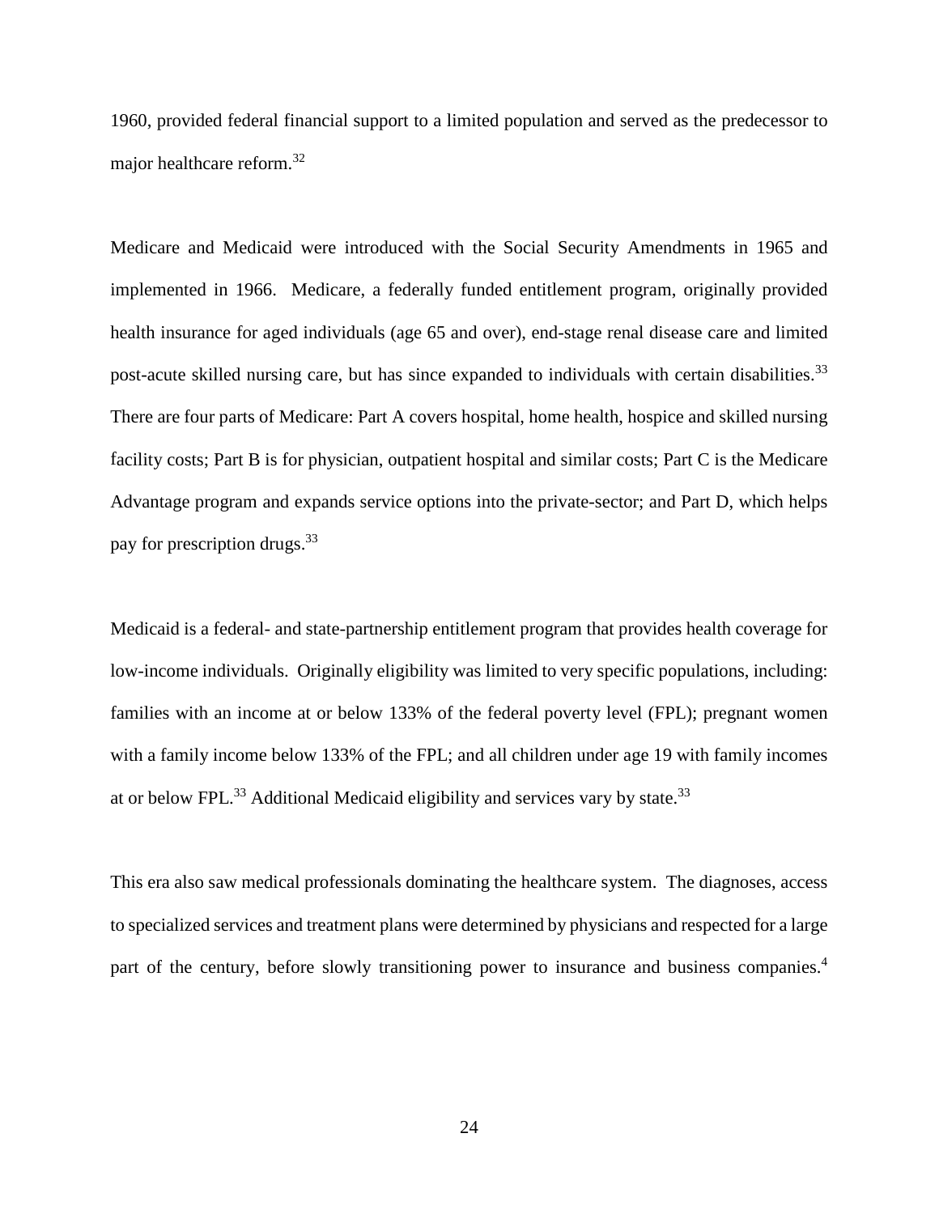1960, provided federal financial support to a limited population and served as the predecessor to major healthcare reform.[32]

Medicare and Medicaid were introduced with the Social Security Amendments in 1965 and implemented in 1966. Medicare, a federally funded entitlement program, originally provided health insurance for aged individuals (age 65 and over), end-stage renal disease care and limited post-acute skilled nursing care, but has since expanded to individuals with certain disabilities.[33] There are four parts of Medicare: Part A covers hospital, home health, hospice and skilled nursing facility costs; Part B is for physician, outpatient hospital and similar costs; Part C is the Medicare Advantage program and expands service options into the private-sector; and Part D, which helps pay for prescription drugs.[33]

Medicaid is a federal- and state-partnership entitlement program that provides health coverage for low-income individuals. Originally eligibility was limited to very specific populations, including: families with an income at or below 133% of the federal poverty level (FPL); pregnant women with a family income below 133% of the FPL; and all children under age 19 with family incomes at or below FPL.[33] Additional Medicaid eligibility and services vary by state.[33]

This era also saw medical professionals dominating the healthcare system. The diagnoses, access to specialized services and treatment plans were determined by physicians and respected for a large part of the century, before slowly transitioning power to insurance and business companies.[4]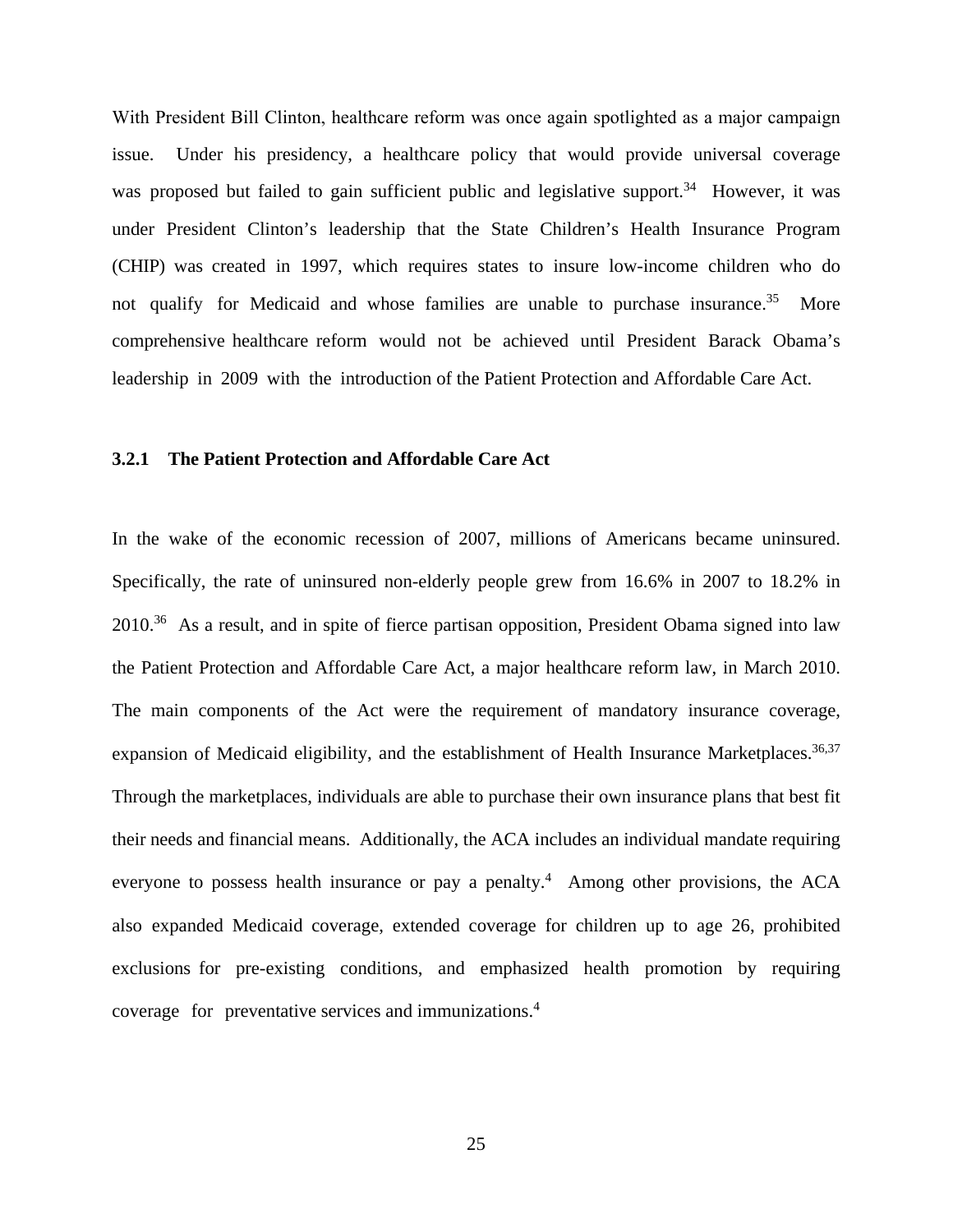With President Bill Clinton, healthcare reform was once again spotlighted as a major campaign issue. Under his presidency, a healthcare policy that would provide universal coverage was proposed but failed to gain sufficient public and legislative support.[34] However, it was under President Clinton's leadership that the State Children's Health Insurance Program (CHIP) was created in 1997, which requires states to insure low-income children who do not qualify for Medicaid and whose families are unable to purchase insurance.[35] More comprehensive healthcare reform would not be achieved until President Barack Obama's leadership in 2009 with the introduction of the Patient Protection and Affordable Care Act.

### 3.2.1 The Patient Protection and Affordable Care Act

In the wake of the economic recession of 2007, millions of Americans became uninsured. Specifically, the rate of uninsured non-elderly people grew from 16.6% in 2007 to 18.2% in 2010.[36] As a result, and in spite of fierce partisan opposition, President Obama signed into law the Patient Protection and Affordable Care Act, a major healthcare reform law, in March 2010. The main components of the Act were the requirement of mandatory insurance coverage, expansion of Medicaid eligibility, and the establishment of Health Insurance Marketplaces.[36,37] Through the marketplaces, individuals are able to purchase their own insurance plans that best fit their needs and financial means. Additionally, the ACA includes an individual mandate requiring everyone to possess health insurance or pay a penalty.[4] Among other provisions, the ACA also expanded Medicaid coverage, extended coverage for children up to age 26, prohibited exclusions for pre-existing conditions, and emphasized health promotion by requiring coverage for preventative services and immunizations.[4]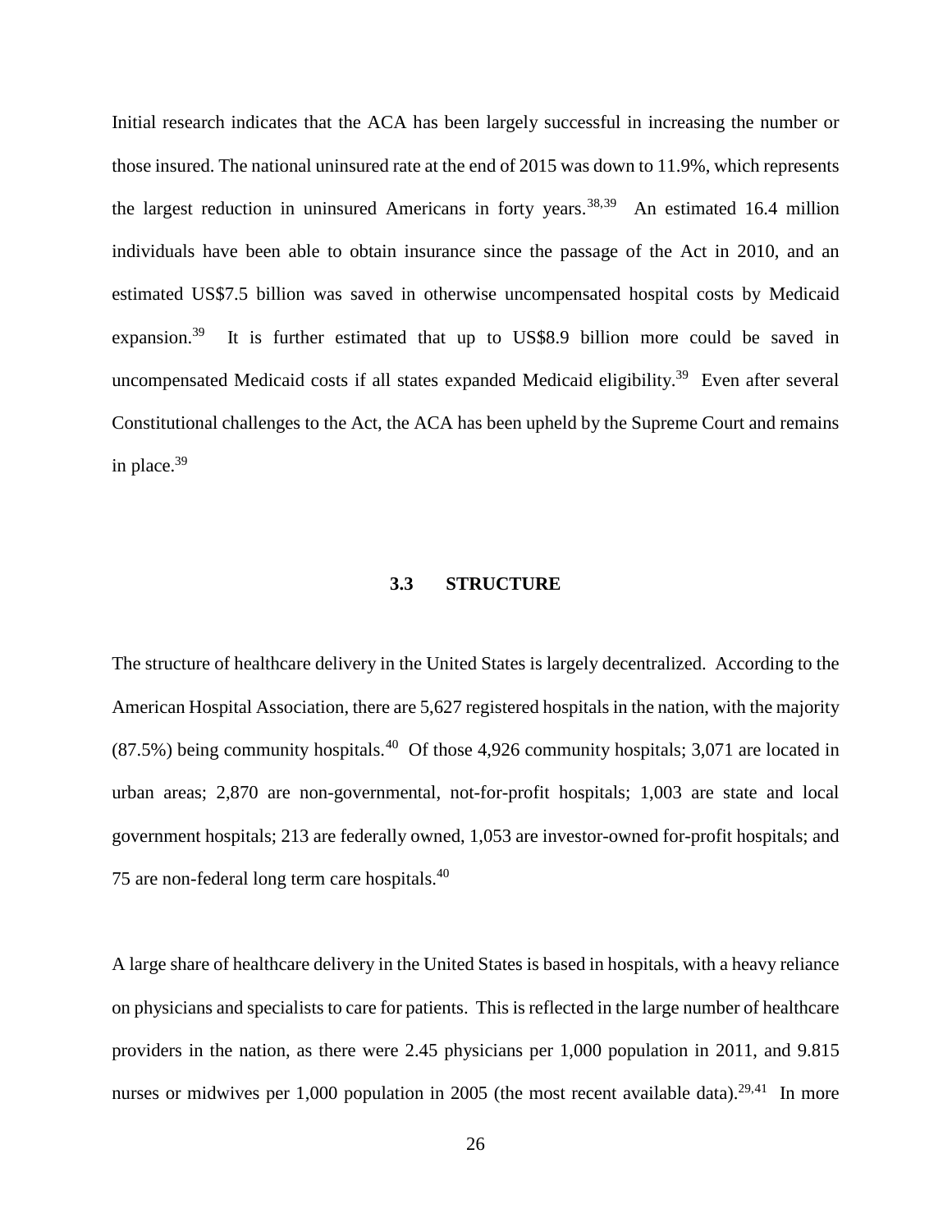Initial research indicates that the ACA has been largely successful in increasing the number or those insured. The national uninsured rate at the end of 2015 was down to 11.9%, which represents the largest reduction in uninsured Americans in forty years.[38,39] An estimated 16.4 million individuals have been able to obtain insurance since the passage of the Act in 2010, and an estimated US$7.5 billion was saved in otherwise uncompensated hospital costs by Medicaid expansion.[39] It is further estimated that up to US$8.9 billion more could be saved in uncompensated Medicaid costs if all states expanded Medicaid eligibility.[39] Even after several Constitutional challenges to the Act, the ACA has been upheld by the Supreme Court and remains in place.[39]

### 3.3 STRUCTURE

The structure of healthcare delivery in the United States is largely decentralized. According to the American Hospital Association, there are 5,627 registered hospitals in the nation, with the majority (87.5%) being community hospitals.[40] Of those 4,926 community hospitals; 3,071 are located in urban areas; 2,870 are non-governmental, not-for-profit hospitals; 1,003 are state and local government hospitals; 213 are federally owned, 1,053 are investor-owned for-profit hospitals; and 75 are non-federal long term care hospitals.[40]

A large share of healthcare delivery in the United States is based in hospitals, with a heavy reliance on physicians and specialists to care for patients. This is reflected in the large number of healthcare providers in the nation, as there were 2.45 physicians per 1,000 population in 2011, and 9.815 nurses or midwives per 1,000 population in 2005 (the most recent available data).[29,41] In more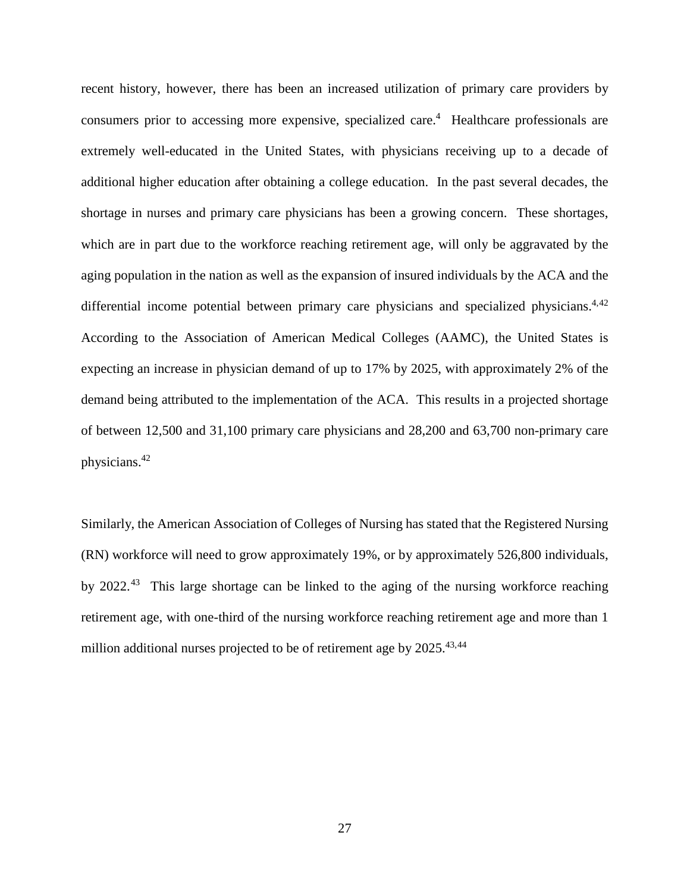recent history, however, there has been an increased utilization of primary care providers by consumers prior to accessing more expensive, specialized care.[4] Healthcare professionals are extremely well-educated in the United States, with physicians receiving up to a decade of additional higher education after obtaining a college education. In the past several decades, the shortage in nurses and primary care physicians has been a growing concern. These shortages, which are in part due to the workforce reaching retirement age, will only be aggravated by the aging population in the nation as well as the expansion of insured individuals by the ACA and the differential income potential between primary care physicians and specialized physicians.[4,42] According to the Association of American Medical Colleges (AAMC), the United States is expecting an increase in physician demand of up to 17% by 2025, with approximately 2% of the demand being attributed to the implementation of the ACA. This results in a projected shortage of between 12,500 and 31,100 primary care physicians and 28,200 and 63,700 non-primary care physicians.[42]

Similarly, the American Association of Colleges of Nursing has stated that the Registered Nursing (RN) workforce will need to grow approximately 19%, or by approximately 526,800 individuals, by 2022.[43] This large shortage can be linked to the aging of the nursing workforce reaching retirement age, with one-third of the nursing workforce reaching retirement age and more than 1 million additional nurses projected to be of retirement age by 2025.[43,44]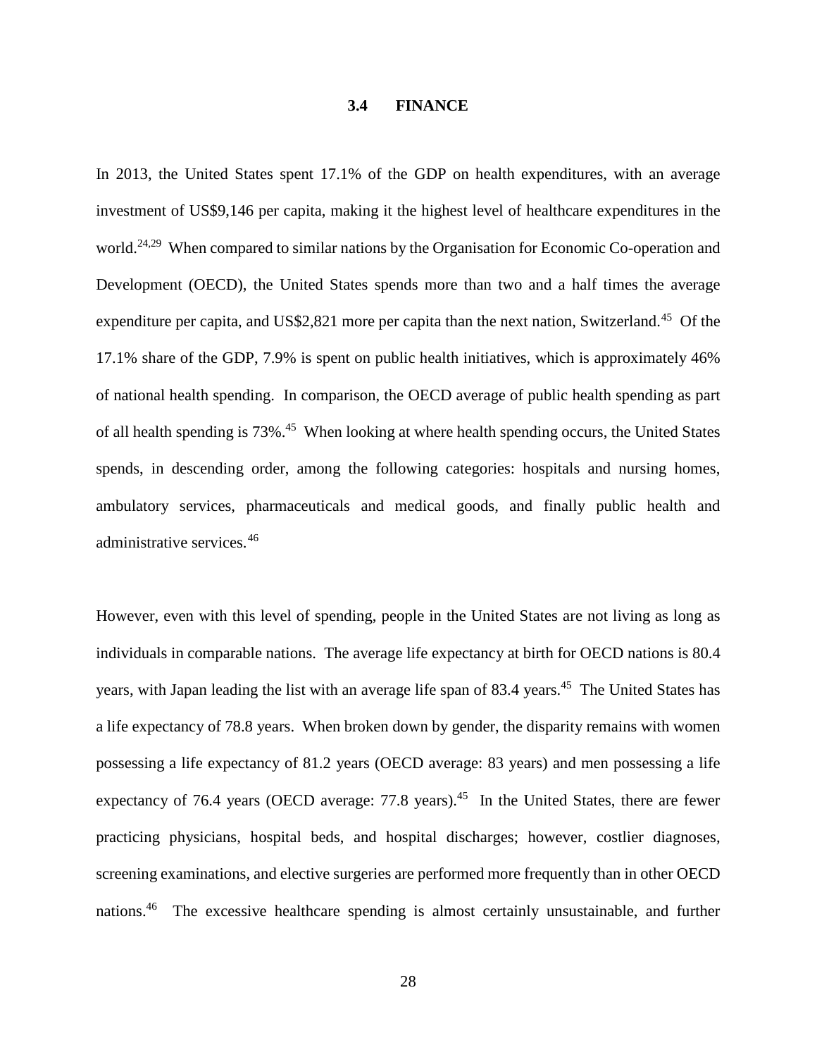### 3.4 FINANCE

In 2013, the United States spent 17.1% of the GDP on health expenditures, with an average investment of US$9,146 per capita, making it the highest level of healthcare expenditures in the world.[24,29] When compared to similar nations by the Organisation for Economic Co-operation and Development (OECD), the United States spends more than two and a half times the average expenditure per capita, and US$2,821 more per capita than the next nation, Switzerland.[45] Of the 17.1% share of the GDP, 7.9% is spent on public health initiatives, which is approximately 46% of national health spending. In comparison, the OECD average of public health spending as part of all health spending is 73%.[45] When looking at where health spending occurs, the United States spends, in descending order, among the following categories: hospitals and nursing homes, ambulatory services, pharmaceuticals and medical goods, and finally public health and administrative services.[46]

However, even with this level of spending, people in the United States are not living as long as individuals in comparable nations. The average life expectancy at birth for OECD nations is 80.4 years, with Japan leading the list with an average life span of 83.4 years.[45] The United States has a life expectancy of 78.8 years. When broken down by gender, the disparity remains with women possessing a life expectancy of 81.2 years (OECD average: 83 years) and men possessing a life expectancy of 76.4 years (OECD average: 77.8 years).[45] In the United States, there are fewer practicing physicians, hospital beds, and hospital discharges; however, costlier diagnoses, screening examinations, and elective surgeries are performed more frequently than in other OECD nations.[46] The excessive healthcare spending is almost certainly unsustainable, and further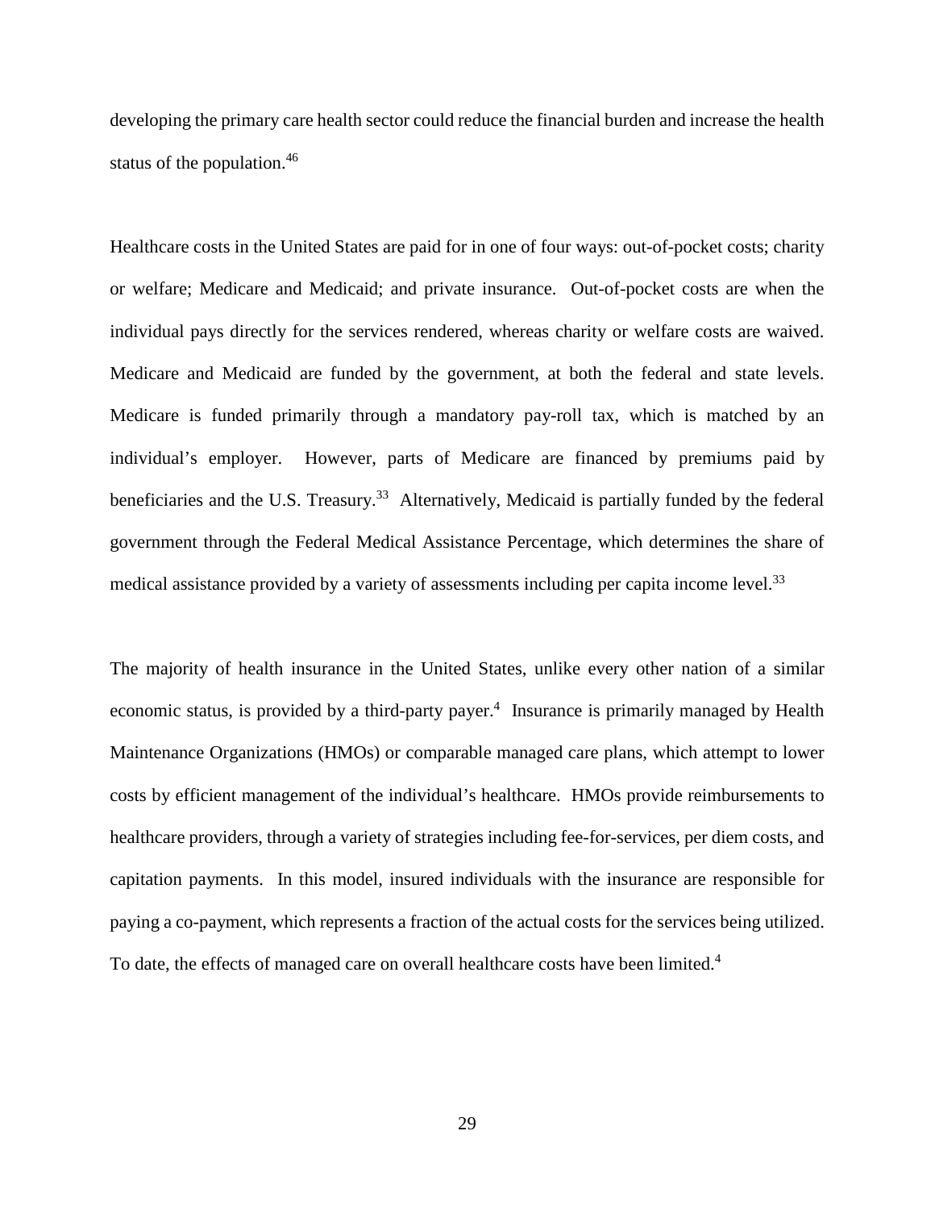developing the primary care health sector could reduce the financial burden and increase the health status of the population.[46]

Healthcare costs in the United States are paid for in one of four ways: out-of-pocket costs; charity or welfare; Medicare and Medicaid; and private insurance. Out-of-pocket costs are when the individual pays directly for the services rendered, whereas charity or welfare costs are waived. Medicare and Medicaid are funded by the government, at both the federal and state levels. Medicare is funded primarily through a mandatory pay-roll tax, which is matched by an individual's employer. However, parts of Medicare are financed by premiums paid by beneficiaries and the U.S. Treasury.[33] Alternatively, Medicaid is partially funded by the federal government through the Federal Medical Assistance Percentage, which determines the share of medical assistance provided by a variety of assessments including per capita income level.[33]

The majority of health insurance in the United States, unlike every other nation of a similar economic status, is provided by a third-party payer.[4] Insurance is primarily managed by Health Maintenance Organizations (HMOs) or comparable managed care plans, which attempt to lower costs by efficient management of the individual's healthcare. HMOs provide reimbursements to healthcare providers, through a variety of strategies including fee-for-services, per diem costs, and capitation payments. In this model, insured individuals with the insurance are responsible for paying a co-payment, which represents a fraction of the actual costs for the services being utilized. To date, the effects of managed care on overall healthcare costs have been limited.[4]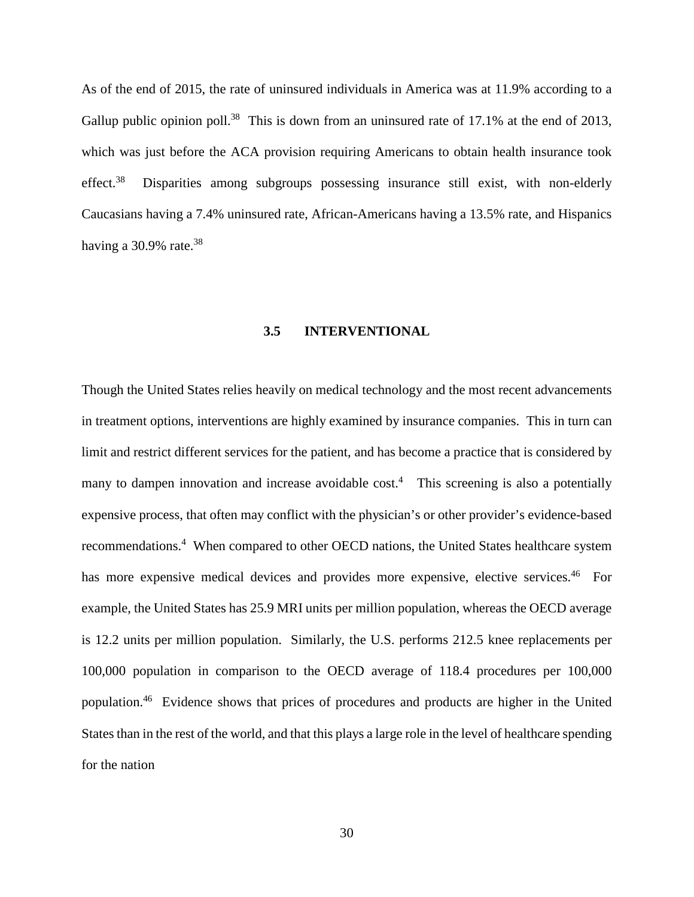As of the end of 2015, the rate of uninsured individuals in America was at 11.9% according to a Gallup public opinion poll.[38] This is down from an uninsured rate of 17.1% at the end of 2013, which was just before the ACA provision requiring Americans to obtain health insurance took effect.[38] Disparities among subgroups possessing insurance still exist, with non-elderly Caucasians having a 7.4% uninsured rate, African-Americans having a 13.5% rate, and Hispanics having a 30.9% rate.[38]

### 3.5 INTERVENTIONAL

Though the United States relies heavily on medical technology and the most recent advancements in treatment options, interventions are highly examined by insurance companies. This in turn can limit and restrict different services for the patient, and has become a practice that is considered by many to dampen innovation and increase avoidable cost.[4] This screening is also a potentially expensive process, that often may conflict with the physician's or other provider's evidence-based recommendations.[4] When compared to other OECD nations, the United States healthcare system has more expensive medical devices and provides more expensive, elective services.[46] For example, the United States has 25.9 MRI units per million population, whereas the OECD average is 12.2 units per million population. Similarly, the U.S. performs 212.5 knee replacements per 100,000 population in comparison to the OECD average of 118.4 procedures per 100,000 population.[46] Evidence shows that prices of procedures and products are higher in the United States than in the rest of the world, and that this plays a large role in the level of healthcare spending for the nation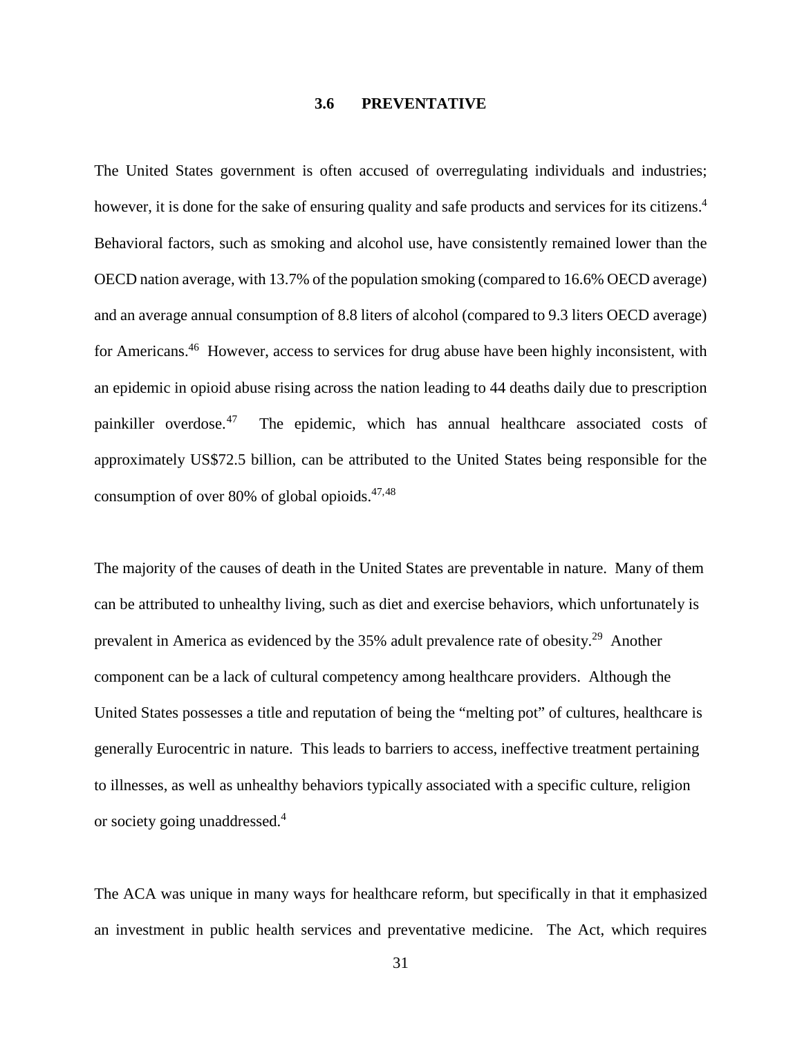### 3.6 PREVENTATIVE

The United States government is often accused of overregulating individuals and industries; however, it is done for the sake of ensuring quality and safe products and services for its citizens.[4] Behavioral factors, such as smoking and alcohol use, have consistently remained lower than the OECD nation average, with 13.7% of the population smoking (compared to 16.6% OECD average) and an average annual consumption of 8.8 liters of alcohol (compared to 9.3 liters OECD average) for Americans.[46] However, access to services for drug abuse have been highly inconsistent, with an epidemic in opioid abuse rising across the nation leading to 44 deaths daily due to prescription painkiller overdose.[47] The epidemic, which has annual healthcare associated costs of approximately US$72.5 billion, can be attributed to the United States being responsible for the consumption of over 80% of global opioids.[47,48]

The majority of the causes of death in the United States are preventable in nature. Many of them can be attributed to unhealthy living, such as diet and exercise behaviors, which unfortunately is prevalent in America as evidenced by the 35% adult prevalence rate of obesity.[29] Another component can be a lack of cultural competency among healthcare providers. Although the United States possesses a title and reputation of being the "melting pot" of cultures, healthcare is generally Eurocentric in nature. This leads to barriers to access, ineffective treatment pertaining to illnesses, as well as unhealthy behaviors typically associated with a specific culture, religion or society going unaddressed.[4]

The ACA was unique in many ways for healthcare reform, but specifically in that it emphasized an investment in public health services and preventative medicine. The Act, which requires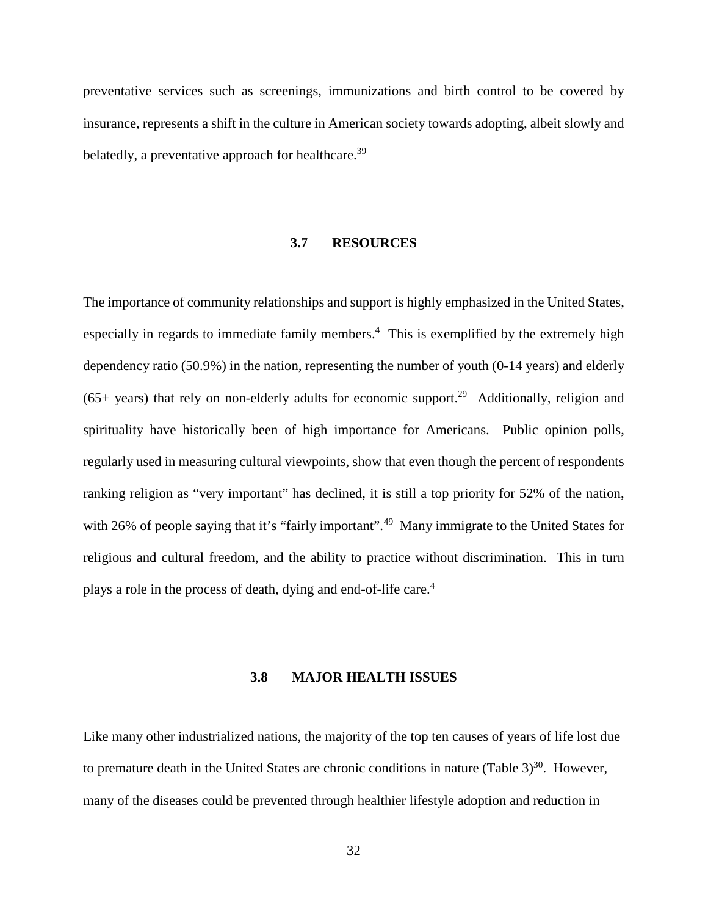preventative services such as screenings, immunizations and birth control to be covered by insurance, represents a shift in the culture in American society towards adopting, albeit slowly and belatedly, a preventative approach for healthcare.[39]

### 3.7 RESOURCES

The importance of community relationships and support is highly emphasized in the United States, especially in regards to immediate family members.[4] This is exemplified by the extremely high dependency ratio (50.9%) in the nation, representing the number of youth (0-14 years) and elderly (65+ years) that rely on non-elderly adults for economic support.[29] Additionally, religion and spirituality have historically been of high importance for Americans. Public opinion polls, regularly used in measuring cultural viewpoints, show that even though the percent of respondents ranking religion as "very important" has declined, it is still a top priority for 52% of the nation, with 26% of people saying that it's "fairly important".[49] Many immigrate to the United States for religious and cultural freedom, and the ability to practice without discrimination. This in turn plays a role in the process of death, dying and end-of-life care.[4]

### 3.8 MAJOR HEALTH ISSUES

Like many other industrialized nations, the majority of the top ten causes of years of life lost due to premature death in the United States are chronic conditions in nature (Table 3)[30]. However, many of the diseases could be prevented through healthier lifestyle adoption and reduction in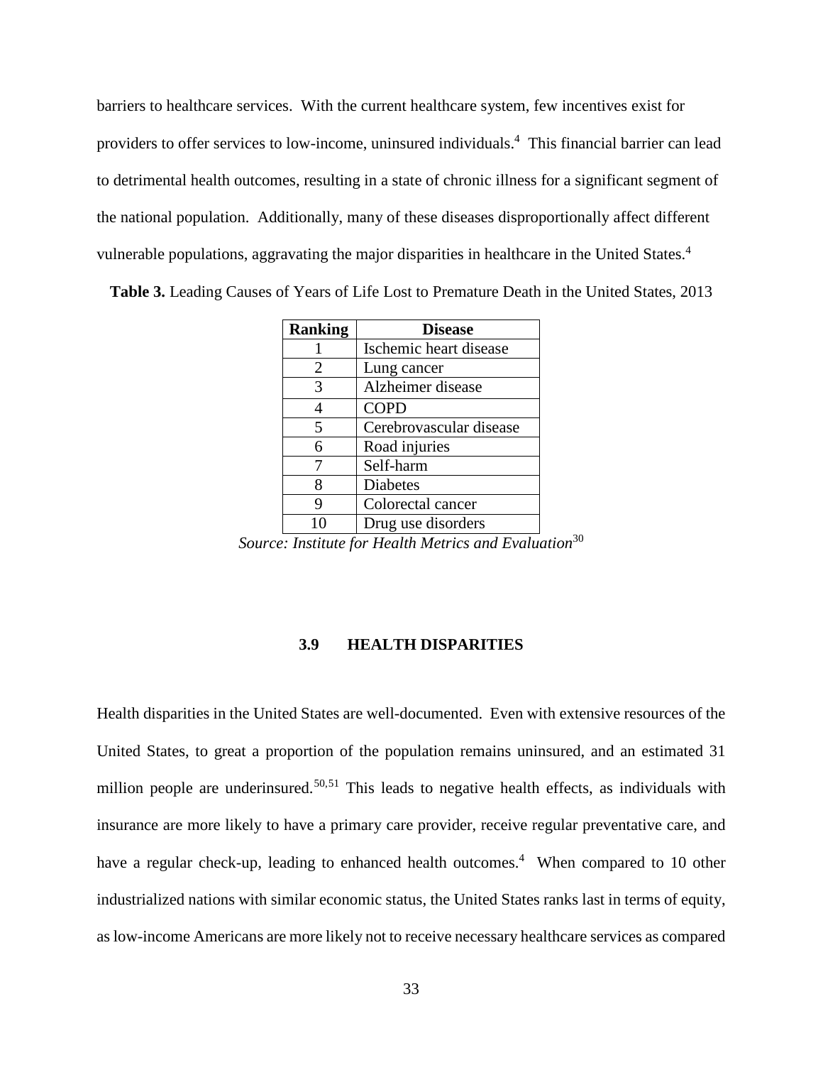barriers to healthcare services. With the current healthcare system, few incentives exist for providers to offer services to low-income, uninsured individuals.[4] This financial barrier can lead to detrimental health outcomes, resulting in a state of chronic illness for a significant segment of the national population. Additionally, many of these diseases disproportionally affect different vulnerable populations, aggravating the major disparities in healthcare in the United States.[4]

**Table 3.** Leading Causes of Years of Life Lost to Premature Death in the United States, 2013

| Ranking | Disease |
|---|---|
| 1 | Ischemic heart disease |
| 2 | Lung cancer |
| 3 | Alzheimer disease |
| 4 | COPD |
| 5 | Cerebrovascular disease |
| 6 | Road injuries |
| 7 | Self-harm |
| 8 | Diabetes |
| 9 | Colorectal cancer |
| 10 | Drug use disorders |

*Source: Institute for Health Metrics and Evaluation*[30]

### 3.9 HEALTH DISPARITIES

Health disparities in the United States are well-documented. Even with extensive resources of the United States, to great a proportion of the population remains uninsured, and an estimated 31 million people are underinsured.[50,51] This leads to negative health effects, as individuals with insurance are more likely to have a primary care provider, receive regular preventative care, and have a regular check-up, leading to enhanced health outcomes.[4] When compared to 10 other industrialized nations with similar economic status, the United States ranks last in terms of equity, as low-income Americans are more likely not to receive necessary healthcare services as compared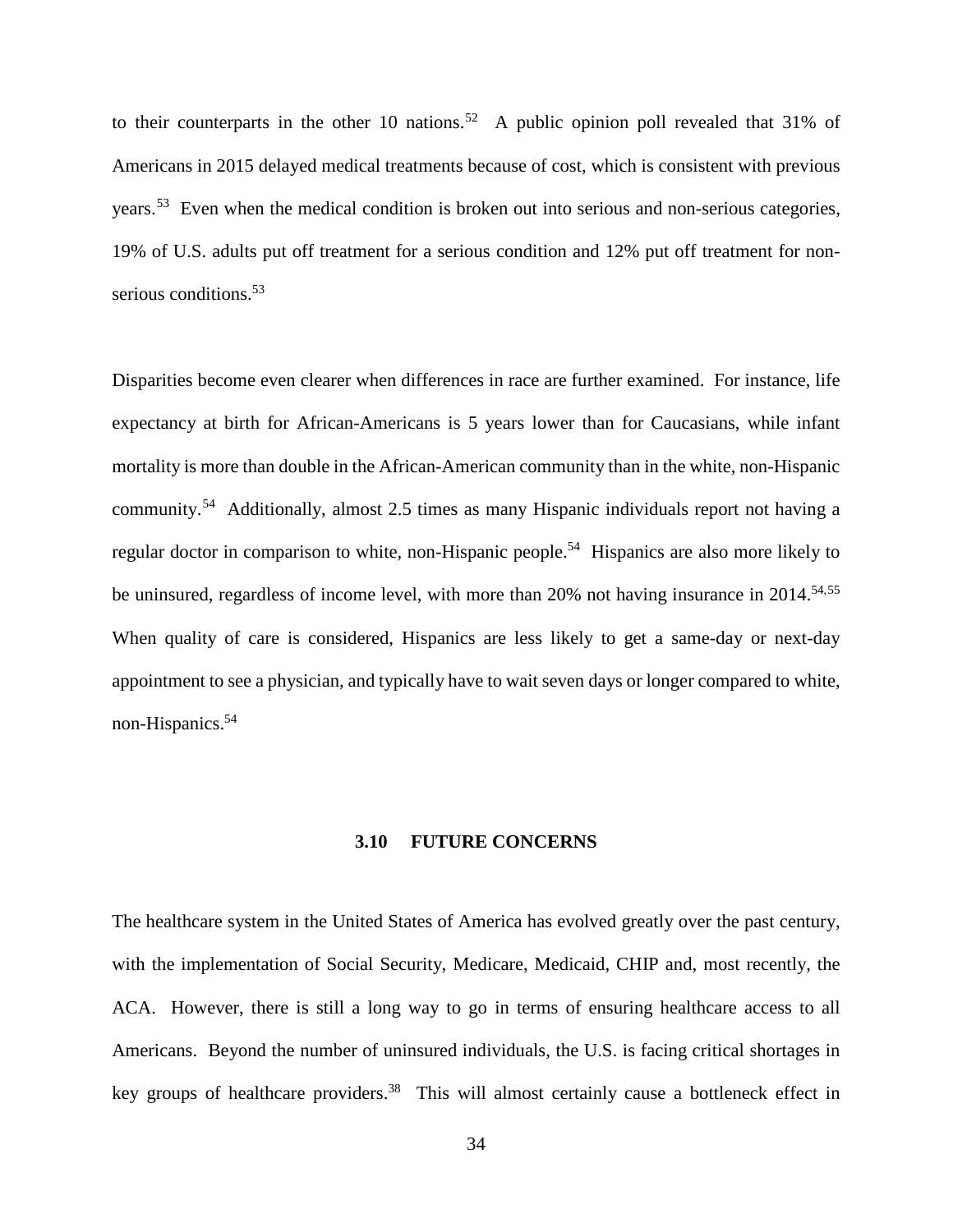to their counterparts in the other 10 nations.[52] A public opinion poll revealed that 31% of Americans in 2015 delayed medical treatments because of cost, which is consistent with previous years.[53] Even when the medical condition is broken out into serious and non-serious categories, 19% of U.S. adults put off treatment for a serious condition and 12% put off treatment for non-serious conditions.[53]

Disparities become even clearer when differences in race are further examined. For instance, life expectancy at birth for African-Americans is 5 years lower than for Caucasians, while infant mortality is more than double in the African-American community than in the white, non-Hispanic community.[54] Additionally, almost 2.5 times as many Hispanic individuals report not having a regular doctor in comparison to white, non-Hispanic people.[54] Hispanics are also more likely to be uninsured, regardless of income level, with more than 20% not having insurance in 2014.[54,55] When quality of care is considered, Hispanics are less likely to get a same-day or next-day appointment to see a physician, and typically have to wait seven days or longer compared to white, non-Hispanics.[54]

## 3.10 FUTURE CONCERNS

The healthcare system in the United States of America has evolved greatly over the past century, with the implementation of Social Security, Medicare, Medicaid, CHIP and, most recently, the ACA. However, there is still a long way to go in terms of ensuring healthcare access to all Americans. Beyond the number of uninsured individuals, the U.S. is facing critical shortages in key groups of healthcare providers.[38] This will almost certainly cause a bottleneck effect in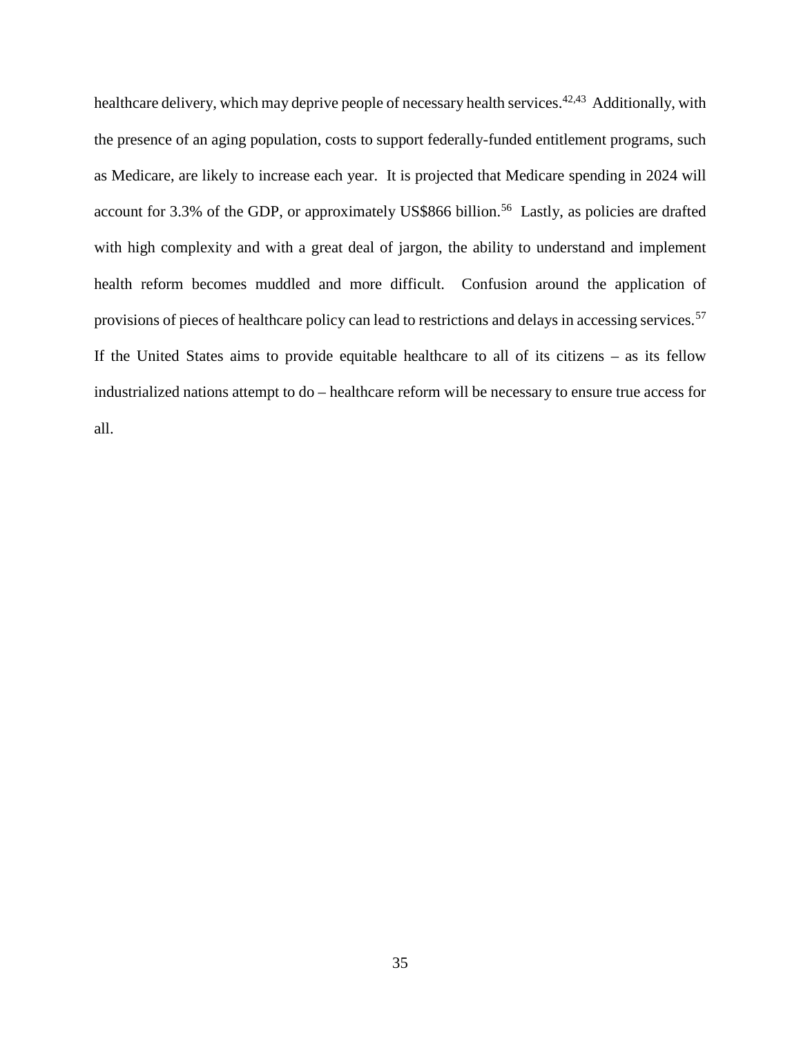healthcare delivery, which may deprive people of necessary health services.[42,43] Additionally, with the presence of an aging population, costs to support federally-funded entitlement programs, such as Medicare, are likely to increase each year. It is projected that Medicare spending in 2024 will account for 3.3% of the GDP, or approximately US$866 billion.[56] Lastly, as policies are drafted with high complexity and with a great deal of jargon, the ability to understand and implement health reform becomes muddled and more difficult. Confusion around the application of provisions of pieces of healthcare policy can lead to restrictions and delays in accessing services.[57] If the United States aims to provide equitable healthcare to all of its citizens – as its fellow industrialized nations attempt to do – healthcare reform will be necessary to ensure true access for all.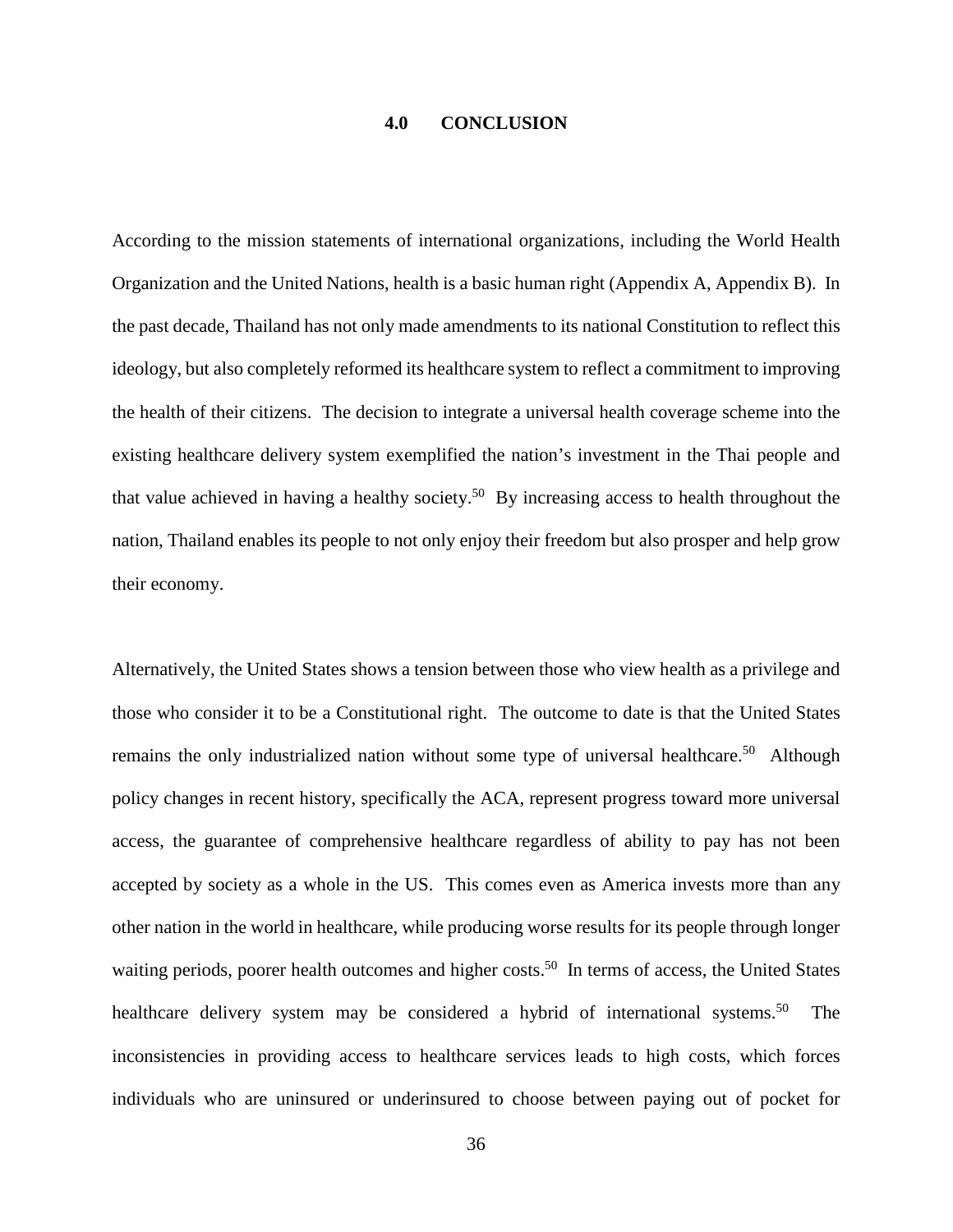# 4.0 CONCLUSION

According to the mission statements of international organizations, including the World Health Organization and the United Nations, health is a basic human right (Appendix A, Appendix B). In the past decade, Thailand has not only made amendments to its national Constitution to reflect this ideology, but also completely reformed its healthcare system to reflect a commitment to improving the health of their citizens. The decision to integrate a universal health coverage scheme into the existing healthcare delivery system exemplified the nation's investment in the Thai people and that value achieved in having a healthy society.[50] By increasing access to health throughout the nation, Thailand enables its people to not only enjoy their freedom but also prosper and help grow their economy.

Alternatively, the United States shows a tension between those who view health as a privilege and those who consider it to be a Constitutional right. The outcome to date is that the United States remains the only industrialized nation without some type of universal healthcare.[50] Although policy changes in recent history, specifically the ACA, represent progress toward more universal access, the guarantee of comprehensive healthcare regardless of ability to pay has not been accepted by society as a whole in the US. This comes even as America invests more than any other nation in the world in healthcare, while producing worse results for its people through longer waiting periods, poorer health outcomes and higher costs.[50] In terms of access, the United States healthcare delivery system may be considered a hybrid of international systems.[50] The inconsistencies in providing access to healthcare services leads to high costs, which forces individuals who are uninsured or underinsured to choose between paying out of pocket for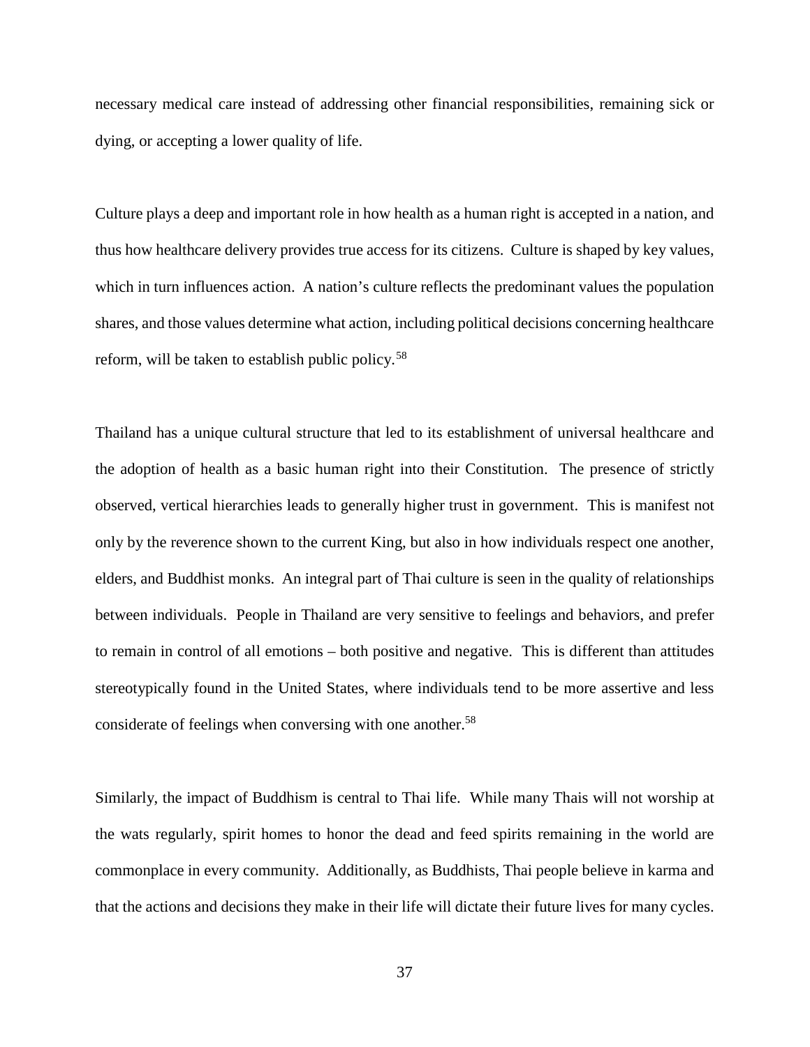necessary medical care instead of addressing other financial responsibilities, remaining sick or dying, or accepting a lower quality of life.

Culture plays a deep and important role in how health as a human right is accepted in a nation, and thus how healthcare delivery provides true access for its citizens. Culture is shaped by key values, which in turn influences action. A nation's culture reflects the predominant values the population shares, and those values determine what action, including political decisions concerning healthcare reform, will be taken to establish public policy.[58]

Thailand has a unique cultural structure that led to its establishment of universal healthcare and the adoption of health as a basic human right into their Constitution. The presence of strictly observed, vertical hierarchies leads to generally higher trust in government. This is manifest not only by the reverence shown to the current King, but also in how individuals respect one another, elders, and Buddhist monks. An integral part of Thai culture is seen in the quality of relationships between individuals. People in Thailand are very sensitive to feelings and behaviors, and prefer to remain in control of all emotions – both positive and negative. This is different than attitudes stereotypically found in the United States, where individuals tend to be more assertive and less considerate of feelings when conversing with one another.[58]

Similarly, the impact of Buddhism is central to Thai life. While many Thais will not worship at the wats regularly, spirit homes to honor the dead and feed spirits remaining in the world are commonplace in every community. Additionally, as Buddhists, Thai people believe in karma and that the actions and decisions they make in their life will dictate their future lives for many cycles.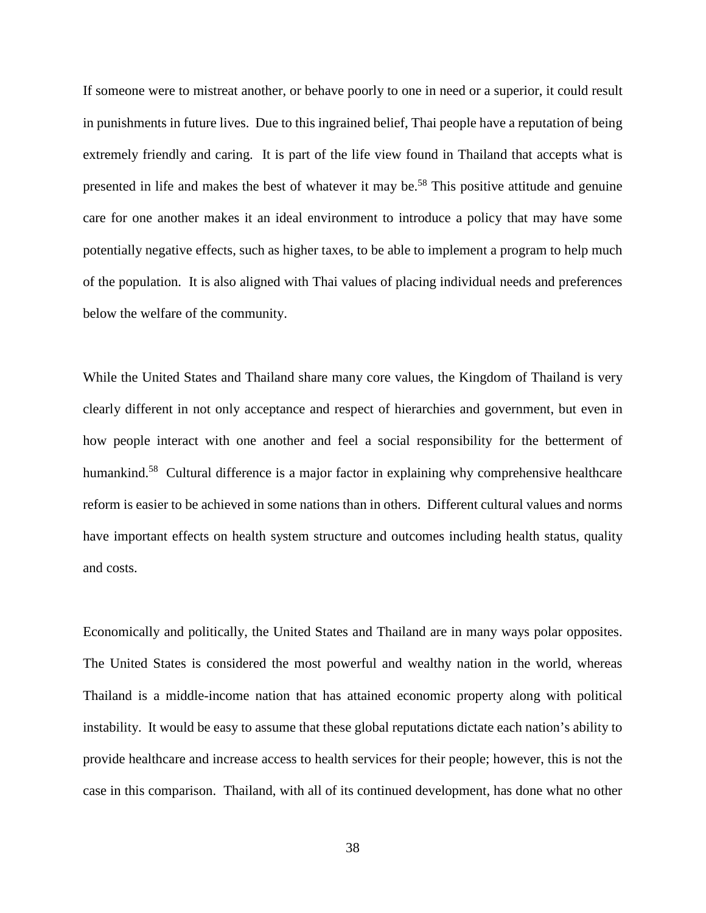If someone were to mistreat another, or behave poorly to one in need or a superior, it could result in punishments in future lives. Due to this ingrained belief, Thai people have a reputation of being extremely friendly and caring. It is part of the life view found in Thailand that accepts what is presented in life and makes the best of whatever it may be.[58] This positive attitude and genuine care for one another makes it an ideal environment to introduce a policy that may have some potentially negative effects, such as higher taxes, to be able to implement a program to help much of the population. It is also aligned with Thai values of placing individual needs and preferences below the welfare of the community.

While the United States and Thailand share many core values, the Kingdom of Thailand is very clearly different in not only acceptance and respect of hierarchies and government, but even in how people interact with one another and feel a social responsibility for the betterment of humankind.[58] Cultural difference is a major factor in explaining why comprehensive healthcare reform is easier to be achieved in some nations than in others. Different cultural values and norms have important effects on health system structure and outcomes including health status, quality and costs.

Economically and politically, the United States and Thailand are in many ways polar opposites. The United States is considered the most powerful and wealthy nation in the world, whereas Thailand is a middle-income nation that has attained economic property along with political instability. It would be easy to assume that these global reputations dictate each nation's ability to provide healthcare and increase access to health services for their people; however, this is not the case in this comparison. Thailand, with all of its continued development, has done what no other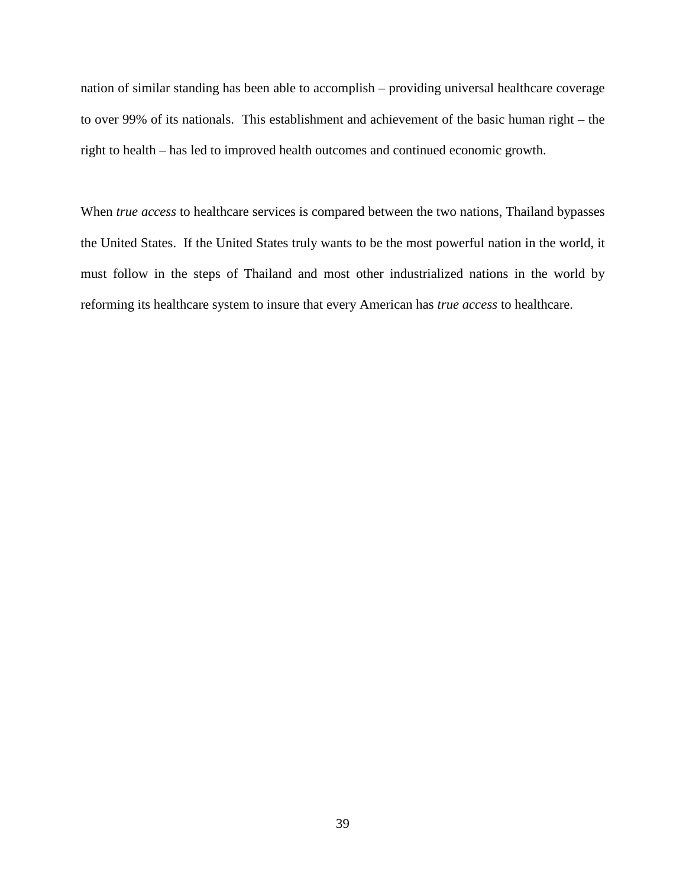nation of similar standing has been able to accomplish – providing universal healthcare coverage to over 99% of its nationals. This establishment and achievement of the basic human right – the right to health – has led to improved health outcomes and continued economic growth.

When *true access* to healthcare services is compared between the two nations, Thailand bypasses the United States. If the United States truly wants to be the most powerful nation in the world, it must follow in the steps of Thailand and most other industrialized nations in the world by reforming its healthcare system to insure that every American has *true access* to healthcare.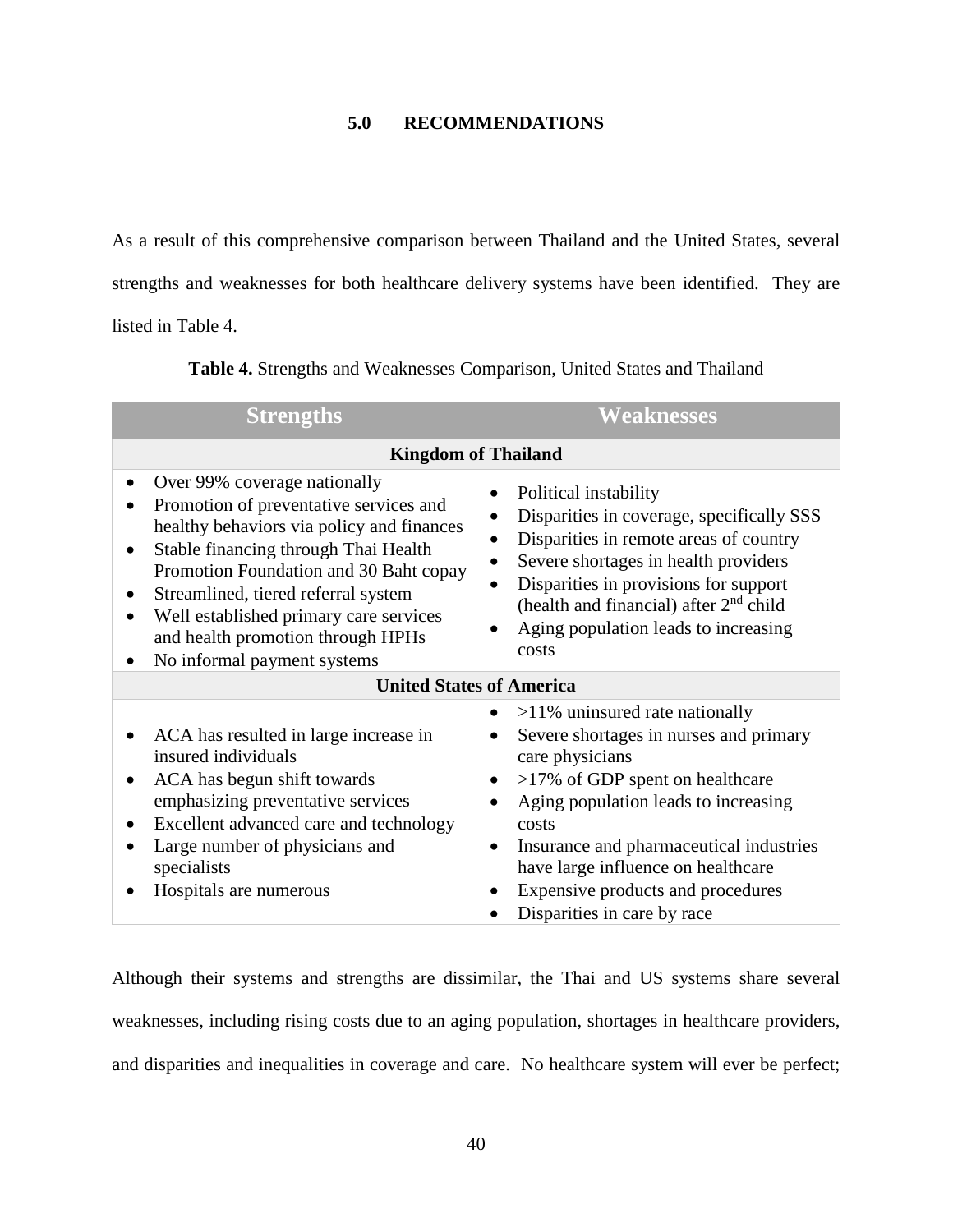# 5.0 RECOMMENDATIONS

As a result of this comprehensive comparison between Thailand and the United States, several strengths and weaknesses for both healthcare delivery systems have been identified. They are listed in Table 4.

**Table 4.** Strengths and Weaknesses Comparison, United States and Thailand

| Strengths | Weaknesses |
|---|---|
| **Kingdom of Thailand** | |
| • Over 99% coverage nationally<br>• Promotion of preventative services and healthy behaviors via policy and finances<br>• Stable financing through Thai Health Promotion Foundation and 30 Baht copay<br>• Streamlined, tiered referral system<br>• Well established primary care services and health promotion through HPHs<br>• No informal payment systems | • Political instability<br>• Disparities in coverage, specifically SSS<br>• Disparities in remote areas of country<br>• Severe shortages in health providers<br>• Disparities in provisions for support (health and financial) after 2nd child<br>• Aging population leads to increasing costs |
| **United States of America** | |
| • ACA has resulted in large increase in insured individuals<br>• ACA has begun shift towards emphasizing preventative services<br>• Excellent advanced care and technology<br>• Large number of physicians and specialists<br>• Hospitals are numerous | • >11% uninsured rate nationally<br>• Severe shortages in nurses and primary care physicians<br>• >17% of GDP spent on healthcare<br>• Aging population leads to increasing costs<br>• Insurance and pharmaceutical industries have large influence on healthcare<br>• Expensive products and procedures<br>• Disparities in care by race |

Although their systems and strengths are dissimilar, the Thai and US systems share several weaknesses, including rising costs due to an aging population, shortages in healthcare providers, and disparities and inequalities in coverage and care. No healthcare system will ever be perfect;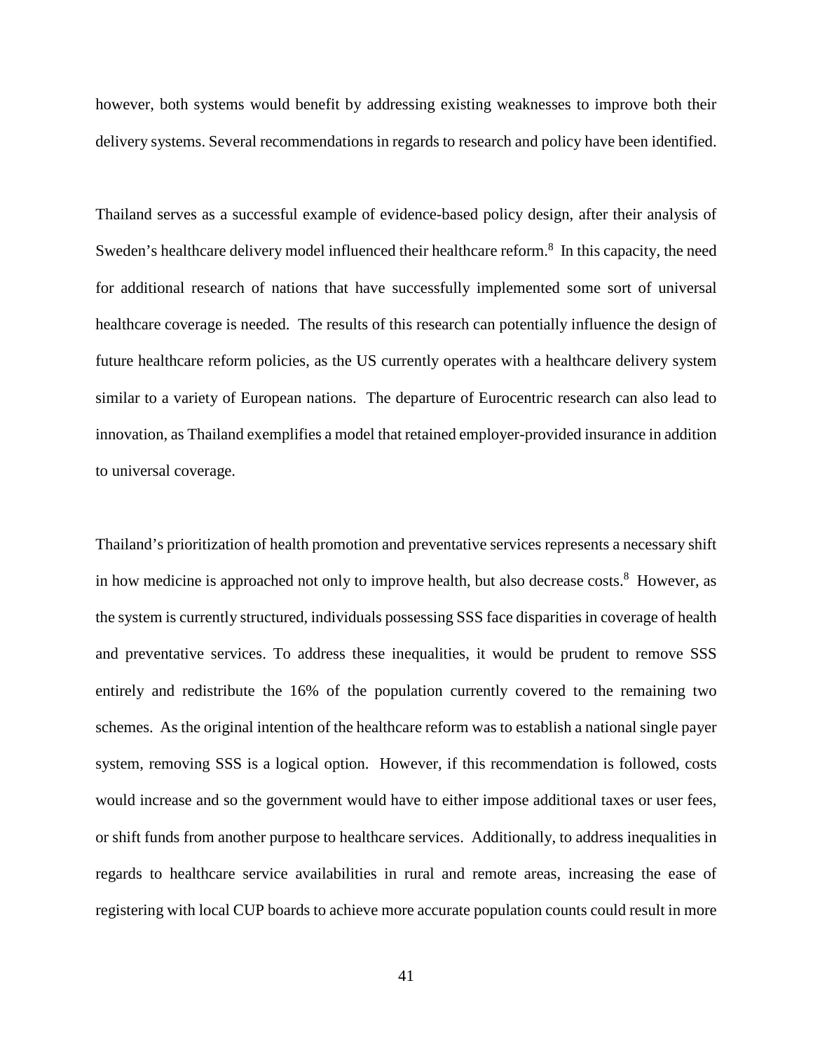however, both systems would benefit by addressing existing weaknesses to improve both their delivery systems. Several recommendations in regards to research and policy have been identified.

Thailand serves as a successful example of evidence-based policy design, after their analysis of Sweden's healthcare delivery model influenced their healthcare reform.[8] In this capacity, the need for additional research of nations that have successfully implemented some sort of universal healthcare coverage is needed. The results of this research can potentially influence the design of future healthcare reform policies, as the US currently operates with a healthcare delivery system similar to a variety of European nations. The departure of Eurocentric research can also lead to innovation, as Thailand exemplifies a model that retained employer-provided insurance in addition to universal coverage.

Thailand's prioritization of health promotion and preventative services represents a necessary shift in how medicine is approached not only to improve health, but also decrease costs.[8] However, as the system is currently structured, individuals possessing SSS face disparities in coverage of health and preventative services. To address these inequalities, it would be prudent to remove SSS entirely and redistribute the 16% of the population currently covered to the remaining two schemes. As the original intention of the healthcare reform was to establish a national single payer system, removing SSS is a logical option. However, if this recommendation is followed, costs would increase and so the government would have to either impose additional taxes or user fees, or shift funds from another purpose to healthcare services. Additionally, to address inequalities in regards to healthcare service availabilities in rural and remote areas, increasing the ease of registering with local CUP boards to achieve more accurate population counts could result in more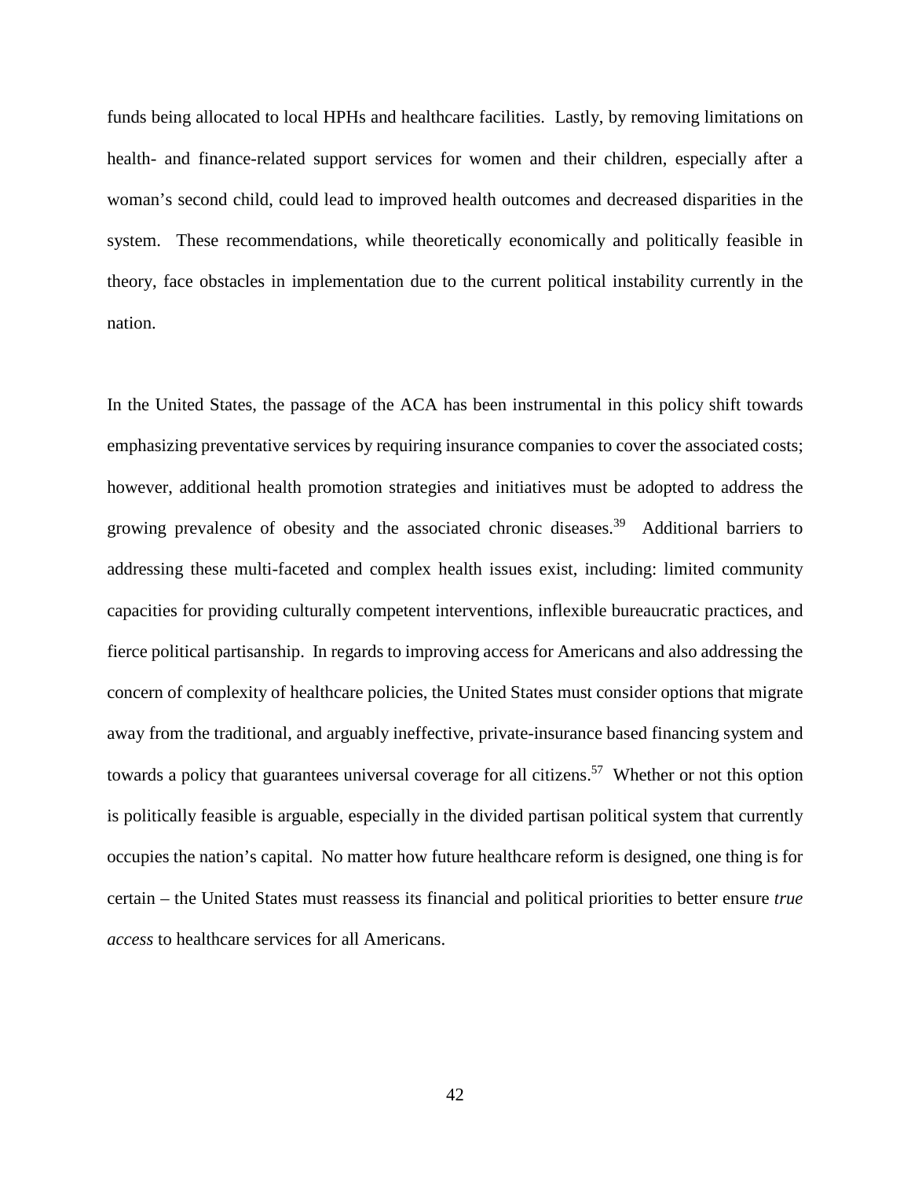funds being allocated to local HPHs and healthcare facilities. Lastly, by removing limitations on health- and finance-related support services for women and their children, especially after a woman's second child, could lead to improved health outcomes and decreased disparities in the system. These recommendations, while theoretically economically and politically feasible in theory, face obstacles in implementation due to the current political instability currently in the nation.

In the United States, the passage of the ACA has been instrumental in this policy shift towards emphasizing preventative services by requiring insurance companies to cover the associated costs; however, additional health promotion strategies and initiatives must be adopted to address the growing prevalence of obesity and the associated chronic diseases.[39] Additional barriers to addressing these multi-faceted and complex health issues exist, including: limited community capacities for providing culturally competent interventions, inflexible bureaucratic practices, and fierce political partisanship. In regards to improving access for Americans and also addressing the concern of complexity of healthcare policies, the United States must consider options that migrate away from the traditional, and arguably ineffective, private-insurance based financing system and towards a policy that guarantees universal coverage for all citizens.[57] Whether or not this option is politically feasible is arguable, especially in the divided partisan political system that currently occupies the nation's capital. No matter how future healthcare reform is designed, one thing is for certain – the United States must reassess its financial and political priorities to better ensure *true access* to healthcare services for all Americans.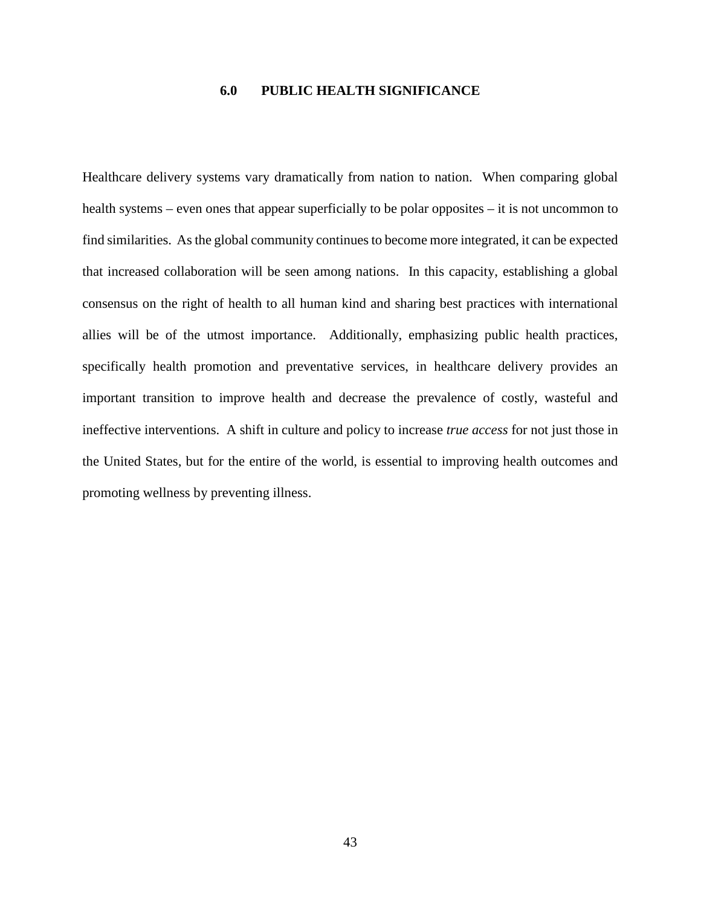# 6.0 PUBLIC HEALTH SIGNIFICANCE

Healthcare delivery systems vary dramatically from nation to nation. When comparing global health systems – even ones that appear superficially to be polar opposites – it is not uncommon to find similarities. As the global community continues to become more integrated, it can be expected that increased collaboration will be seen among nations. In this capacity, establishing a global consensus on the right of health to all human kind and sharing best practices with international allies will be of the utmost importance. Additionally, emphasizing public health practices, specifically health promotion and preventative services, in healthcare delivery provides an important transition to improve health and decrease the prevalence of costly, wasteful and ineffective interventions. A shift in culture and policy to increase *true access* for not just those in the United States, but for the entire of the world, is essential to improving health outcomes and promoting wellness by preventing illness.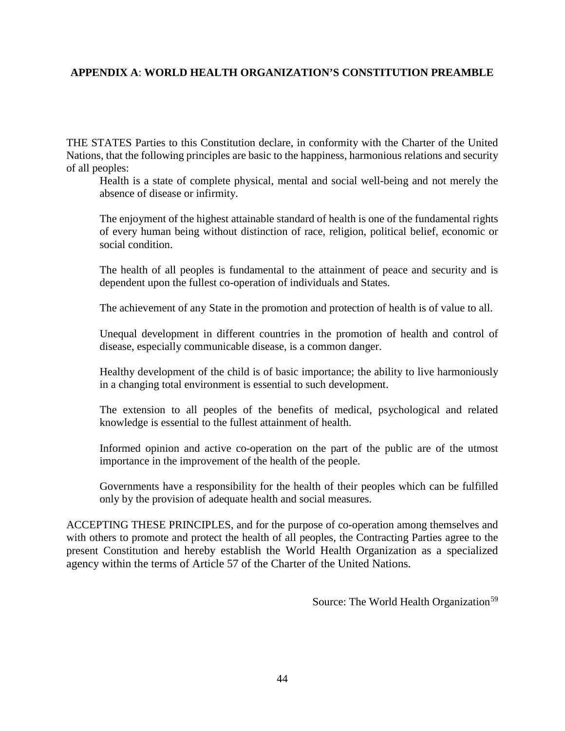## APPENDIX A: WORLD HEALTH ORGANIZATION'S CONSTITUTION PREAMBLE

THE STATES Parties to this Constitution declare, in conformity with the Charter of the United Nations, that the following principles are basic to the happiness, harmonious relations and security of all peoples:

> Health is a state of complete physical, mental and social well-being and not merely the absence of disease or infirmity.
>
> The enjoyment of the highest attainable standard of health is one of the fundamental rights of every human being without distinction of race, religion, political belief, economic or social condition.
>
> The health of all peoples is fundamental to the attainment of peace and security and is dependent upon the fullest co-operation of individuals and States.
>
> The achievement of any State in the promotion and protection of health is of value to all.
>
> Unequal development in different countries in the promotion of health and control of disease, especially communicable disease, is a common danger.
>
> Healthy development of the child is of basic importance; the ability to live harmoniously in a changing total environment is essential to such development.
>
> The extension to all peoples of the benefits of medical, psychological and related knowledge is essential to the fullest attainment of health.
>
> Informed opinion and active co-operation on the part of the public are of the utmost importance in the improvement of the health of the people.
>
> Governments have a responsibility for the health of their peoples which can be fulfilled only by the provision of adequate health and social measures.

ACCEPTING THESE PRINCIPLES, and for the purpose of co-operation among themselves and with others to promote and protect the health of all peoples, the Contracting Parties agree to the present Constitution and hereby establish the World Health Organization as a specialized agency within the terms of Article 57 of the Charter of the United Nations.

Source: The World Health Organization[59]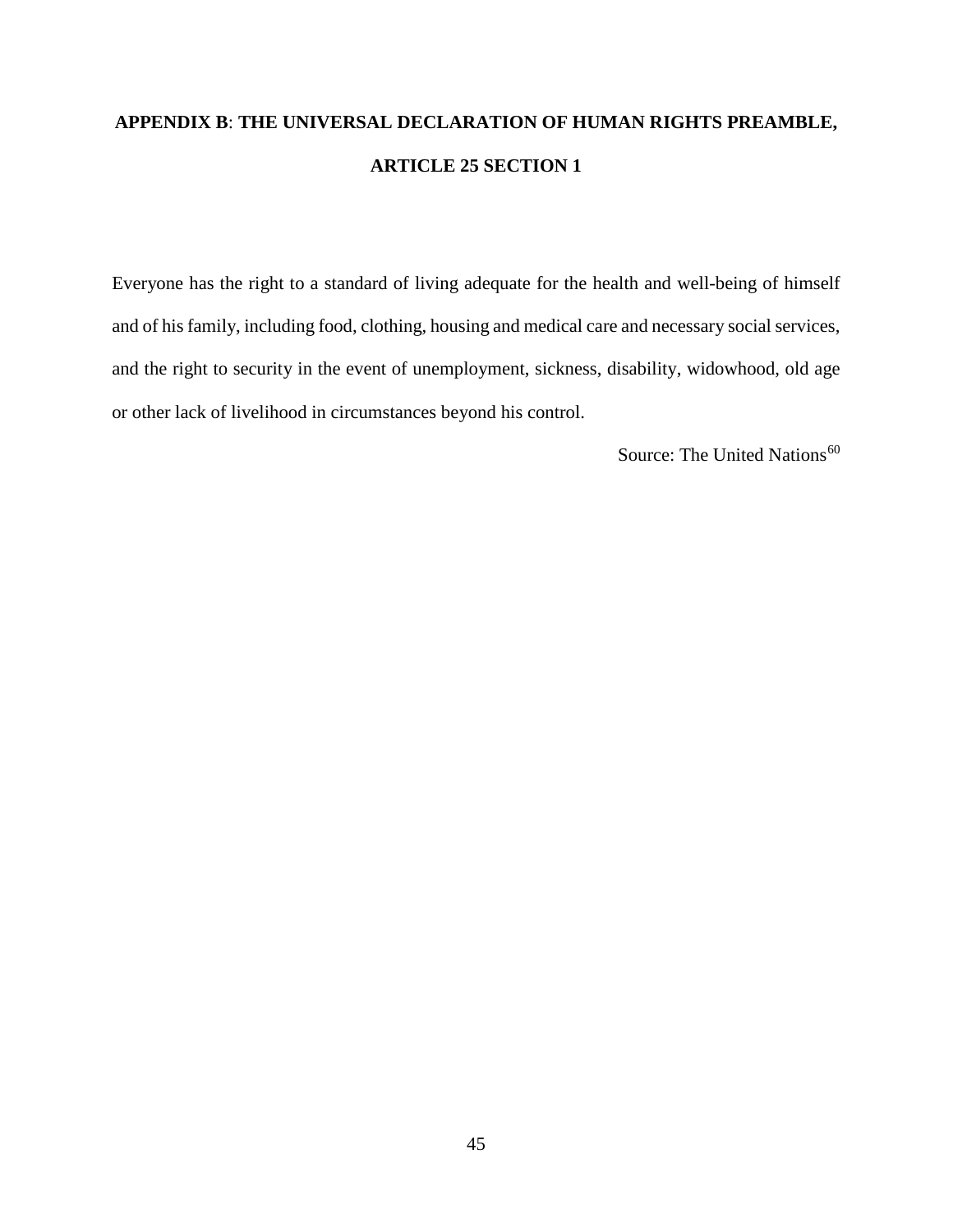# APPENDIX B: THE UNIVERSAL DECLARATION OF HUMAN RIGHTS PREAMBLE, ARTICLE 25 SECTION 1

Everyone has the right to a standard of living adequate for the health and well-being of himself and of his family, including food, clothing, housing and medical care and necessary social services, and the right to security in the event of unemployment, sickness, disability, widowhood, old age or other lack of livelihood in circumstances beyond his control.

Source: The United Nations[60]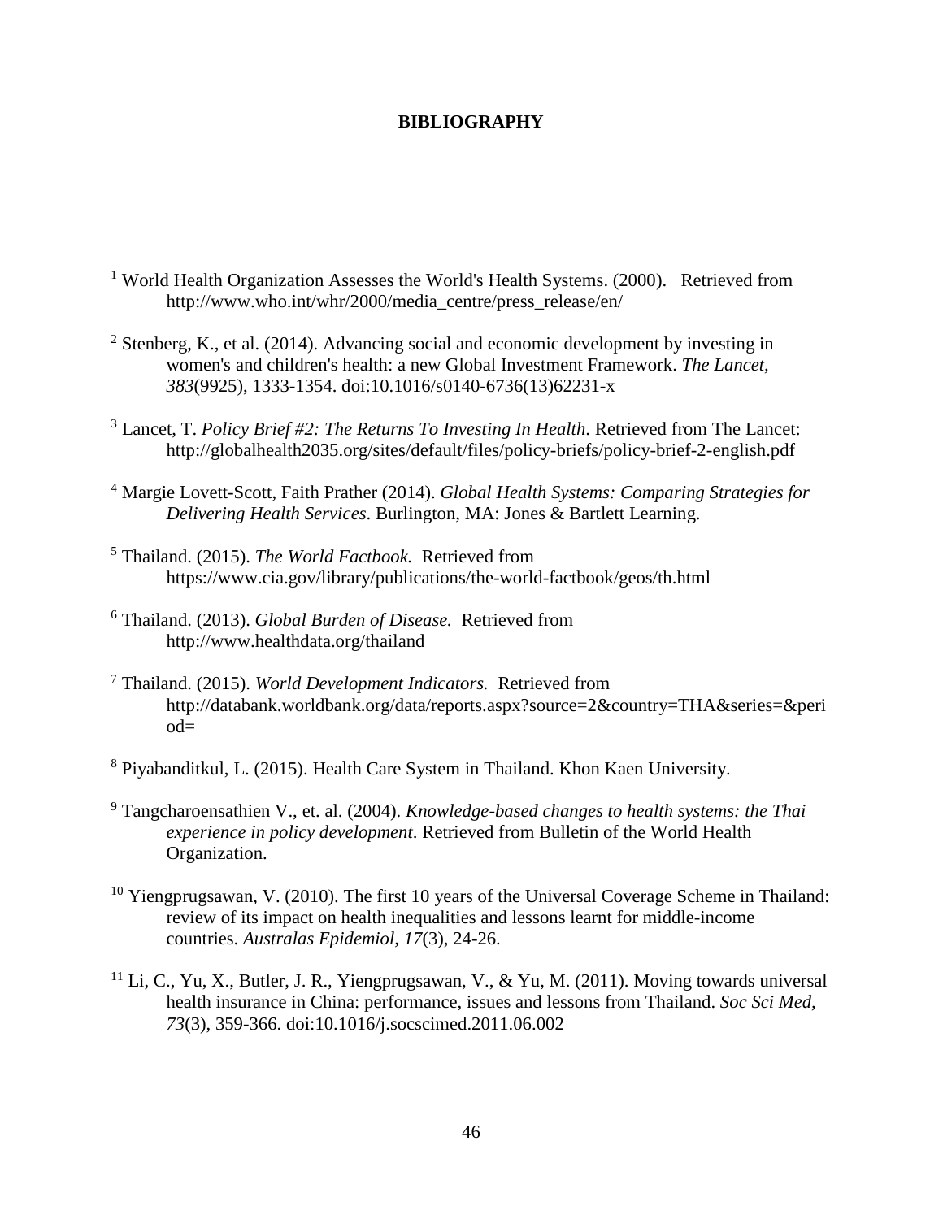# BIBLIOGRAPHY

[1] World Health Organization Assesses the World's Health Systems. (2000). Retrieved from http://www.who.int/whr/2000/media_centre/press_release/en/

[2] Stenberg, K., et al. (2014). Advancing social and economic development by investing in women's and children's health: a new Global Investment Framework. *The Lancet, 383*(9925), 1333-1354. doi:10.1016/s0140-6736(13)62231-x

[3] Lancet, T. *Policy Brief #2: The Returns To Investing In Health*. Retrieved from The Lancet: http://globalhealth2035.org/sites/default/files/policy-briefs/policy-brief-2-english.pdf

[4] Margie Lovett-Scott, Faith Prather (2014). *Global Health Systems: Comparing Strategies for Delivering Health Services*. Burlington, MA: Jones & Bartlett Learning.

[5] Thailand. (2015). *The World Factbook.* Retrieved from https://www.cia.gov/library/publications/the-world-factbook/geos/th.html

[6] Thailand. (2013). *Global Burden of Disease.* Retrieved from http://www.healthdata.org/thailand

[7] Thailand. (2015). *World Development Indicators.* Retrieved from http://databank.worldbank.org/data/reports.aspx?source=2&country=THA&series=&period=

[8] Piyabanditkul, L. (2015). Health Care System in Thailand. Khon Kaen University.

[9] Tangcharoensathien V., et. al. (2004). *Knowledge-based changes to health systems: the Thai experience in policy development*. Retrieved from Bulletin of the World Health Organization.

[10] Yiengprugsawan, V. (2010). The first 10 years of the Universal Coverage Scheme in Thailand: review of its impact on health inequalities and lessons learnt for middle-income countries. *Australas Epidemiol, 17*(3), 24-26.

[11] Li, C., Yu, X., Butler, J. R., Yiengprugsawan, V., & Yu, M. (2011). Moving towards universal health insurance in China: performance, issues and lessons from Thailand. *Soc Sci Med, 73*(3), 359-366. doi:10.1016/j.socscimed.2011.06.002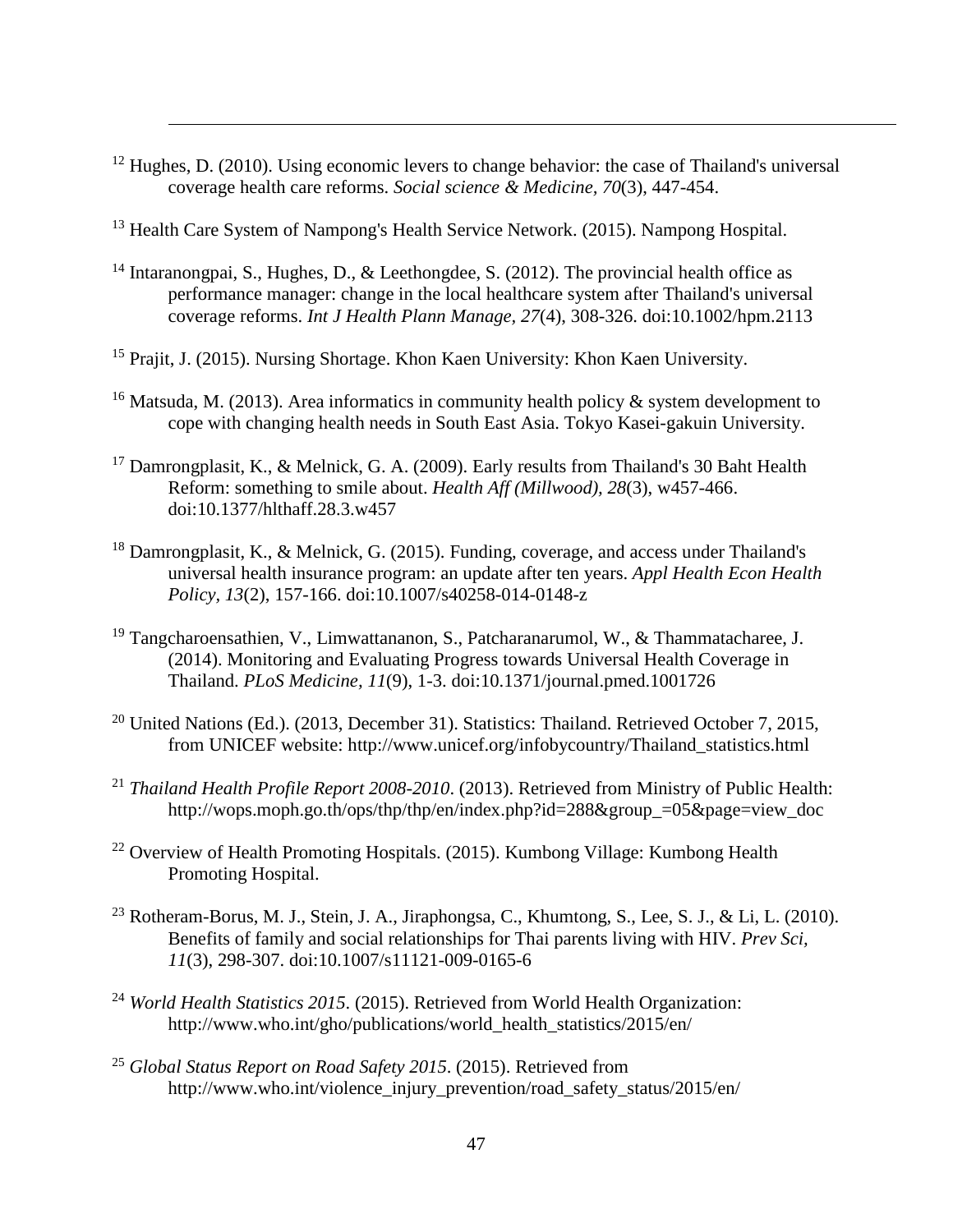[12] Hughes, D. (2010). Using economic levers to change behavior: the case of Thailand's universal coverage health care reforms. *Social science & Medicine, 70*(3), 447-454.

[13] Health Care System of Nampong's Health Service Network. (2015). Nampong Hospital.

[14] Intaranongpai, S., Hughes, D., & Leethongdee, S. (2012). The provincial health office as performance manager: change in the local healthcare system after Thailand's universal coverage reforms. *Int J Health Plann Manage, 27*(4), 308-326. doi:10.1002/hpm.2113

[15] Prajit, J. (2015). Nursing Shortage. Khon Kaen University: Khon Kaen University.

[16] Matsuda, M. (2013). Area informatics in community health policy & system development to cope with changing health needs in South East Asia. Tokyo Kasei-gakuin University.

[17] Damrongplasit, K., & Melnick, G. A. (2009). Early results from Thailand's 30 Baht Health Reform: something to smile about. *Health Aff (Millwood), 28*(3), w457-466. doi:10.1377/hlthaff.28.3.w457

[18] Damrongplasit, K., & Melnick, G. (2015). Funding, coverage, and access under Thailand's universal health insurance program: an update after ten years. *Appl Health Econ Health Policy, 13*(2), 157-166. doi:10.1007/s40258-014-0148-z

[19] Tangcharoensathien, V., Limwattananon, S., Patcharanarumol, W., & Thammatacharee, J. (2014). Monitoring and Evaluating Progress towards Universal Health Coverage in Thailand. *PLoS Medicine, 11*(9), 1-3. doi:10.1371/journal.pmed.1001726

[20] United Nations (Ed.). (2013, December 31). Statistics: Thailand. Retrieved October 7, 2015, from UNICEF website: http://www.unicef.org/infobycountry/Thailand_statistics.html

[21] *Thailand Health Profile Report 2008-2010*. (2013). Retrieved from Ministry of Public Health: http://wops.moph.go.th/ops/thp/thp/en/index.php?id=288&group_=05&page=view_doc

[22] Overview of Health Promoting Hospitals. (2015). Kumbong Village: Kumbong Health Promoting Hospital.

[23] Rotheram-Borus, M. J., Stein, J. A., Jiraphongsa, C., Khumtong, S., Lee, S. J., & Li, L. (2010). Benefits of family and social relationships for Thai parents living with HIV. *Prev Sci, 11*(3), 298-307. doi:10.1007/s11121-009-0165-6

[24] *World Health Statistics 2015*. (2015). Retrieved from World Health Organization: http://www.who.int/gho/publications/world_health_statistics/2015/en/

[25] *Global Status Report on Road Safety 2015*. (2015). Retrieved from http://www.who.int/violence_injury_prevention/road_safety_status/2015/en/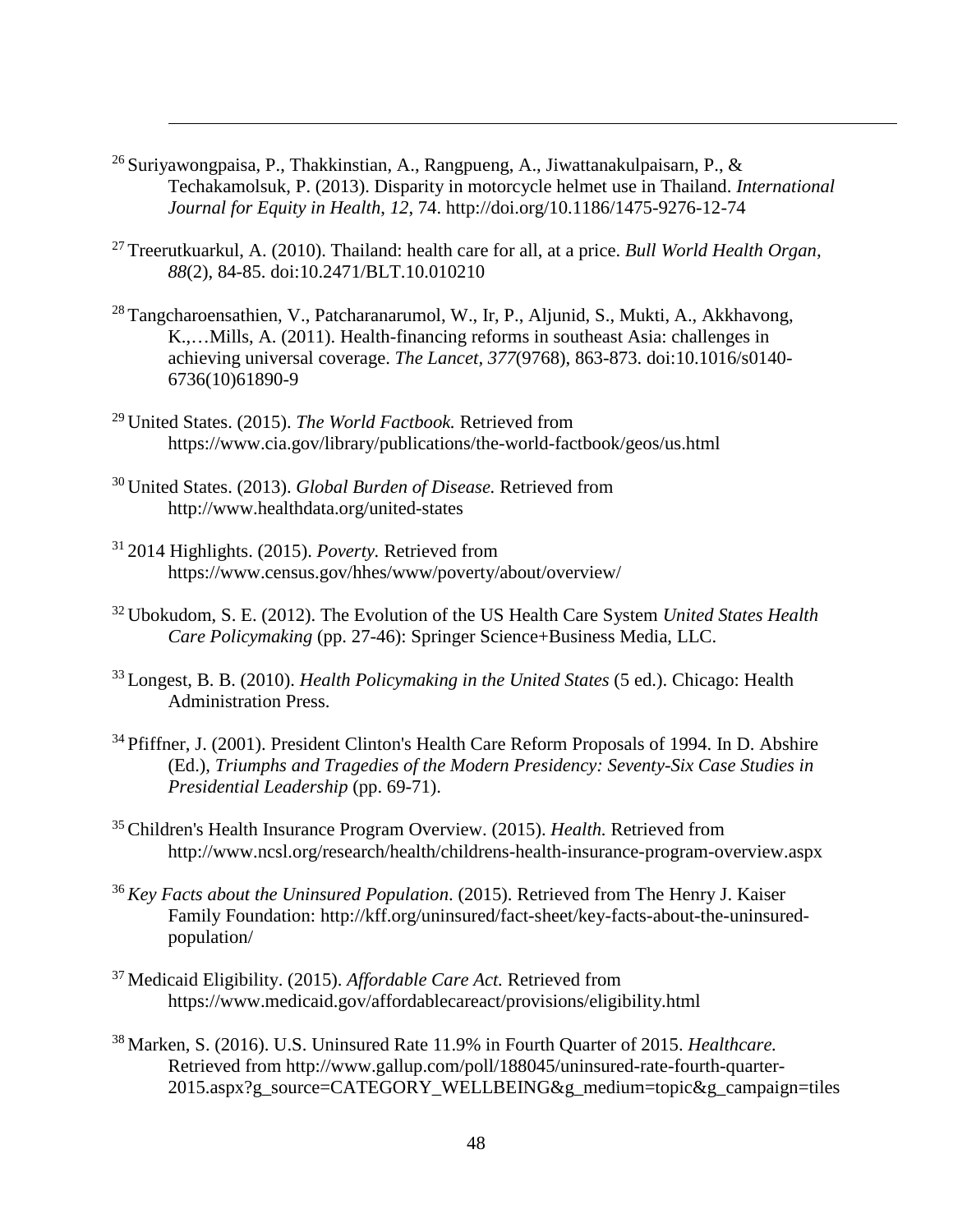[26] Suriyawongpaisa, P., Thakkinstian, A., Rangpueng, A., Jiwattanakulpaisarn, P., & Techakamolsuk, P. (2013). Disparity in motorcycle helmet use in Thailand. *International Journal for Equity in Health*, *12*, 74. http://doi.org/10.1186/1475-9276-12-74

[27] Treerutkuarkul, A. (2010). Thailand: health care for all, at a price. *Bull World Health Organ*, *88*(2), 84-85. doi:10.2471/BLT.10.010210

[28] Tangcharoensathien, V., Patcharanarumol, W., Ir, P., Aljunid, S., Mukti, A., Akkhavong, K.,…Mills, A. (2011). Health-financing reforms in southeast Asia: challenges in achieving universal coverage. *The Lancet*, *377*(9768), 863-873. doi:10.1016/s0140-6736(10)61890-9

[29] United States. (2015). *The World Factbook.* Retrieved from https://www.cia.gov/library/publications/the-world-factbook/geos/us.html

[30] United States. (2013). *Global Burden of Disease.* Retrieved from http://www.healthdata.org/united-states

[31] 2014 Highlights. (2015). *Poverty.* Retrieved from https://www.census.gov/hhes/www/poverty/about/overview/

[32] Ubokudom, S. E. (2012). The Evolution of the US Health Care System *United States Health Care Policymaking* (pp. 27-46): Springer Science+Business Media, LLC.

[33] Longest, B. B. (2010). *Health Policymaking in the United States* (5 ed.). Chicago: Health Administration Press.

[34] Pfiffner, J. (2001). President Clinton's Health Care Reform Proposals of 1994. In D. Abshire (Ed.), *Triumphs and Tragedies of the Modern Presidency: Seventy-Six Case Studies in Presidential Leadership* (pp. 69-71).

[35] Children's Health Insurance Program Overview. (2015). *Health.* Retrieved from http://www.ncsl.org/research/health/childrens-health-insurance-program-overview.aspx

[36] *Key Facts about the Uninsured Population*. (2015). Retrieved from The Henry J. Kaiser Family Foundation: http://kff.org/uninsured/fact-sheet/key-facts-about-the-uninsured-population/

[37] Medicaid Eligibility. (2015). *Affordable Care Act.* Retrieved from https://www.medicaid.gov/affordablecareact/provisions/eligibility.html

[38] Marken, S. (2016). U.S. Uninsured Rate 11.9% in Fourth Quarter of 2015. *Healthcare.* Retrieved from http://www.gallup.com/poll/188045/uninsured-rate-fourth-quarter-2015.aspx?g_source=CATEGORY_WELLBEING&g_medium=topic&g_campaign=tiles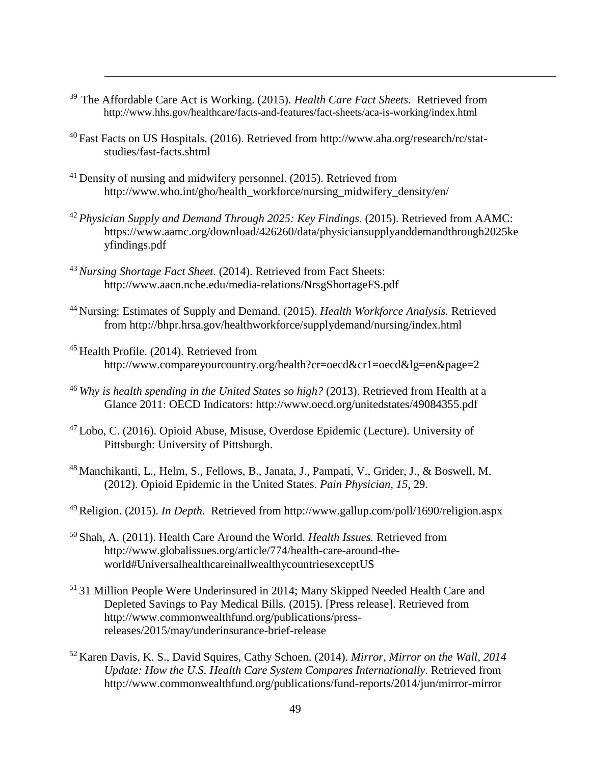[39] The Affordable Care Act is Working. (2015). *Health Care Fact Sheets.* Retrieved from http://www.hhs.gov/healthcare/facts-and-features/fact-sheets/aca-is-working/index.html

[40] Fast Facts on US Hospitals. (2016). Retrieved from http://www.aha.org/research/rc/stat-studies/fast-facts.shtml

[41] Density of nursing and midwifery personnel. (2015). Retrieved from http://www.who.int/gho/health_workforce/nursing_midwifery_density/en/

[42] *Physician Supply and Demand Through 2025: Key Findings*. (2015). Retrieved from AAMC: https://www.aamc.org/download/426260/data/physiciansupplyanddemandthrough2025keyfindings.pdf

[43] *Nursing Shortage Fact Sheet*. (2014). Retrieved from Fact Sheets: http://www.aacn.nche.edu/media-relations/NrsgShortageFS.pdf

[44] Nursing: Estimates of Supply and Demand. (2015). *Health Workforce Analysis.* Retrieved from http://bhpr.hrsa.gov/healthworkforce/supplydemand/nursing/index.html

[45] Health Profile. (2014). Retrieved from http://www.compareyourcountry.org/health?cr=oecd&cr1=oecd&lg=en&page=2

[46] *Why is health spending in the United States so high?* (2013). Retrieved from Health at a Glance 2011: OECD Indicators: http://www.oecd.org/unitedstates/49084355.pdf

[47] Lobo, C. (2016). Opioid Abuse, Misuse, Overdose Epidemic (Lecture). University of Pittsburgh: University of Pittsburgh.

[48] Manchikanti, L., Helm, S., Fellows, B., Janata, J., Pampati, V., Grider, J., & Boswell, M. (2012). Opioid Epidemic in the United States. *Pain Physician, 15*, 29.

[49] Religion. (2015). *In Depth.* Retrieved from http://www.gallup.com/poll/1690/religion.aspx

[50] Shah, A. (2011). Health Care Around the World. *Health Issues.* Retrieved from http://www.globalissues.org/article/774/health-care-around-the-world#UniversalhealthcareinallwealthycountriesexceptUS

[51] 31 Million People Were Underinsured in 2014; Many Skipped Needed Health Care and Depleted Savings to Pay Medical Bills. (2015). [Press release]. Retrieved from http://www.commonwealthfund.org/publications/press-releases/2015/may/underinsurance-brief-release

[52] Karen Davis, K. S., David Squires, Cathy Schoen. (2014). *Mirror, Mirror on the Wall, 2014 Update: How the U.S. Health Care System Compares Internationally*. Retrieved from http://www.commonwealthfund.org/publications/fund-reports/2014/jun/mirror-mirror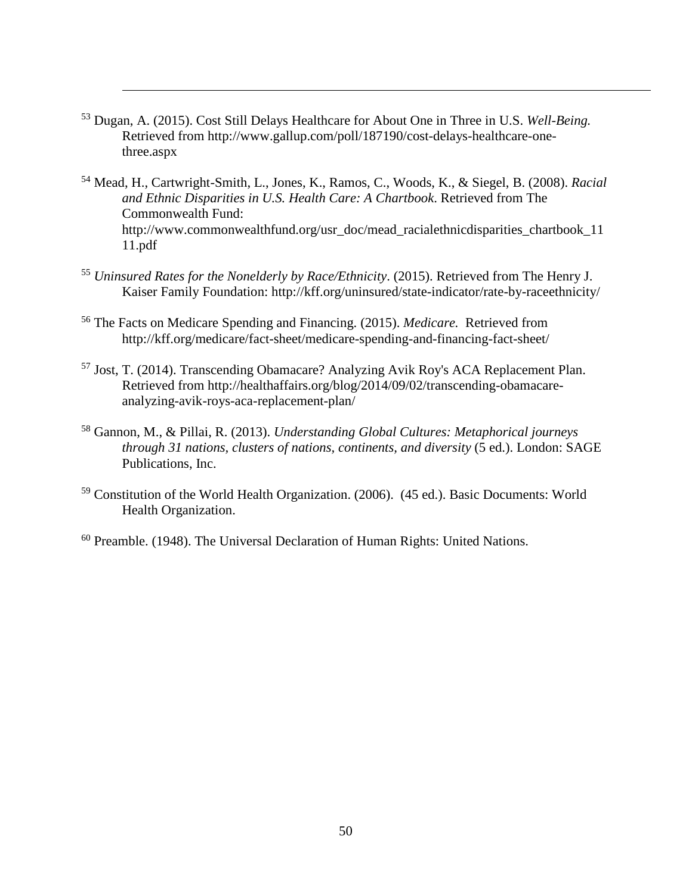[53] Dugan, A. (2015). Cost Still Delays Healthcare for About One in Three in U.S. *Well-Being.* Retrieved from http://www.gallup.com/poll/187190/cost-delays-healthcare-one-three.aspx

[54] Mead, H., Cartwright-Smith, L., Jones, K., Ramos, C., Woods, K., & Siegel, B. (2008). *Racial and Ethnic Disparities in U.S. Health Care: A Chartbook*. Retrieved from The Commonwealth Fund: http://www.commonwealthfund.org/usr_doc/mead_racialethnicdisparities_chartbook_1111.pdf

[55] *Uninsured Rates for the Nonelderly by Race/Ethnicity*. (2015). Retrieved from The Henry J. Kaiser Family Foundation: http://kff.org/uninsured/state-indicator/rate-by-raceethnicity/

[56] The Facts on Medicare Spending and Financing. (2015). *Medicare.* Retrieved from http://kff.org/medicare/fact-sheet/medicare-spending-and-financing-fact-sheet/

[57] Jost, T. (2014). Transcending Obamacare? Analyzing Avik Roy's ACA Replacement Plan. Retrieved from http://healthaffairs.org/blog/2014/09/02/transcending-obamacare-analyzing-avik-roys-aca-replacement-plan/

[58] Gannon, M., & Pillai, R. (2013). *Understanding Global Cultures: Metaphorical journeys through 31 nations, clusters of nations, continents, and diversity* (5 ed.). London: SAGE Publications, Inc.

[59] Constitution of the World Health Organization. (2006). (45 ed.). Basic Documents: World Health Organization.

[60] Preamble. (1948). The Universal Declaration of Human Rights: United Nations.